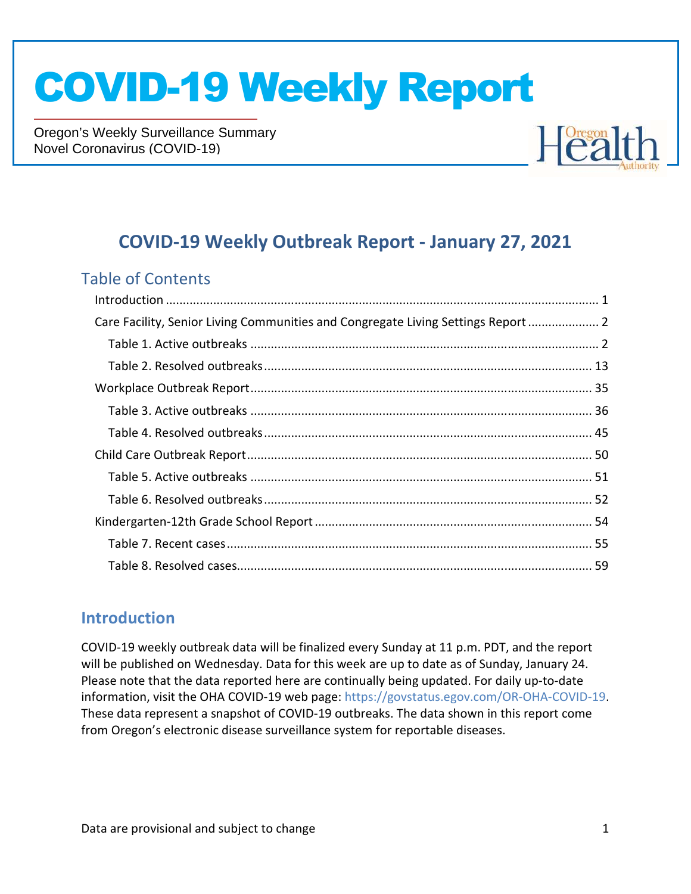# COVID-19 Weekly Report

Oregon's Weekly Surveillance Summary
Novel Coronavirus (COVID-19)

## COVID-19 Weekly Outbreak Report - January 27, 2021

### Table of Contents

- Introduction ..... 1
- Care Facility, Senior Living Communities and Congregate Living Settings Report ..... 2
  - Table 1. Active outbreaks ..... 2
  - Table 2. Resolved outbreaks ..... 13
- Workplace Outbreak Report ..... 35
  - Table 3. Active outbreaks ..... 36
  - Table 4. Resolved outbreaks ..... 45
- Child Care Outbreak Report ..... 50
  - Table 5. Active outbreaks ..... 51
  - Table 6. Resolved outbreaks ..... 52
- Kindergarten-12th Grade School Report ..... 54
  - Table 7. Recent cases ..... 55
  - Table 8. Resolved cases ..... 59

## Introduction

COVID-19 weekly outbreak data will be finalized every Sunday at 11 p.m. PDT, and the report will be published on Wednesday. Data for this week are up to date as of Sunday, January 24. Please note that the data reported here are continually being updated. For daily up-to-date information, visit the OHA COVID-19 web page: https://govstatus.egov.com/OR-OHA-COVID-19. These data represent a snapshot of COVID-19 outbreaks. The data shown in this report come from Oregon's electronic disease surveillance system for reportable diseases.

Data are provisional and subject to change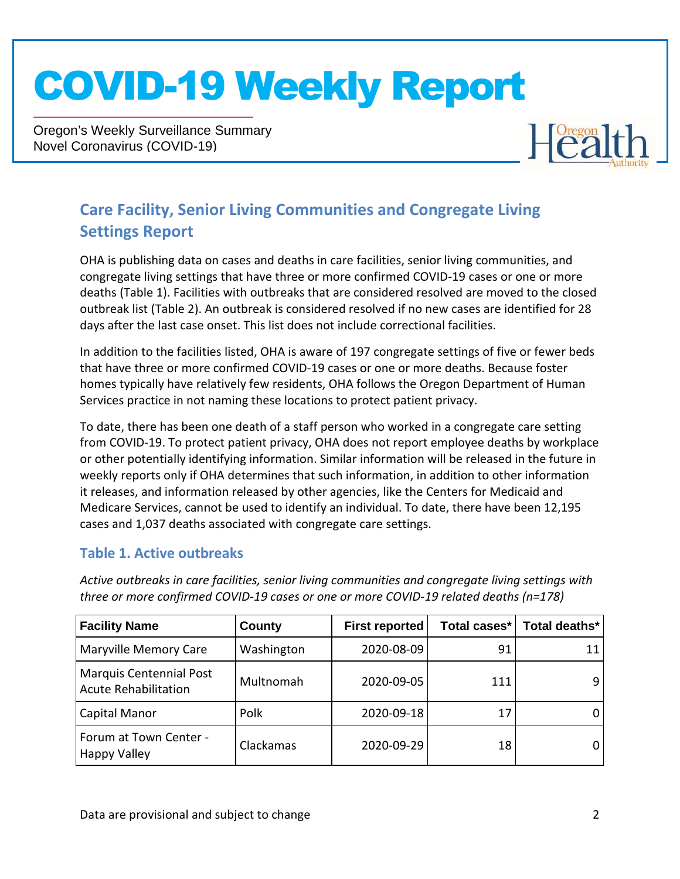# COVID-19 Weekly Report

Oregon's Weekly Surveillance Summary
Novel Coronavirus (COVID-19)

## Care Facility, Senior Living Communities and Congregate Living Settings Report

OHA is publishing data on cases and deaths in care facilities, senior living communities, and congregate living settings that have three or more confirmed COVID-19 cases or one or more deaths (Table 1). Facilities with outbreaks that are considered resolved are moved to the closed outbreak list (Table 2). An outbreak is considered resolved if no new cases are identified for 28 days after the last case onset. This list does not include correctional facilities.

In addition to the facilities listed, OHA is aware of 197 congregate settings of five or fewer beds that have three or more confirmed COVID-19 cases or one or more deaths. Because foster homes typically have relatively few residents, OHA follows the Oregon Department of Human Services practice in not naming these locations to protect patient privacy.

To date, there has been one death of a staff person who worked in a congregate care setting from COVID-19. To protect patient privacy, OHA does not report employee deaths by workplace or other potentially identifying information. Similar information will be released in the future in weekly reports only if OHA determines that such information, in addition to other information it releases, and information released by other agencies, like the Centers for Medicaid and Medicare Services, cannot be used to identify an individual. To date, there have been 12,195 cases and 1,037 deaths associated with congregate care settings.

### Table 1. Active outbreaks

*Active outbreaks in care facilities, senior living communities and congregate living settings with three or more confirmed COVID-19 cases or one or more COVID-19 related deaths (n=178)*

| Facility Name | County | First reported | Total cases* | Total deaths* |
|---|---|---|---|---|
| Maryville Memory Care | Washington | 2020-08-09 | 91 | 11 |
| Marquis Centennial Post Acute Rehabilitation | Multnomah | 2020-09-05 | 111 | 9 |
| Capital Manor | Polk | 2020-09-18 | 17 | 0 |
| Forum at Town Center - Happy Valley | Clackamas | 2020-09-29 | 18 | 0 |

Data are provisional and subject to change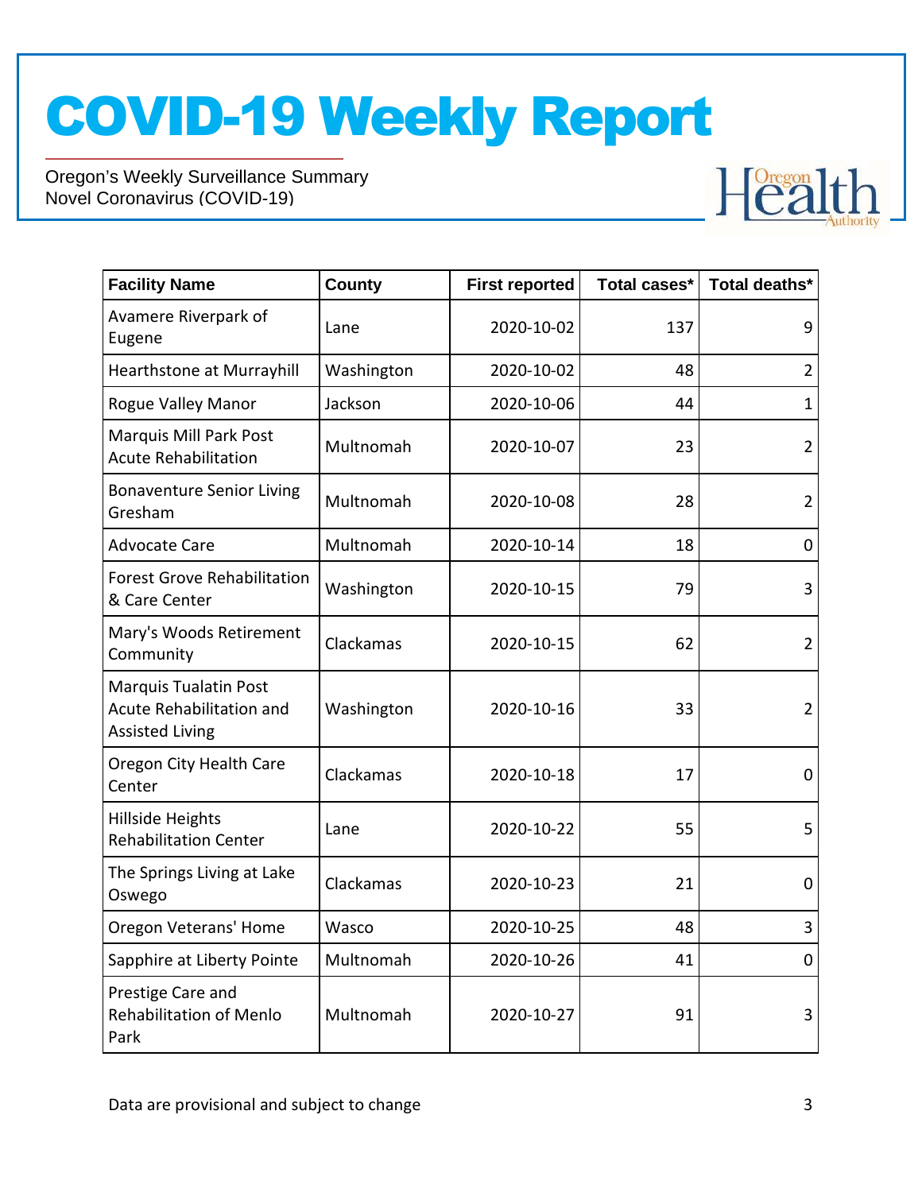| Facility Name | County | First reported | Total cases* | Total deaths* |
|---|---|---|---|---|
| Avamere Riverpark of Eugene | Lane | 2020-10-02 | 137 | 9 |
| Hearthstone at Murrayhill | Washington | 2020-10-02 | 48 | 2 |
| Rogue Valley Manor | Jackson | 2020-10-06 | 44 | 1 |
| Marquis Mill Park Post Acute Rehabilitation | Multnomah | 2020-10-07 | 23 | 2 |
| Bonaventure Senior Living Gresham | Multnomah | 2020-10-08 | 28 | 2 |
| Advocate Care | Multnomah | 2020-10-14 | 18 | 0 |
| Forest Grove Rehabilitation & Care Center | Washington | 2020-10-15 | 79 | 3 |
| Mary's Woods Retirement Community | Clackamas | 2020-10-15 | 62 | 2 |
| Marquis Tualatin Post Acute Rehabilitation and Assisted Living | Washington | 2020-10-16 | 33 | 2 |
| Oregon City Health Care Center | Clackamas | 2020-10-18 | 17 | 0 |
| Hillside Heights Rehabilitation Center | Lane | 2020-10-22 | 55 | 5 |
| The Springs Living at Lake Oswego | Clackamas | 2020-10-23 | 21 | 0 |
| Oregon Veterans' Home | Wasco | 2020-10-25 | 48 | 3 |
| Sapphire at Liberty Pointe | Multnomah | 2020-10-26 | 41 | 0 |
| Prestige Care and Rehabilitation of Menlo Park | Multnomah | 2020-10-27 | 91 | 3 |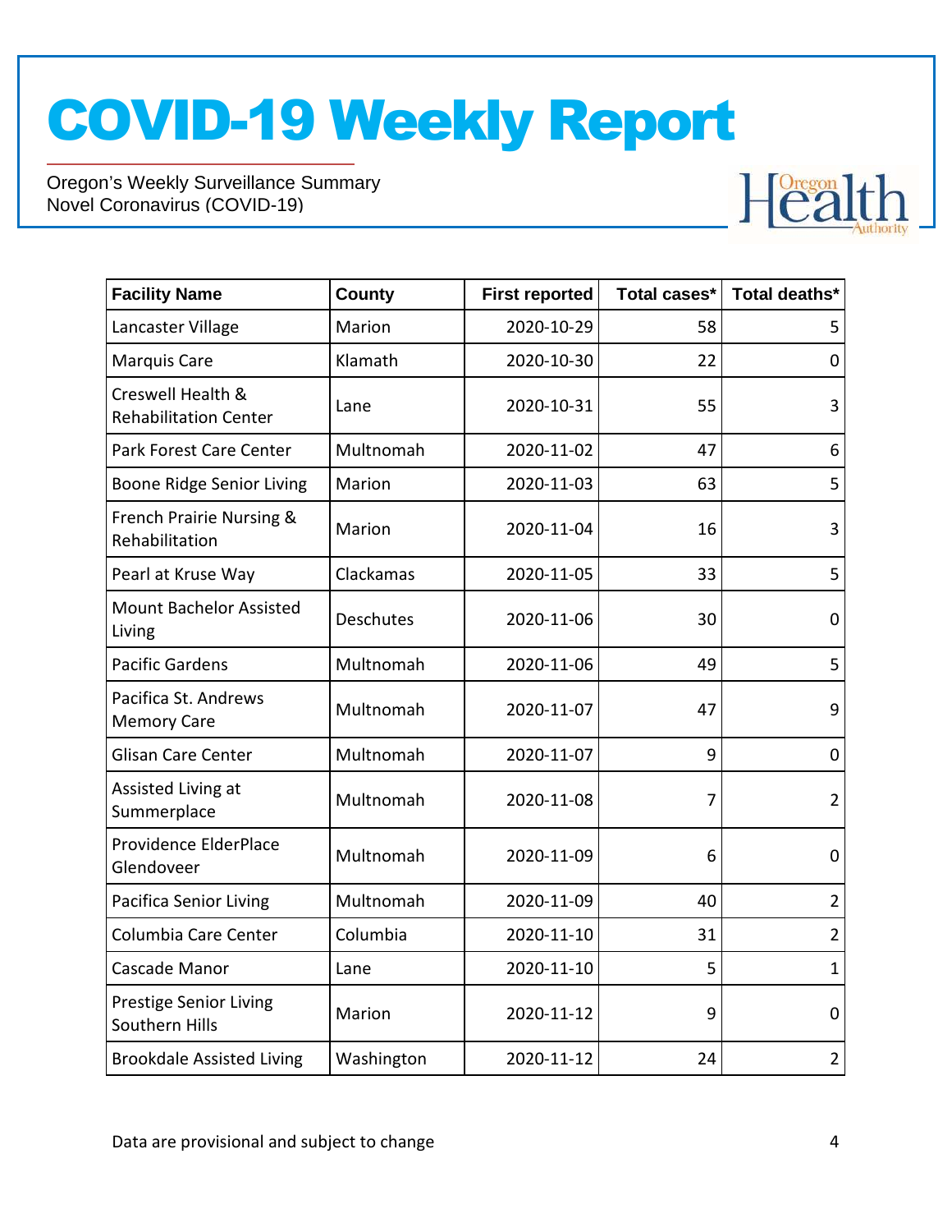# COVID-19 Weekly Report

Oregon's Weekly Surveillance Summary
Novel Coronavirus (COVID-19)

| Facility Name | County | First reported | Total cases* | Total deaths* |
|---|---|---|---|---|
| Lancaster Village | Marion | 2020-10-29 | 58 | 5 |
| Marquis Care | Klamath | 2020-10-30 | 22 | 0 |
| Creswell Health & Rehabilitation Center | Lane | 2020-10-31 | 55 | 3 |
| Park Forest Care Center | Multnomah | 2020-11-02 | 47 | 6 |
| Boone Ridge Senior Living | Marion | 2020-11-03 | 63 | 5 |
| French Prairie Nursing & Rehabilitation | Marion | 2020-11-04 | 16 | 3 |
| Pearl at Kruse Way | Clackamas | 2020-11-05 | 33 | 5 |
| Mount Bachelor Assisted Living | Deschutes | 2020-11-06 | 30 | 0 |
| Pacific Gardens | Multnomah | 2020-11-06 | 49 | 5 |
| Pacifica St. Andrews Memory Care | Multnomah | 2020-11-07 | 47 | 9 |
| Glisan Care Center | Multnomah | 2020-11-07 | 9 | 0 |
| Assisted Living at Summerplace | Multnomah | 2020-11-08 | 7 | 2 |
| Providence ElderPlace Glendoveer | Multnomah | 2020-11-09 | 6 | 0 |
| Pacifica Senior Living | Multnomah | 2020-11-09 | 40 | 2 |
| Columbia Care Center | Columbia | 2020-11-10 | 31 | 2 |
| Cascade Manor | Lane | 2020-11-10 | 5 | 1 |
| Prestige Senior Living Southern Hills | Marion | 2020-11-12 | 9 | 0 |
| Brookdale Assisted Living | Washington | 2020-11-12 | 24 | 2 |

Data are provisional and subject to change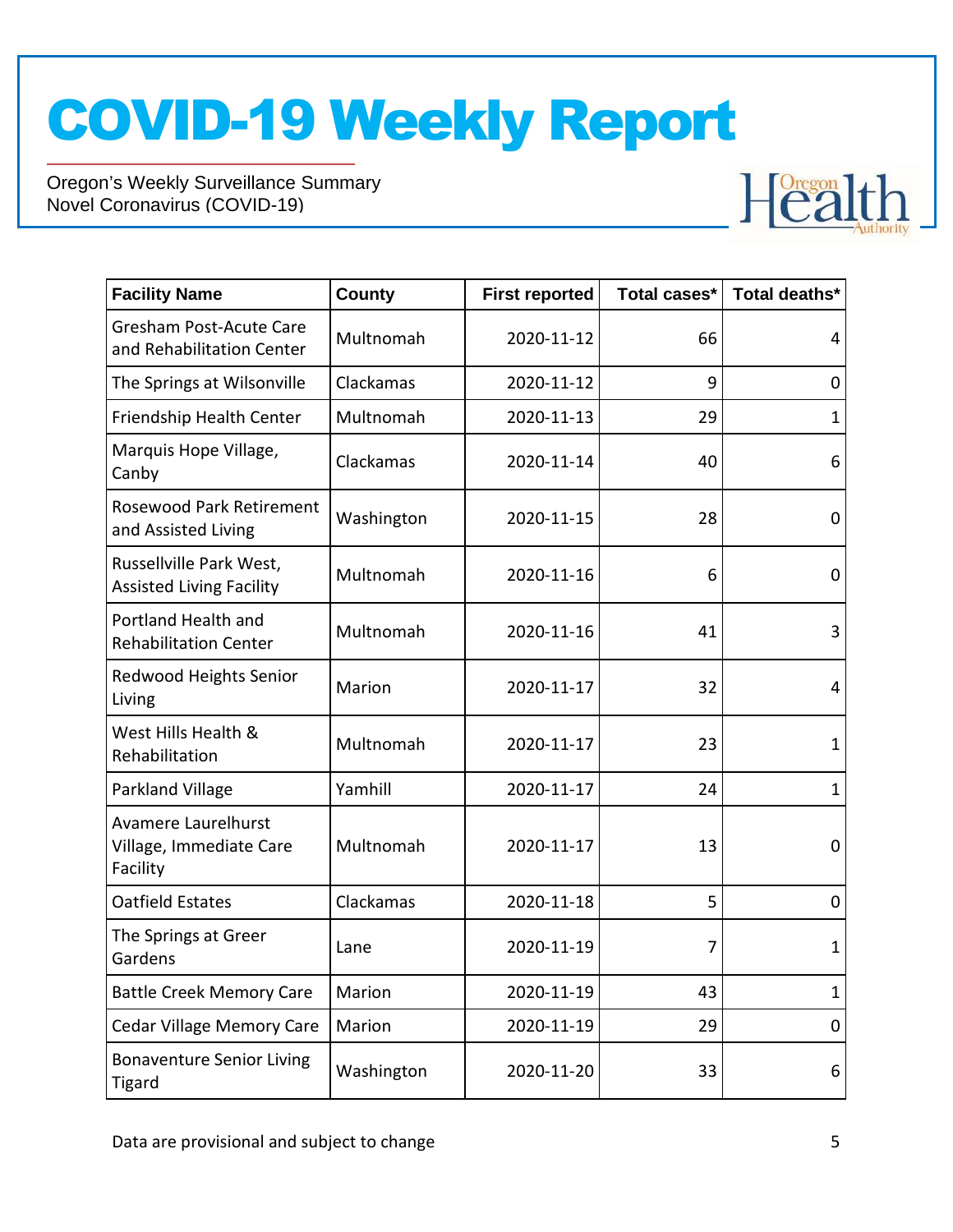# COVID-19 Weekly Report

Oregon's Weekly Surveillance Summary
Novel Coronavirus (COVID-19)

| Facility Name | County | First reported | Total cases* | Total deaths* |
|---|---|---|---|---|
| Gresham Post-Acute Care and Rehabilitation Center | Multnomah | 2020-11-12 | 66 | 4 |
| The Springs at Wilsonville | Clackamas | 2020-11-12 | 9 | 0 |
| Friendship Health Center | Multnomah | 2020-11-13 | 29 | 1 |
| Marquis Hope Village, Canby | Clackamas | 2020-11-14 | 40 | 6 |
| Rosewood Park Retirement and Assisted Living | Washington | 2020-11-15 | 28 | 0 |
| Russellville Park West, Assisted Living Facility | Multnomah | 2020-11-16 | 6 | 0 |
| Portland Health and Rehabilitation Center | Multnomah | 2020-11-16 | 41 | 3 |
| Redwood Heights Senior Living | Marion | 2020-11-17 | 32 | 4 |
| West Hills Health & Rehabilitation | Multnomah | 2020-11-17 | 23 | 1 |
| Parkland Village | Yamhill | 2020-11-17 | 24 | 1 |
| Avamere Laurelhurst Village, Immediate Care Facility | Multnomah | 2020-11-17 | 13 | 0 |
| Oatfield Estates | Clackamas | 2020-11-18 | 5 | 0 |
| The Springs at Greer Gardens | Lane | 2020-11-19 | 7 | 1 |
| Battle Creek Memory Care | Marion | 2020-11-19 | 43 | 1 |
| Cedar Village Memory Care | Marion | 2020-11-19 | 29 | 0 |
| Bonaventure Senior Living Tigard | Washington | 2020-11-20 | 33 | 6 |

Data are provisional and subject to change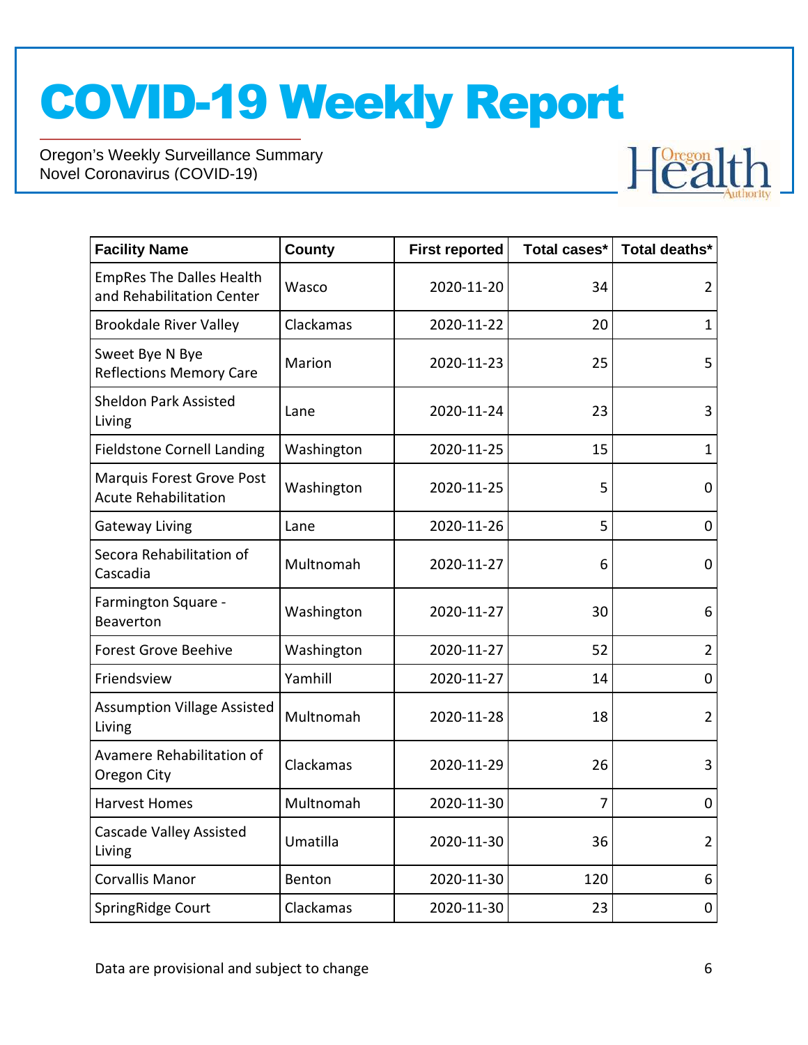| Facility Name | County | First reported | Total cases* | Total deaths* |
|---|---|---|---|---|
| EmpRes The Dalles Health and Rehabilitation Center | Wasco | 2020-11-20 | 34 | 2 |
| Brookdale River Valley | Clackamas | 2020-11-22 | 20 | 1 |
| Sweet Bye N Bye Reflections Memory Care | Marion | 2020-11-23 | 25 | 5 |
| Sheldon Park Assisted Living | Lane | 2020-11-24 | 23 | 3 |
| Fieldstone Cornell Landing | Washington | 2020-11-25 | 15 | 1 |
| Marquis Forest Grove Post Acute Rehabilitation | Washington | 2020-11-25 | 5 | 0 |
| Gateway Living | Lane | 2020-11-26 | 5 | 0 |
| Secora Rehabilitation of Cascadia | Multnomah | 2020-11-27 | 6 | 0 |
| Farmington Square - Beaverton | Washington | 2020-11-27 | 30 | 6 |
| Forest Grove Beehive | Washington | 2020-11-27 | 52 | 2 |
| Friendsview | Yamhill | 2020-11-27 | 14 | 0 |
| Assumption Village Assisted Living | Multnomah | 2020-11-28 | 18 | 2 |
| Avamere Rehabilitation of Oregon City | Clackamas | 2020-11-29 | 26 | 3 |
| Harvest Homes | Multnomah | 2020-11-30 | 7 | 0 |
| Cascade Valley Assisted Living | Umatilla | 2020-11-30 | 36 | 2 |
| Corvallis Manor | Benton | 2020-11-30 | 120 | 6 |
| SpringRidge Court | Clackamas | 2020-11-30 | 23 | 0 |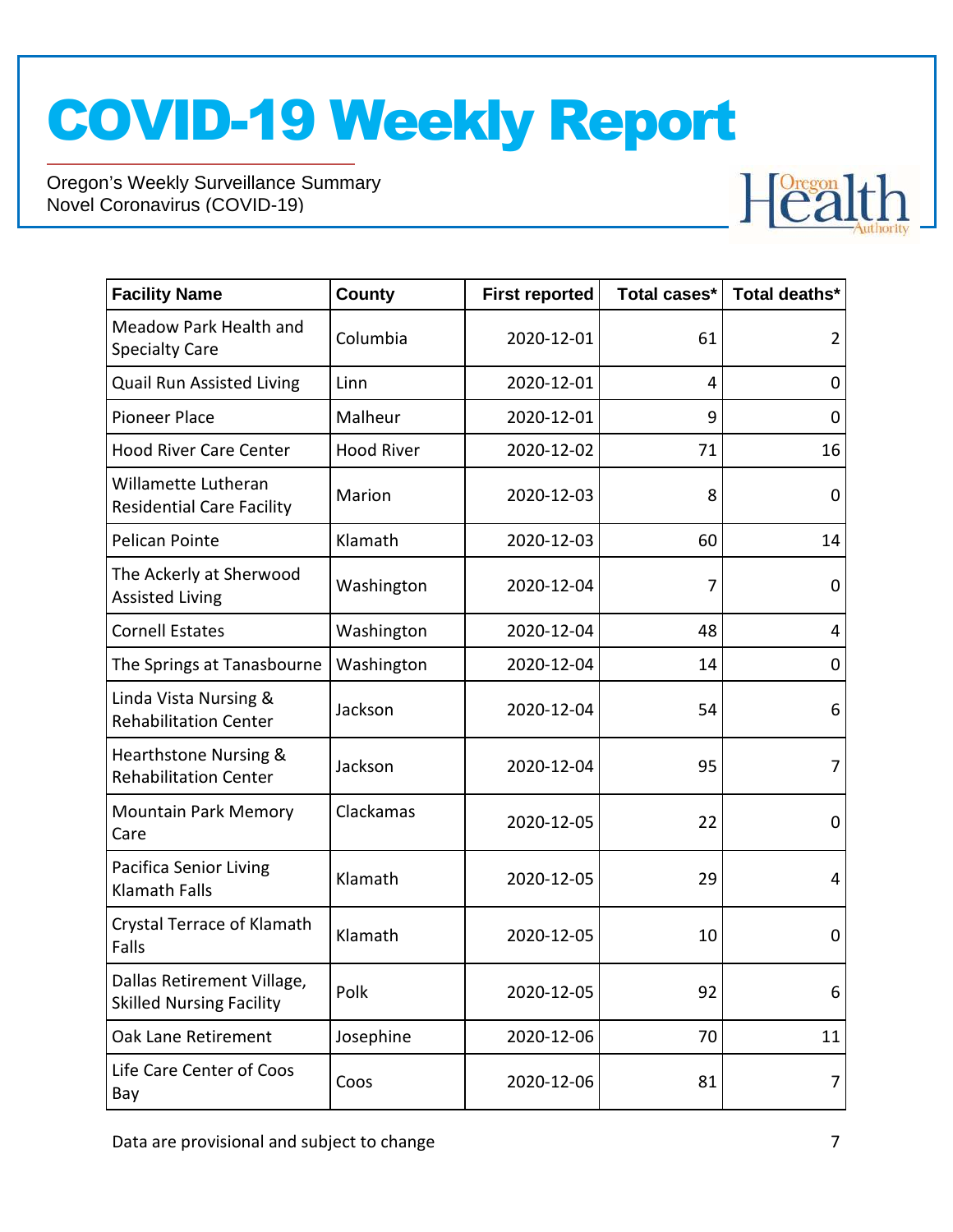| Facility Name | County | First reported | Total cases* | Total deaths* |
| --- | --- | --- | --- | --- |
| Meadow Park Health and Specialty Care | Columbia | 2020-12-01 | 61 | 2 |
| Quail Run Assisted Living | Linn | 2020-12-01 | 4 | 0 |
| Pioneer Place | Malheur | 2020-12-01 | 9 | 0 |
| Hood River Care Center | Hood River | 2020-12-02 | 71 | 16 |
| Willamette Lutheran Residential Care Facility | Marion | 2020-12-03 | 8 | 0 |
| Pelican Pointe | Klamath | 2020-12-03 | 60 | 14 |
| The Ackerly at Sherwood Assisted Living | Washington | 2020-12-04 | 7 | 0 |
| Cornell Estates | Washington | 2020-12-04 | 48 | 4 |
| The Springs at Tanasbourne | Washington | 2020-12-04 | 14 | 0 |
| Linda Vista Nursing & Rehabilitation Center | Jackson | 2020-12-04 | 54 | 6 |
| Hearthstone Nursing & Rehabilitation Center | Jackson | 2020-12-04 | 95 | 7 |
| Mountain Park Memory Care | Clackamas | 2020-12-05 | 22 | 0 |
| Pacifica Senior Living Klamath Falls | Klamath | 2020-12-05 | 29 | 4 |
| Crystal Terrace of Klamath Falls | Klamath | 2020-12-05 | 10 | 0 |
| Dallas Retirement Village, Skilled Nursing Facility | Polk | 2020-12-05 | 92 | 6 |
| Oak Lane Retirement | Josephine | 2020-12-06 | 70 | 11 |
| Life Care Center of Coos Bay | Coos | 2020-12-06 | 81 | 7 |

Data are provisional and subject to change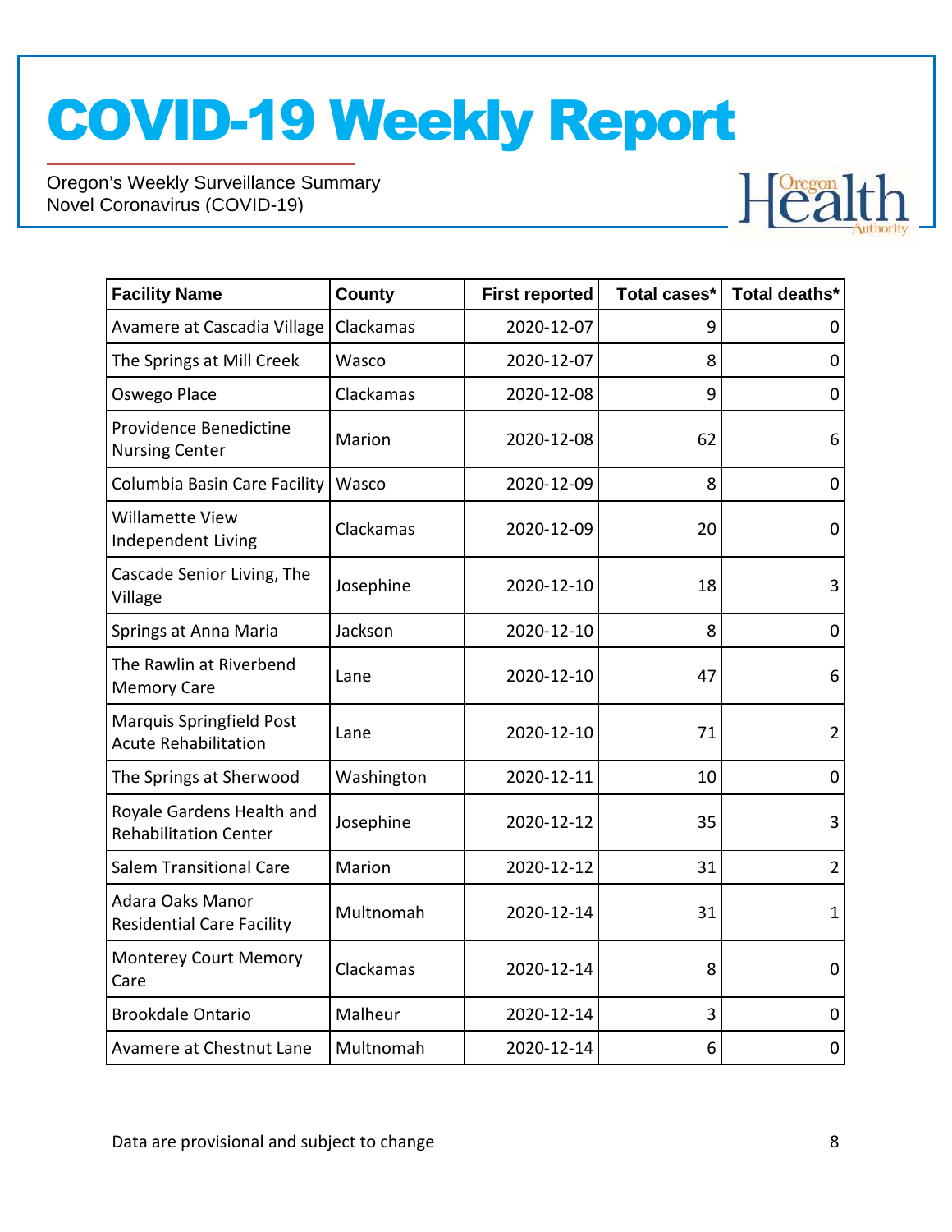| Facility Name | County | First reported | Total cases* | Total deaths* |
|---|---|---|---|---|
| Avamere at Cascadia Village | Clackamas | 2020-12-07 | 9 | 0 |
| The Springs at Mill Creek | Wasco | 2020-12-07 | 8 | 0 |
| Oswego Place | Clackamas | 2020-12-08 | 9 | 0 |
| Providence Benedictine Nursing Center | Marion | 2020-12-08 | 62 | 6 |
| Columbia Basin Care Facility | Wasco | 2020-12-09 | 8 | 0 |
| Willamette View Independent Living | Clackamas | 2020-12-09 | 20 | 0 |
| Cascade Senior Living, The Village | Josephine | 2020-12-10 | 18 | 3 |
| Springs at Anna Maria | Jackson | 2020-12-10 | 8 | 0 |
| The Rawlin at Riverbend Memory Care | Lane | 2020-12-10 | 47 | 6 |
| Marquis Springfield Post Acute Rehabilitation | Lane | 2020-12-10 | 71 | 2 |
| The Springs at Sherwood | Washington | 2020-12-11 | 10 | 0 |
| Royale Gardens Health and Rehabilitation Center | Josephine | 2020-12-12 | 35 | 3 |
| Salem Transitional Care | Marion | 2020-12-12 | 31 | 2 |
| Adara Oaks Manor Residential Care Facility | Multnomah | 2020-12-14 | 31 | 1 |
| Monterey Court Memory Care | Clackamas | 2020-12-14 | 8 | 0 |
| Brookdale Ontario | Malheur | 2020-12-14 | 3 | 0 |
| Avamere at Chestnut Lane | Multnomah | 2020-12-14 | 6 | 0 |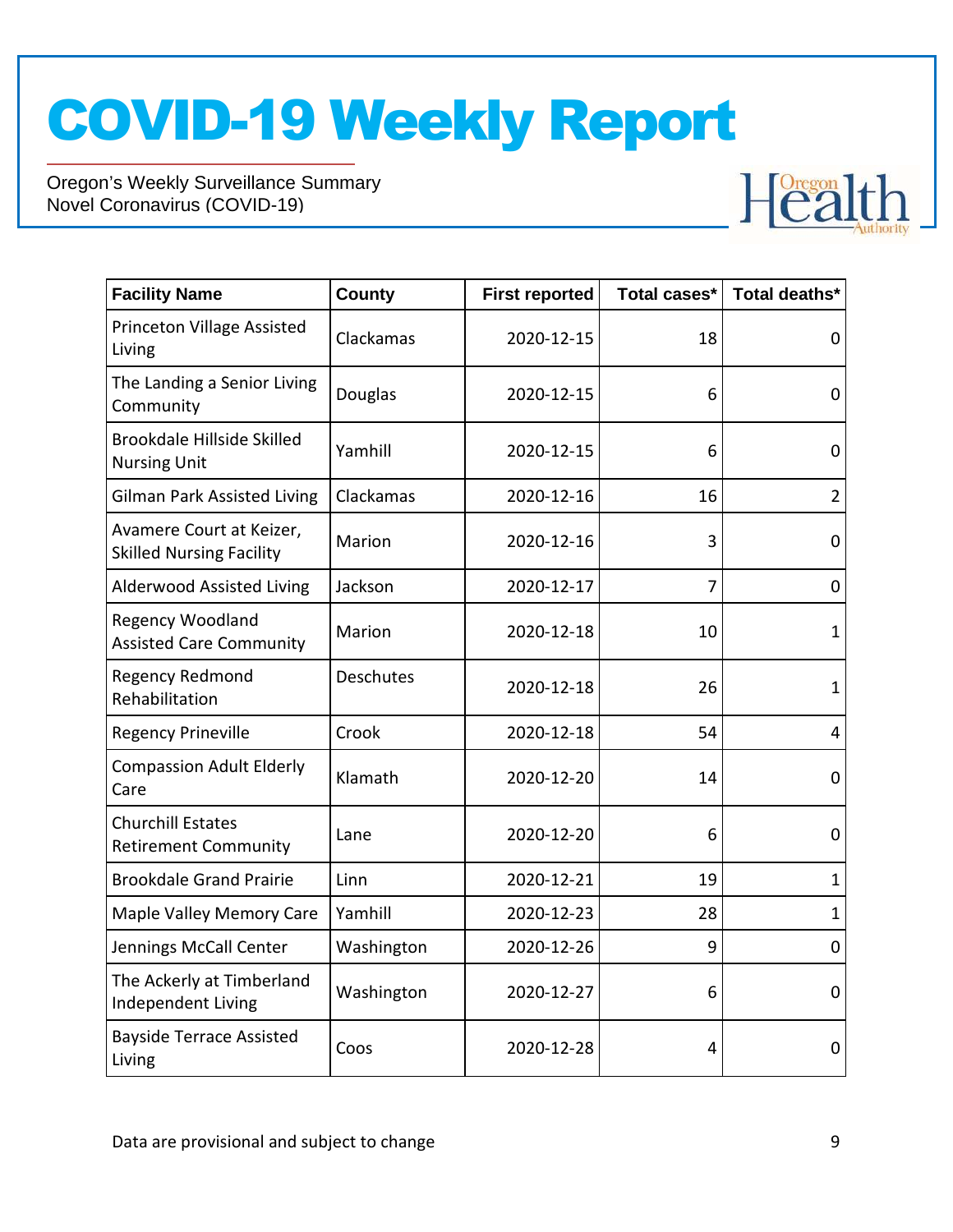| Facility Name | County | First reported | Total cases* | Total deaths* |
|---|---|---|---|---|
| Princeton Village Assisted Living | Clackamas | 2020-12-15 | 18 | 0 |
| The Landing a Senior Living Community | Douglas | 2020-12-15 | 6 | 0 |
| Brookdale Hillside Skilled Nursing Unit | Yamhill | 2020-12-15 | 6 | 0 |
| Gilman Park Assisted Living | Clackamas | 2020-12-16 | 16 | 2 |
| Avamere Court at Keizer, Skilled Nursing Facility | Marion | 2020-12-16 | 3 | 0 |
| Alderwood Assisted Living | Jackson | 2020-12-17 | 7 | 0 |
| Regency Woodland Assisted Care Community | Marion | 2020-12-18 | 10 | 1 |
| Regency Redmond Rehabilitation | Deschutes | 2020-12-18 | 26 | 1 |
| Regency Prineville | Crook | 2020-12-18 | 54 | 4 |
| Compassion Adult Elderly Care | Klamath | 2020-12-20 | 14 | 0 |
| Churchill Estates Retirement Community | Lane | 2020-12-20 | 6 | 0 |
| Brookdale Grand Prairie | Linn | 2020-12-21 | 19 | 1 |
| Maple Valley Memory Care | Yamhill | 2020-12-23 | 28 | 1 |
| Jennings McCall Center | Washington | 2020-12-26 | 9 | 0 |
| The Ackerly at Timberland Independent Living | Washington | 2020-12-27 | 6 | 0 |
| Bayside Terrace Assisted Living | Coos | 2020-12-28 | 4 | 0 |

Data are provisional and subject to change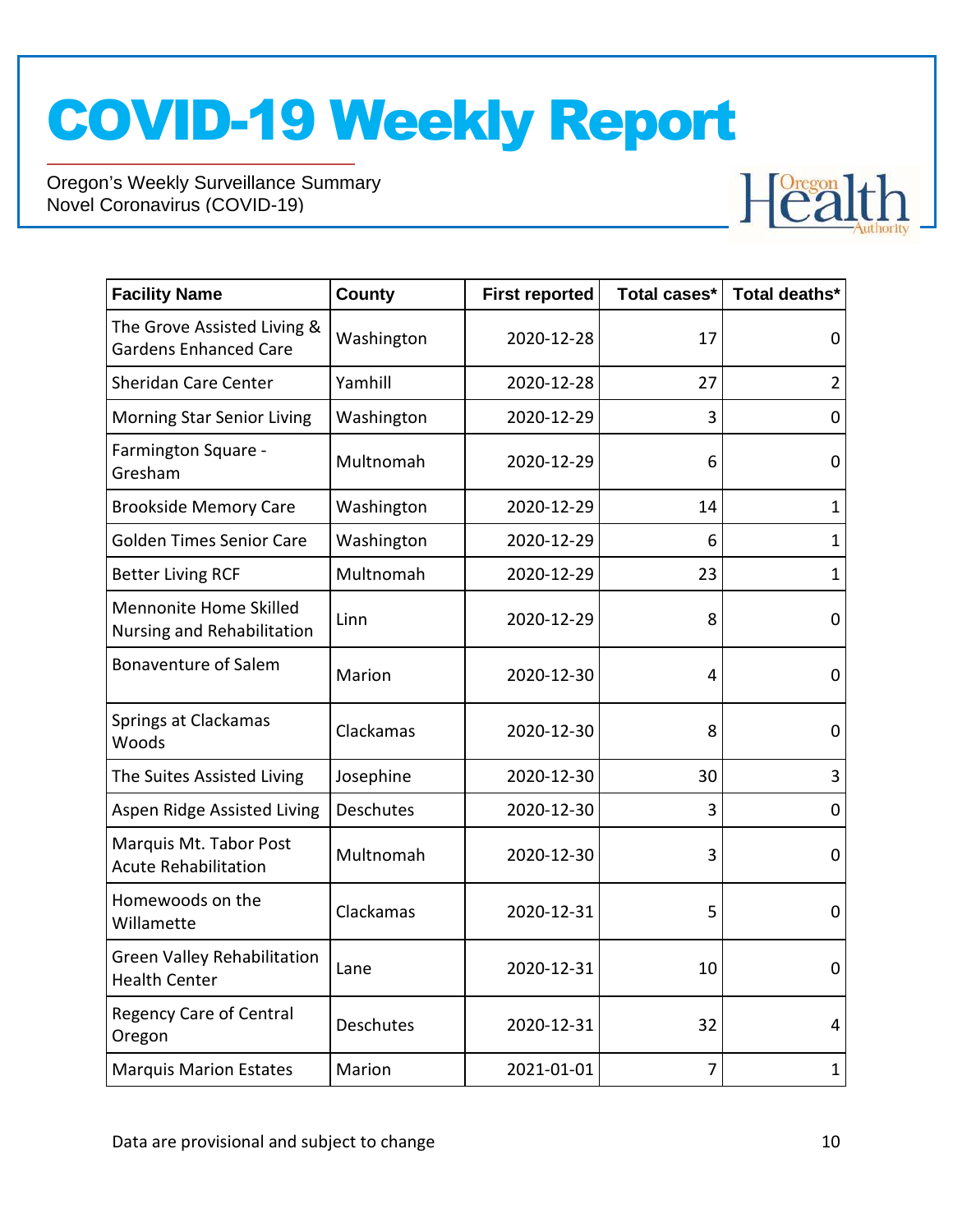# COVID-19 Weekly Report

Oregon's Weekly Surveillance Summary
Novel Coronavirus (COVID-19)

| Facility Name | County | First reported | Total cases* | Total deaths* |
|---|---|---|---|---|
| The Grove Assisted Living & Gardens Enhanced Care | Washington | 2020-12-28 | 17 | 0 |
| Sheridan Care Center | Yamhill | 2020-12-28 | 27 | 2 |
| Morning Star Senior Living | Washington | 2020-12-29 | 3 | 0 |
| Farmington Square - Gresham | Multnomah | 2020-12-29 | 6 | 0 |
| Brookside Memory Care | Washington | 2020-12-29 | 14 | 1 |
| Golden Times Senior Care | Washington | 2020-12-29 | 6 | 1 |
| Better Living RCF | Multnomah | 2020-12-29 | 23 | 1 |
| Mennonite Home Skilled Nursing and Rehabilitation | Linn | 2020-12-29 | 8 | 0 |
| Bonaventure of Salem | Marion | 2020-12-30 | 4 | 0 |
| Springs at Clackamas Woods | Clackamas | 2020-12-30 | 8 | 0 |
| The Suites Assisted Living | Josephine | 2020-12-30 | 30 | 3 |
| Aspen Ridge Assisted Living | Deschutes | 2020-12-30 | 3 | 0 |
| Marquis Mt. Tabor Post Acute Rehabilitation | Multnomah | 2020-12-30 | 3 | 0 |
| Homewoods on the Willamette | Clackamas | 2020-12-31 | 5 | 0 |
| Green Valley Rehabilitation Health Center | Lane | 2020-12-31 | 10 | 0 |
| Regency Care of Central Oregon | Deschutes | 2020-12-31 | 32 | 4 |
| Marquis Marion Estates | Marion | 2021-01-01 | 7 | 1 |

Data are provisional and subject to change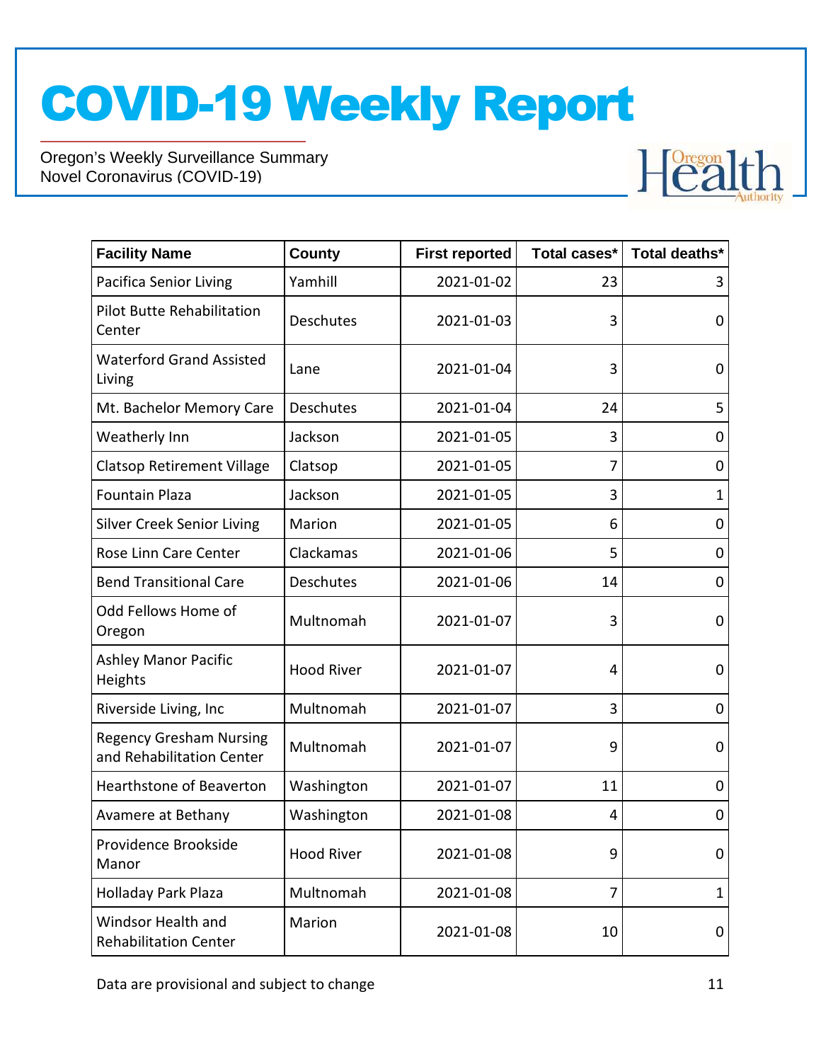# COVID-19 Weekly Report

Oregon's Weekly Surveillance Summary
Novel Coronavirus (COVID-19)

| Facility Name | County | First reported | Total cases* | Total deaths* |
|---|---|---|---|---|
| Pacifica Senior Living | Yamhill | 2021-01-02 | 23 | 3 |
| Pilot Butte Rehabilitation Center | Deschutes | 2021-01-03 | 3 | 0 |
| Waterford Grand Assisted Living | Lane | 2021-01-04 | 3 | 0 |
| Mt. Bachelor Memory Care | Deschutes | 2021-01-04 | 24 | 5 |
| Weatherly Inn | Jackson | 2021-01-05 | 3 | 0 |
| Clatsop Retirement Village | Clatsop | 2021-01-05 | 7 | 0 |
| Fountain Plaza | Jackson | 2021-01-05 | 3 | 1 |
| Silver Creek Senior Living | Marion | 2021-01-05 | 6 | 0 |
| Rose Linn Care Center | Clackamas | 2021-01-06 | 5 | 0 |
| Bend Transitional Care | Deschutes | 2021-01-06 | 14 | 0 |
| Odd Fellows Home of Oregon | Multnomah | 2021-01-07 | 3 | 0 |
| Ashley Manor Pacific Heights | Hood River | 2021-01-07 | 4 | 0 |
| Riverside Living, Inc | Multnomah | 2021-01-07 | 3 | 0 |
| Regency Gresham Nursing and Rehabilitation Center | Multnomah | 2021-01-07 | 9 | 0 |
| Hearthstone of Beaverton | Washington | 2021-01-07 | 11 | 0 |
| Avamere at Bethany | Washington | 2021-01-08 | 4 | 0 |
| Providence Brookside Manor | Hood River | 2021-01-08 | 9 | 0 |
| Holladay Park Plaza | Multnomah | 2021-01-08 | 7 | 1 |
| Windsor Health and Rehabilitation Center | Marion | 2021-01-08 | 10 | 0 |

Data are provisional and subject to change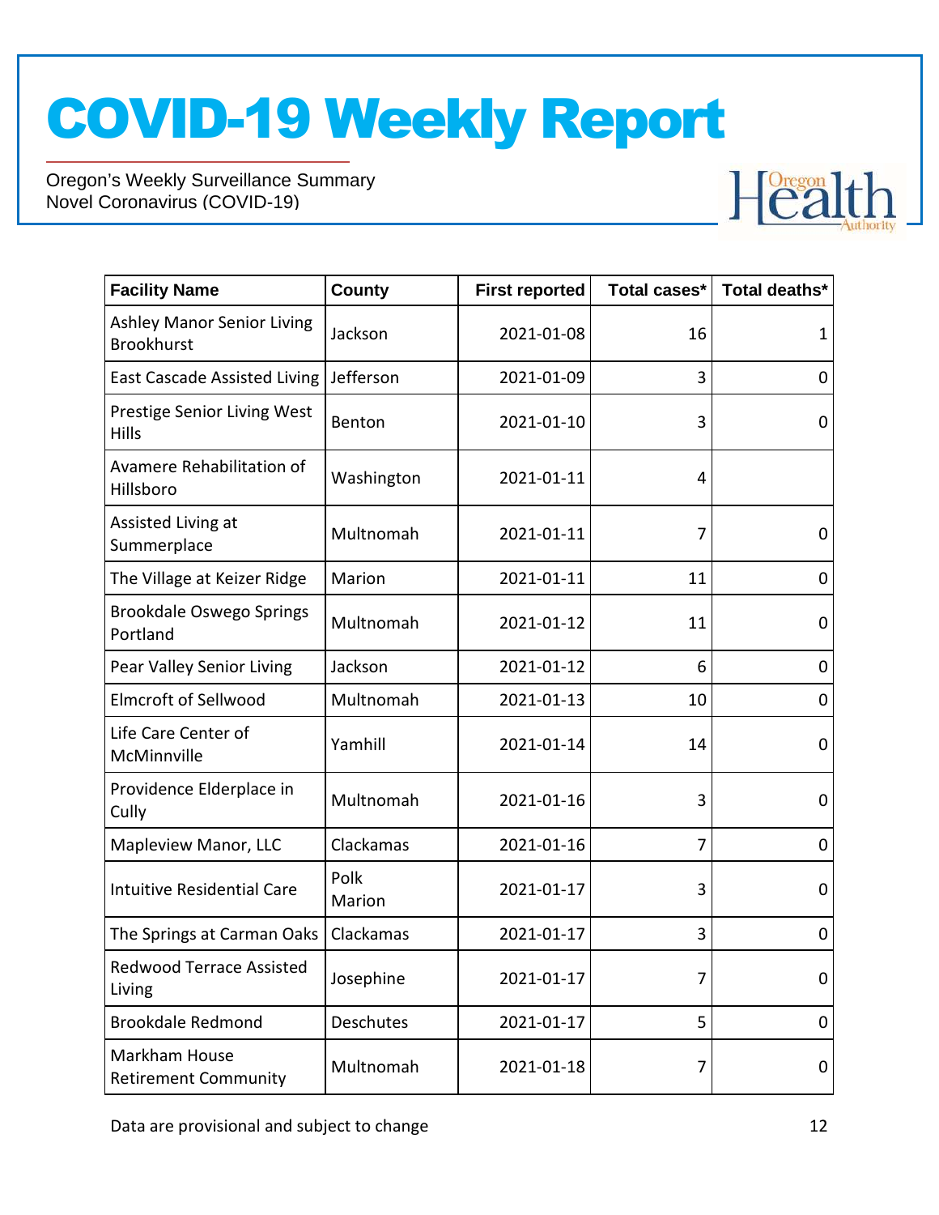| Facility Name | County | First reported | Total cases* | Total deaths* |
| --- | --- | --- | --- | --- |
| Ashley Manor Senior Living Brookhurst | Jackson | 2021-01-08 | 16 | 1 |
| East Cascade Assisted Living | Jefferson | 2021-01-09 | 3 | 0 |
| Prestige Senior Living West Hills | Benton | 2021-01-10 | 3 | 0 |
| Avamere Rehabilitation of Hillsboro | Washington | 2021-01-11 | 4 | |
| Assisted Living at Summerplace | Multnomah | 2021-01-11 | 7 | 0 |
| The Village at Keizer Ridge | Marion | 2021-01-11 | 11 | 0 |
| Brookdale Oswego Springs Portland | Multnomah | 2021-01-12 | 11 | 0 |
| Pear Valley Senior Living | Jackson | 2021-01-12 | 6 | 0 |
| Elmcroft of Sellwood | Multnomah | 2021-01-13 | 10 | 0 |
| Life Care Center of McMinnville | Yamhill | 2021-01-14 | 14 | 0 |
| Providence Elderplace in Cully | Multnomah | 2021-01-16 | 3 | 0 |
| Mapleview Manor, LLC | Clackamas | 2021-01-16 | 7 | 0 |
| Intuitive Residential Care | Polk Marion | 2021-01-17 | 3 | 0 |
| The Springs at Carman Oaks | Clackamas | 2021-01-17 | 3 | 0 |
| Redwood Terrace Assisted Living | Josephine | 2021-01-17 | 7 | 0 |
| Brookdale Redmond | Deschutes | 2021-01-17 | 5 | 0 |
| Markham House Retirement Community | Multnomah | 2021-01-18 | 7 | 0 |

Data are provisional and subject to change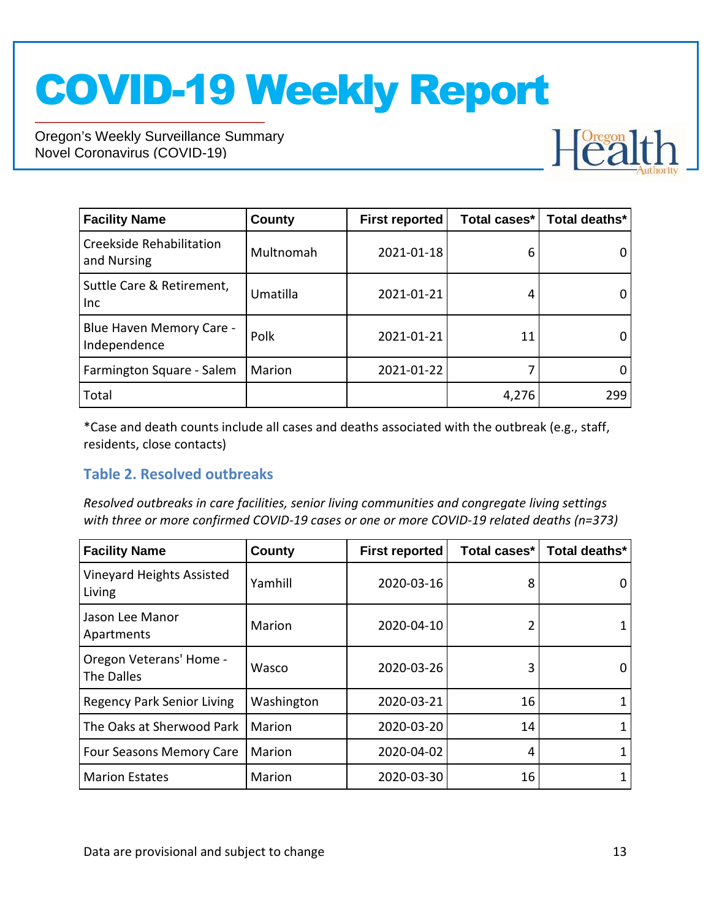| Facility Name | County | First reported | Total cases* | Total deaths* |
|---|---|---|---|---|
| Creekside Rehabilitation and Nursing | Multnomah | 2021-01-18 | 6 | 0 |
| Suttle Care & Retirement, Inc | Umatilla | 2021-01-21 | 4 | 0 |
| Blue Haven Memory Care - Independence | Polk | 2021-01-21 | 11 | 0 |
| Farmington Square - Salem | Marion | 2021-01-22 | 7 | 0 |
| Total | | | 4,276 | 299 |

*Case and death counts include all cases and deaths associated with the outbreak (e.g., staff, residents, close contacts)

### Table 2. Resolved outbreaks

*Resolved outbreaks in care facilities, senior living communities and congregate living settings with three or more confirmed COVID-19 cases or one or more COVID-19 related deaths (n=373)*

| Facility Name | County | First reported | Total cases* | Total deaths* |
|---|---|---|---|---|
| Vineyard Heights Assisted Living | Yamhill | 2020-03-16 | 8 | 0 |
| Jason Lee Manor Apartments | Marion | 2020-04-10 | 2 | 1 |
| Oregon Veterans' Home - The Dalles | Wasco | 2020-03-26 | 3 | 0 |
| Regency Park Senior Living | Washington | 2020-03-21 | 16 | 1 |
| The Oaks at Sherwood Park | Marion | 2020-03-20 | 14 | 1 |
| Four Seasons Memory Care | Marion | 2020-04-02 | 4 | 1 |
| Marion Estates | Marion | 2020-03-30 | 16 | 1 |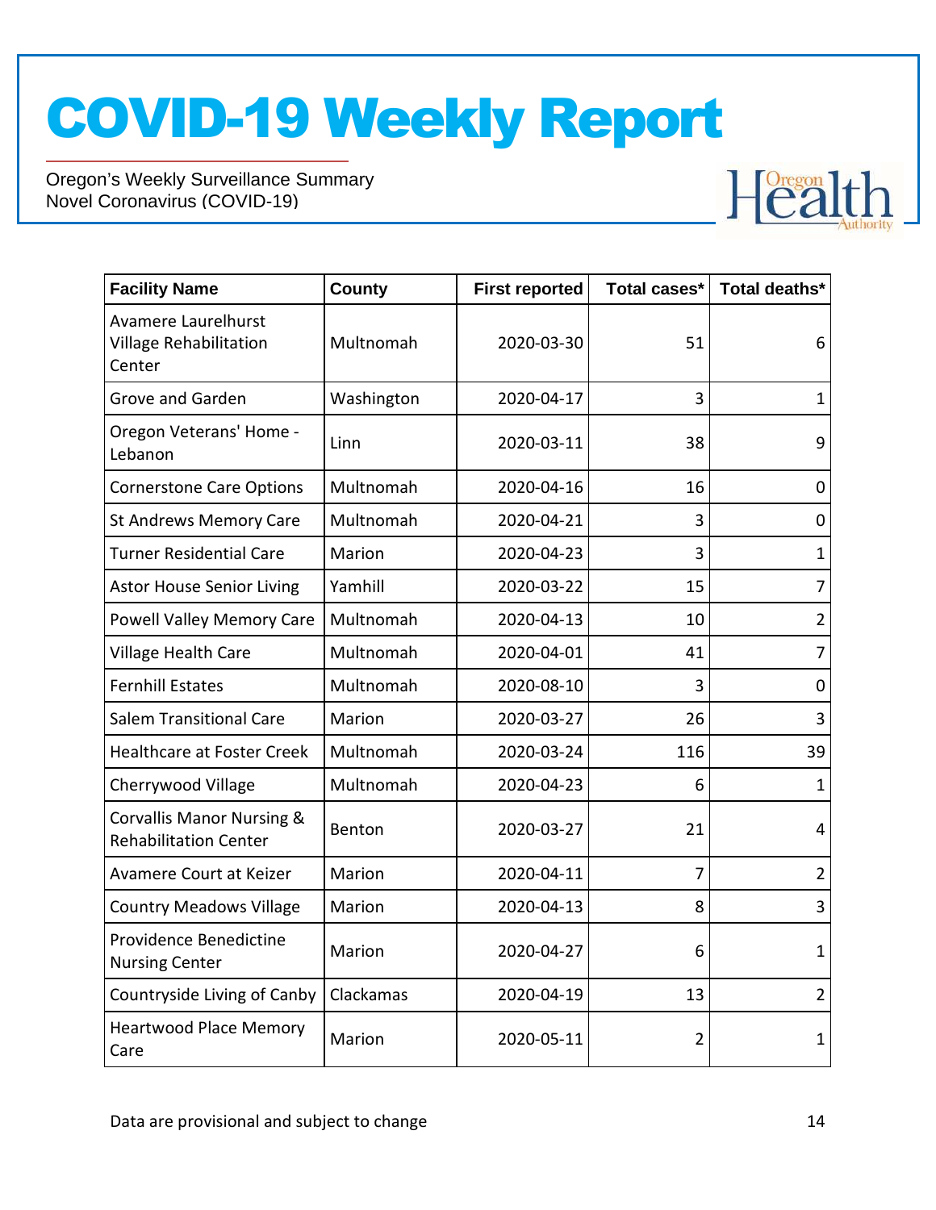# COVID-19 Weekly Report

Oregon's Weekly Surveillance Summary
Novel Coronavirus (COVID-19)

| Facility Name | County | First reported | Total cases* | Total deaths* |
|---|---|---|---|---|
| Avamere Laurelhurst Village Rehabilitation Center | Multnomah | 2020-03-30 | 51 | 6 |
| Grove and Garden | Washington | 2020-04-17 | 3 | 1 |
| Oregon Veterans' Home - Lebanon | Linn | 2020-03-11 | 38 | 9 |
| Cornerstone Care Options | Multnomah | 2020-04-16 | 16 | 0 |
| St Andrews Memory Care | Multnomah | 2020-04-21 | 3 | 0 |
| Turner Residential Care | Marion | 2020-04-23 | 3 | 1 |
| Astor House Senior Living | Yamhill | 2020-03-22 | 15 | 7 |
| Powell Valley Memory Care | Multnomah | 2020-04-13 | 10 | 2 |
| Village Health Care | Multnomah | 2020-04-01 | 41 | 7 |
| Fernhill Estates | Multnomah | 2020-08-10 | 3 | 0 |
| Salem Transitional Care | Marion | 2020-03-27 | 26 | 3 |
| Healthcare at Foster Creek | Multnomah | 2020-03-24 | 116 | 39 |
| Cherrywood Village | Multnomah | 2020-04-23 | 6 | 1 |
| Corvallis Manor Nursing & Rehabilitation Center | Benton | 2020-03-27 | 21 | 4 |
| Avamere Court at Keizer | Marion | 2020-04-11 | 7 | 2 |
| Country Meadows Village | Marion | 2020-04-13 | 8 | 3 |
| Providence Benedictine Nursing Center | Marion | 2020-04-27 | 6 | 1 |
| Countryside Living of Canby | Clackamas | 2020-04-19 | 13 | 2 |
| Heartwood Place Memory Care | Marion | 2020-05-11 | 2 | 1 |

Data are provisional and subject to change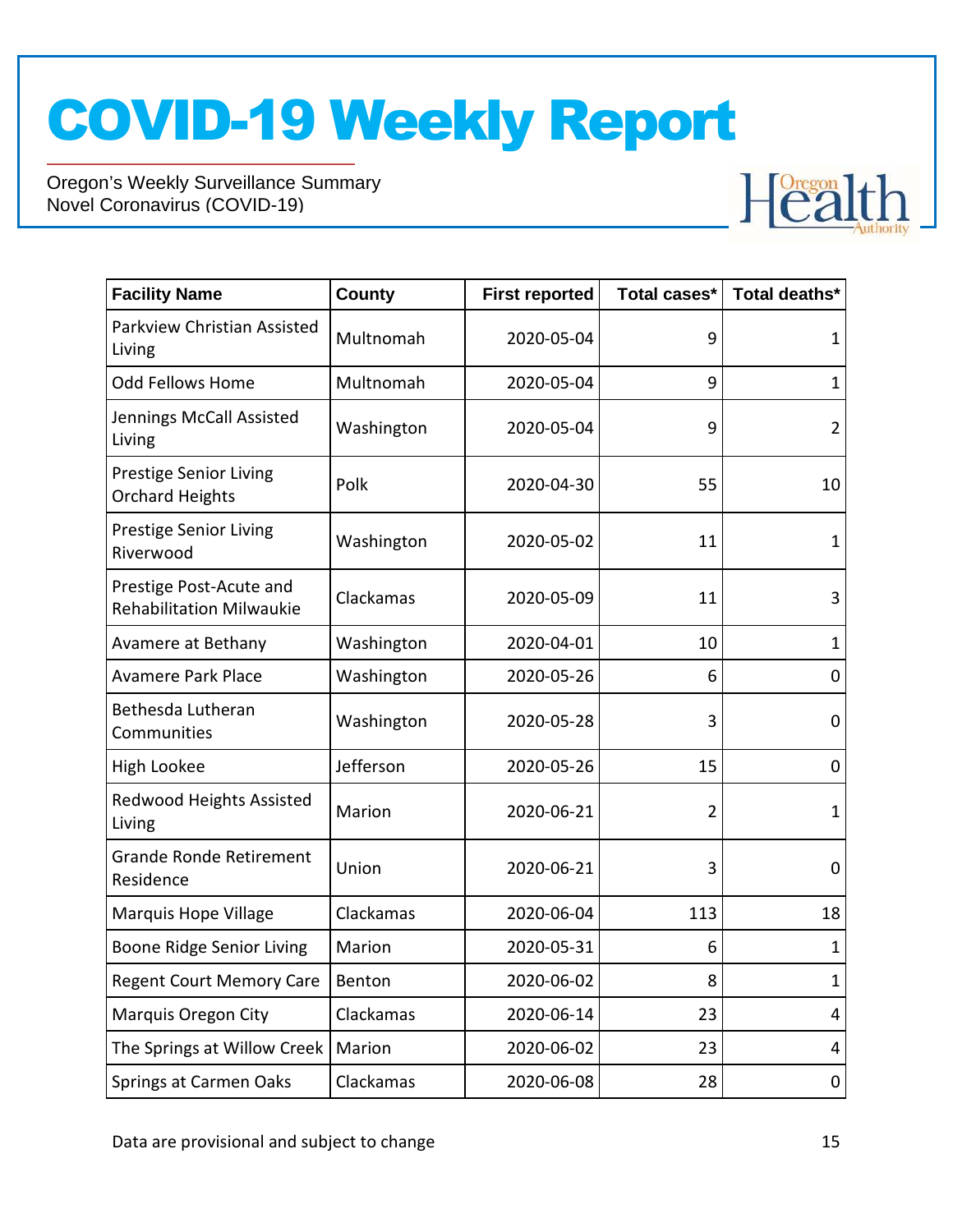| Facility Name | County | First reported | Total cases* | Total deaths* |
|---|---|---|---|---|
| Parkview Christian Assisted Living | Multnomah | 2020-05-04 | 9 | 1 |
| Odd Fellows Home | Multnomah | 2020-05-04 | 9 | 1 |
| Jennings McCall Assisted Living | Washington | 2020-05-04 | 9 | 2 |
| Prestige Senior Living Orchard Heights | Polk | 2020-04-30 | 55 | 10 |
| Prestige Senior Living Riverwood | Washington | 2020-05-02 | 11 | 1 |
| Prestige Post-Acute and Rehabilitation Milwaukie | Clackamas | 2020-05-09 | 11 | 3 |
| Avamere at Bethany | Washington | 2020-04-01 | 10 | 1 |
| Avamere Park Place | Washington | 2020-05-26 | 6 | 0 |
| Bethesda Lutheran Communities | Washington | 2020-05-28 | 3 | 0 |
| High Lookee | Jefferson | 2020-05-26 | 15 | 0 |
| Redwood Heights Assisted Living | Marion | 2020-06-21 | 2 | 1 |
| Grande Ronde Retirement Residence | Union | 2020-06-21 | 3 | 0 |
| Marquis Hope Village | Clackamas | 2020-06-04 | 113 | 18 |
| Boone Ridge Senior Living | Marion | 2020-05-31 | 6 | 1 |
| Regent Court Memory Care | Benton | 2020-06-02 | 8 | 1 |
| Marquis Oregon City | Clackamas | 2020-06-14 | 23 | 4 |
| The Springs at Willow Creek | Marion | 2020-06-02 | 23 | 4 |
| Springs at Carmen Oaks | Clackamas | 2020-06-08 | 28 | 0 |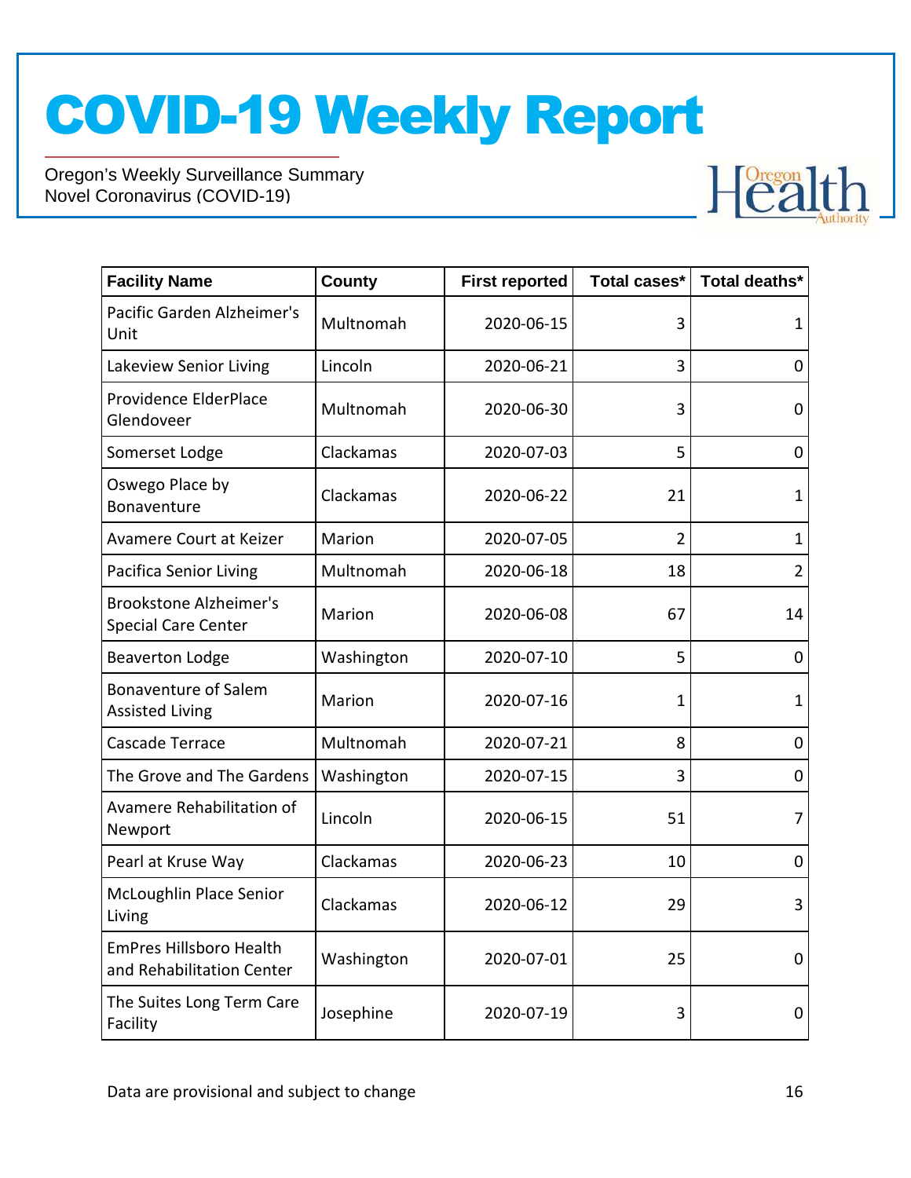# COVID-19 Weekly Report

Oregon's Weekly Surveillance Summary
Novel Coronavirus (COVID-19)

| Facility Name | County | First reported | Total cases* | Total deaths* |
|---|---|---|---|---|
| Pacific Garden Alzheimer's Unit | Multnomah | 2020-06-15 | 3 | 1 |
| Lakeview Senior Living | Lincoln | 2020-06-21 | 3 | 0 |
| Providence ElderPlace Glendoveer | Multnomah | 2020-06-30 | 3 | 0 |
| Somerset Lodge | Clackamas | 2020-07-03 | 5 | 0 |
| Oswego Place by Bonaventure | Clackamas | 2020-06-22 | 21 | 1 |
| Avamere Court at Keizer | Marion | 2020-07-05 | 2 | 1 |
| Pacifica Senior Living | Multnomah | 2020-06-18 | 18 | 2 |
| Brookstone Alzheimer's Special Care Center | Marion | 2020-06-08 | 67 | 14 |
| Beaverton Lodge | Washington | 2020-07-10 | 5 | 0 |
| Bonaventure of Salem Assisted Living | Marion | 2020-07-16 | 1 | 1 |
| Cascade Terrace | Multnomah | 2020-07-21 | 8 | 0 |
| The Grove and The Gardens | Washington | 2020-07-15 | 3 | 0 |
| Avamere Rehabilitation of Newport | Lincoln | 2020-06-15 | 51 | 7 |
| Pearl at Kruse Way | Clackamas | 2020-06-23 | 10 | 0 |
| McLoughlin Place Senior Living | Clackamas | 2020-06-12 | 29 | 3 |
| EmPres Hillsboro Health and Rehabilitation Center | Washington | 2020-07-01 | 25 | 0 |
| The Suites Long Term Care Facility | Josephine | 2020-07-19 | 3 | 0 |

Data are provisional and subject to change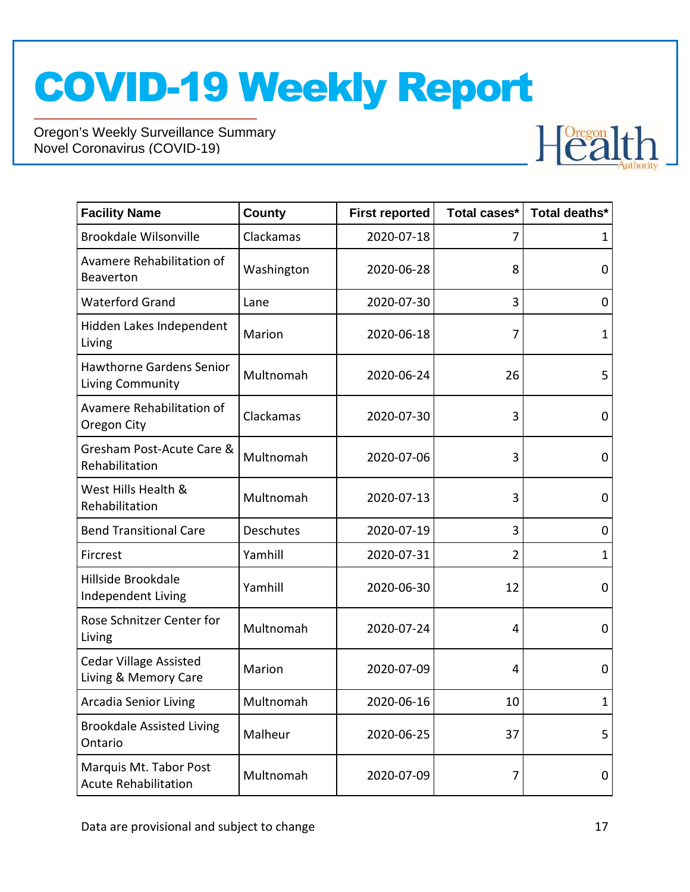| Facility Name | County | First reported | Total cases* | Total deaths* |
|---|---|---|---|---|
| Brookdale Wilsonville | Clackamas | 2020-07-18 | 7 | 1 |
| Avamere Rehabilitation of Beaverton | Washington | 2020-06-28 | 8 | 0 |
| Waterford Grand | Lane | 2020-07-30 | 3 | 0 |
| Hidden Lakes Independent Living | Marion | 2020-06-18 | 7 | 1 |
| Hawthorne Gardens Senior Living Community | Multnomah | 2020-06-24 | 26 | 5 |
| Avamere Rehabilitation of Oregon City | Clackamas | 2020-07-30 | 3 | 0 |
| Gresham Post-Acute Care & Rehabilitation | Multnomah | 2020-07-06 | 3 | 0 |
| West Hills Health & Rehabilitation | Multnomah | 2020-07-13 | 3 | 0 |
| Bend Transitional Care | Deschutes | 2020-07-19 | 3 | 0 |
| Fircrest | Yamhill | 2020-07-31 | 2 | 1 |
| Hillside Brookdale Independent Living | Yamhill | 2020-06-30 | 12 | 0 |
| Rose Schnitzer Center for Living | Multnomah | 2020-07-24 | 4 | 0 |
| Cedar Village Assisted Living & Memory Care | Marion | 2020-07-09 | 4 | 0 |
| Arcadia Senior Living | Multnomah | 2020-06-16 | 10 | 1 |
| Brookdale Assisted Living Ontario | Malheur | 2020-06-25 | 37 | 5 |
| Marquis Mt. Tabor Post Acute Rehabilitation | Multnomah | 2020-07-09 | 7 | 0 |

Data are provisional and subject to change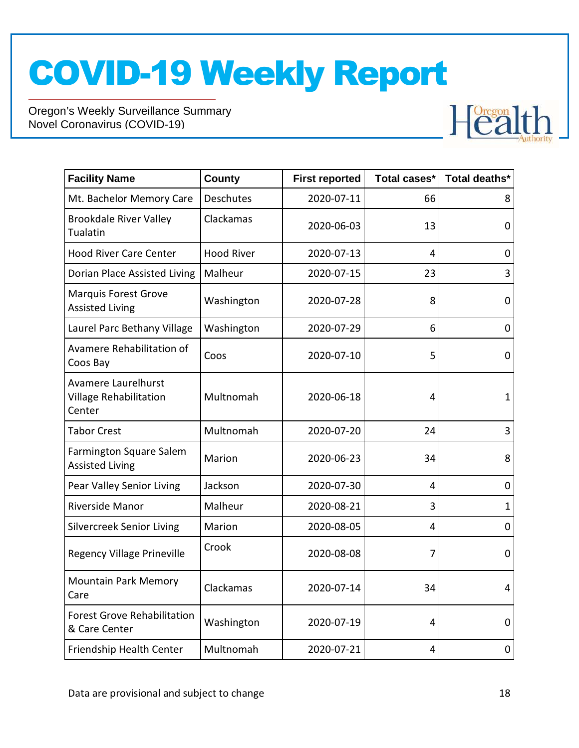# COVID-19 Weekly Report

Oregon's Weekly Surveillance Summary
Novel Coronavirus (COVID-19)

| Facility Name | County | First reported | Total cases* | Total deaths* |
|---|---|---|---|---|
| Mt. Bachelor Memory Care | Deschutes | 2020-07-11 | 66 | 8 |
| Brookdale River Valley Tualatin | Clackamas | 2020-06-03 | 13 | 0 |
| Hood River Care Center | Hood River | 2020-07-13 | 4 | 0 |
| Dorian Place Assisted Living | Malheur | 2020-07-15 | 23 | 3 |
| Marquis Forest Grove Assisted Living | Washington | 2020-07-28 | 8 | 0 |
| Laurel Parc Bethany Village | Washington | 2020-07-29 | 6 | 0 |
| Avamere Rehabilitation of Coos Bay | Coos | 2020-07-10 | 5 | 0 |
| Avamere Laurelhurst Village Rehabilitation Center | Multnomah | 2020-06-18 | 4 | 1 |
| Tabor Crest | Multnomah | 2020-07-20 | 24 | 3 |
| Farmington Square Salem Assisted Living | Marion | 2020-06-23 | 34 | 8 |
| Pear Valley Senior Living | Jackson | 2020-07-30 | 4 | 0 |
| Riverside Manor | Malheur | 2020-08-21 | 3 | 1 |
| Silvercreek Senior Living | Marion | 2020-08-05 | 4 | 0 |
| Regency Village Prineville | Crook | 2020-08-08 | 7 | 0 |
| Mountain Park Memory Care | Clackamas | 2020-07-14 | 34 | 4 |
| Forest Grove Rehabilitation & Care Center | Washington | 2020-07-19 | 4 | 0 |
| Friendship Health Center | Multnomah | 2020-07-21 | 4 | 0 |

Data are provisional and subject to change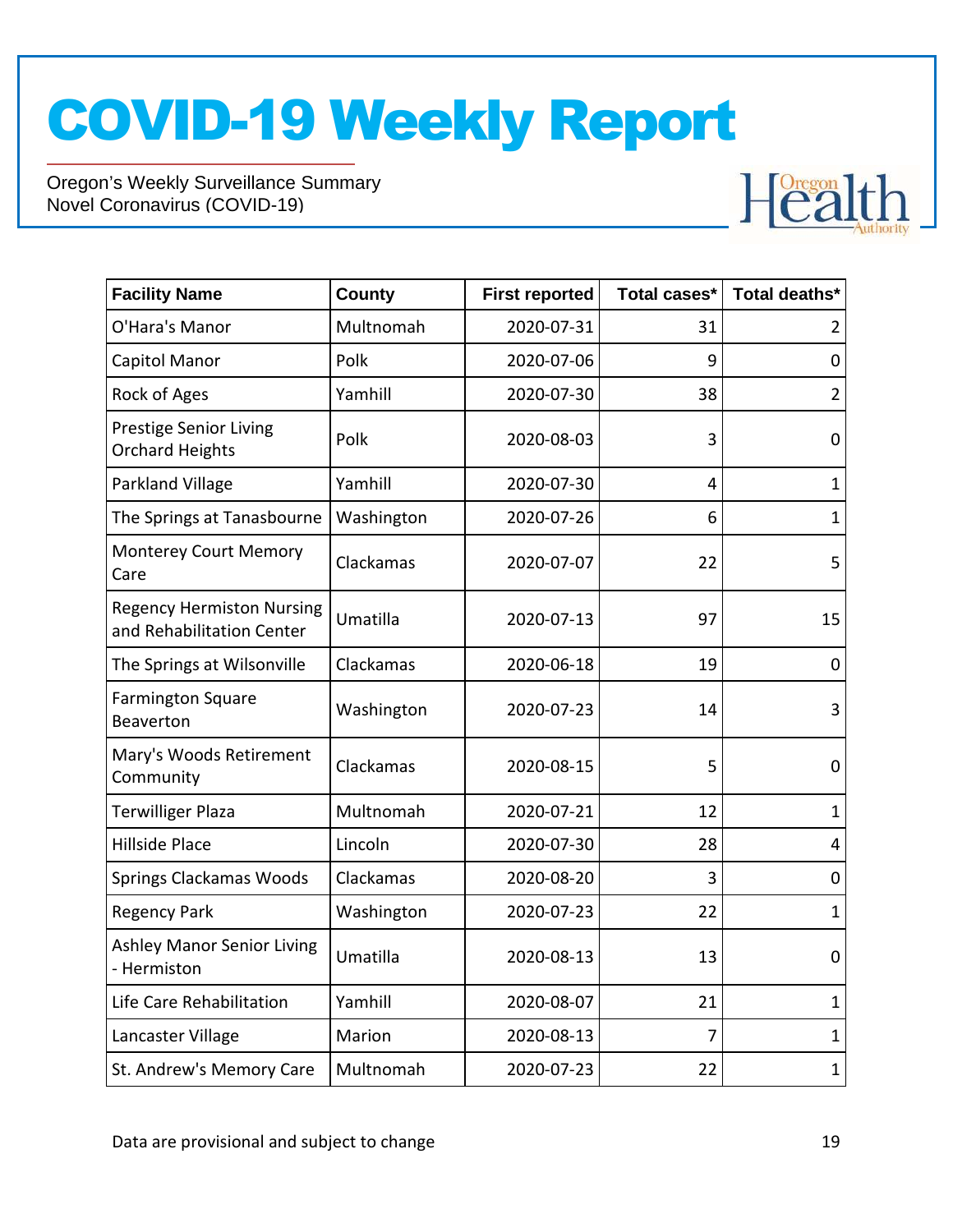| Facility Name | County | First reported | Total cases* | Total deaths* |
|---|---|---|---|---|
| O'Hara's Manor | Multnomah | 2020-07-31 | 31 | 2 |
| Capitol Manor | Polk | 2020-07-06 | 9 | 0 |
| Rock of Ages | Yamhill | 2020-07-30 | 38 | 2 |
| Prestige Senior Living Orchard Heights | Polk | 2020-08-03 | 3 | 0 |
| Parkland Village | Yamhill | 2020-07-30 | 4 | 1 |
| The Springs at Tanasbourne | Washington | 2020-07-26 | 6 | 1 |
| Monterey Court Memory Care | Clackamas | 2020-07-07 | 22 | 5 |
| Regency Hermiston Nursing and Rehabilitation Center | Umatilla | 2020-07-13 | 97 | 15 |
| The Springs at Wilsonville | Clackamas | 2020-06-18 | 19 | 0 |
| Farmington Square Beaverton | Washington | 2020-07-23 | 14 | 3 |
| Mary's Woods Retirement Community | Clackamas | 2020-08-15 | 5 | 0 |
| Terwilliger Plaza | Multnomah | 2020-07-21 | 12 | 1 |
| Hillside Place | Lincoln | 2020-07-30 | 28 | 4 |
| Springs Clackamas Woods | Clackamas | 2020-08-20 | 3 | 0 |
| Regency Park | Washington | 2020-07-23 | 22 | 1 |
| Ashley Manor Senior Living - Hermiston | Umatilla | 2020-08-13 | 13 | 0 |
| Life Care Rehabilitation | Yamhill | 2020-08-07 | 21 | 1 |
| Lancaster Village | Marion | 2020-08-13 | 7 | 1 |
| St. Andrew's Memory Care | Multnomah | 2020-07-23 | 22 | 1 |

Data are provisional and subject to change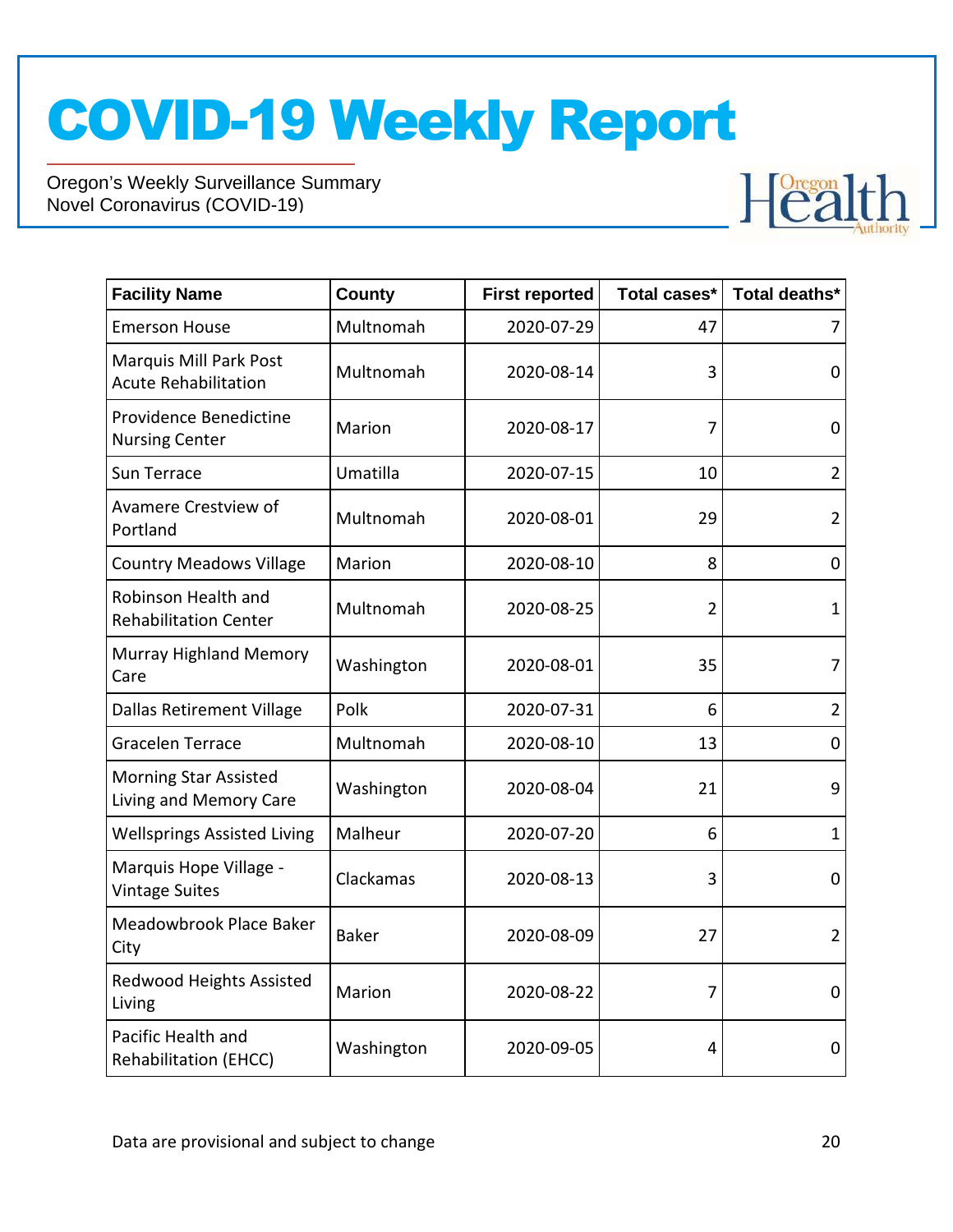# COVID-19 Weekly Report

Oregon's Weekly Surveillance Summary
Novel Coronavirus (COVID-19)

| Facility Name | County | First reported | Total cases* | Total deaths* |
|---|---|---|---|---|
| Emerson House | Multnomah | 2020-07-29 | 47 | 7 |
| Marquis Mill Park Post Acute Rehabilitation | Multnomah | 2020-08-14 | 3 | 0 |
| Providence Benedictine Nursing Center | Marion | 2020-08-17 | 7 | 0 |
| Sun Terrace | Umatilla | 2020-07-15 | 10 | 2 |
| Avamere Crestview of Portland | Multnomah | 2020-08-01 | 29 | 2 |
| Country Meadows Village | Marion | 2020-08-10 | 8 | 0 |
| Robinson Health and Rehabilitation Center | Multnomah | 2020-08-25 | 2 | 1 |
| Murray Highland Memory Care | Washington | 2020-08-01 | 35 | 7 |
| Dallas Retirement Village | Polk | 2020-07-31 | 6 | 2 |
| Gracelen Terrace | Multnomah | 2020-08-10 | 13 | 0 |
| Morning Star Assisted Living and Memory Care | Washington | 2020-08-04 | 21 | 9 |
| Wellsprings Assisted Living | Malheur | 2020-07-20 | 6 | 1 |
| Marquis Hope Village - Vintage Suites | Clackamas | 2020-08-13 | 3 | 0 |
| Meadowbrook Place Baker City | Baker | 2020-08-09 | 27 | 2 |
| Redwood Heights Assisted Living | Marion | 2020-08-22 | 7 | 0 |
| Pacific Health and Rehabilitation (EHCC) | Washington | 2020-09-05 | 4 | 0 |

Data are provisional and subject to change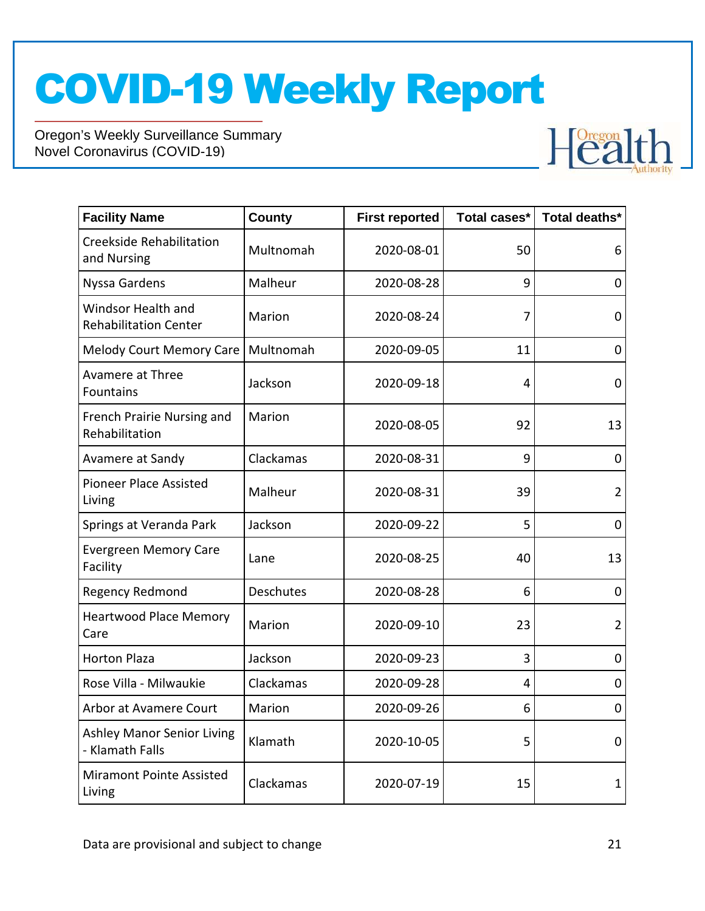# COVID-19 Weekly Report

Oregon's Weekly Surveillance Summary
Novel Coronavirus (COVID-19)

| Facility Name | County | First reported | Total cases* | Total deaths* |
|---|---|---|---|---|
| Creekside Rehabilitation and Nursing | Multnomah | 2020-08-01 | 50 | 6 |
| Nyssa Gardens | Malheur | 2020-08-28 | 9 | 0 |
| Windsor Health and Rehabilitation Center | Marion | 2020-08-24 | 7 | 0 |
| Melody Court Memory Care | Multnomah | 2020-09-05 | 11 | 0 |
| Avamere at Three Fountains | Jackson | 2020-09-18 | 4 | 0 |
| French Prairie Nursing and Rehabilitation | Marion | 2020-08-05 | 92 | 13 |
| Avamere at Sandy | Clackamas | 2020-08-31 | 9 | 0 |
| Pioneer Place Assisted Living | Malheur | 2020-08-31 | 39 | 2 |
| Springs at Veranda Park | Jackson | 2020-09-22 | 5 | 0 |
| Evergreen Memory Care Facility | Lane | 2020-08-25 | 40 | 13 |
| Regency Redmond | Deschutes | 2020-08-28 | 6 | 0 |
| Heartwood Place Memory Care | Marion | 2020-09-10 | 23 | 2 |
| Horton Plaza | Jackson | 2020-09-23 | 3 | 0 |
| Rose Villa - Milwaukie | Clackamas | 2020-09-28 | 4 | 0 |
| Arbor at Avamere Court | Marion | 2020-09-26 | 6 | 0 |
| Ashley Manor Senior Living - Klamath Falls | Klamath | 2020-10-05 | 5 | 0 |
| Miramont Pointe Assisted Living | Clackamas | 2020-07-19 | 15 | 1 |

Data are provisional and subject to change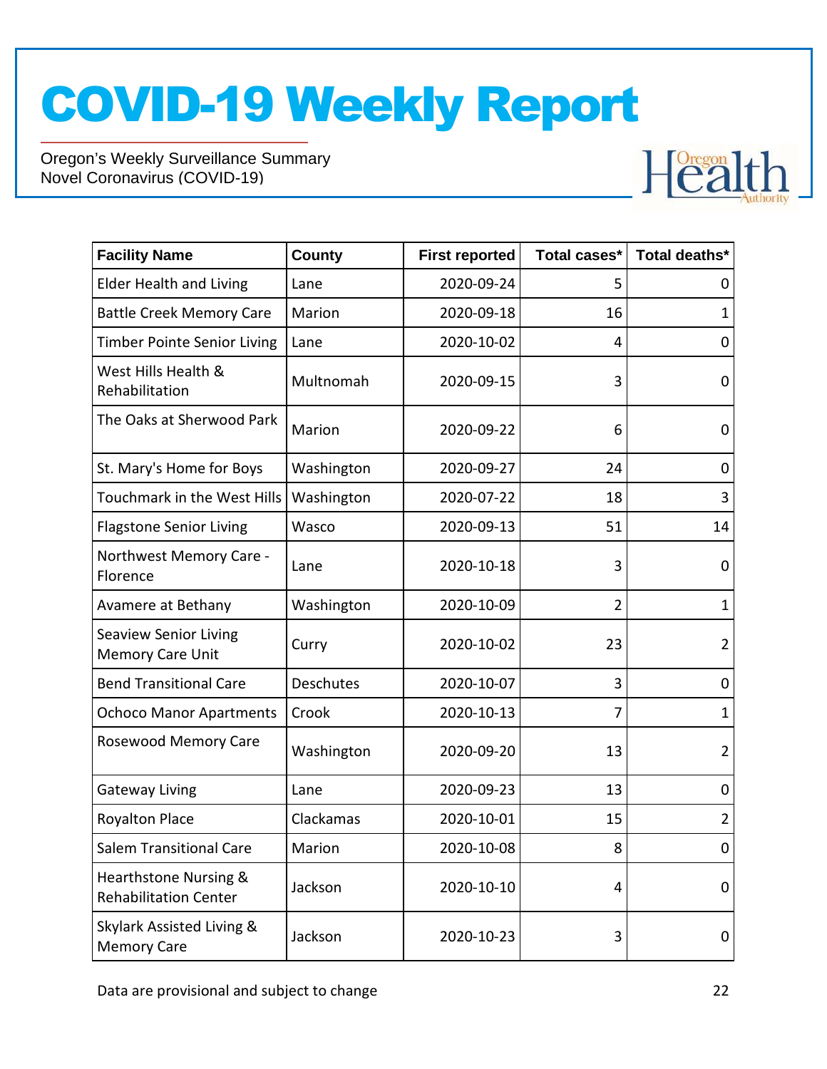# COVID-19 Weekly Report

Oregon's Weekly Surveillance Summary
Novel Coronavirus (COVID-19)

| Facility Name | County | First reported | Total cases* | Total deaths* |
|---|---|---|---|---|
| Elder Health and Living | Lane | 2020-09-24 | 5 | 0 |
| Battle Creek Memory Care | Marion | 2020-09-18 | 16 | 1 |
| Timber Pointe Senior Living | Lane | 2020-10-02 | 4 | 0 |
| West Hills Health & Rehabilitation | Multnomah | 2020-09-15 | 3 | 0 |
| The Oaks at Sherwood Park | Marion | 2020-09-22 | 6 | 0 |
| St. Mary's Home for Boys | Washington | 2020-09-27 | 24 | 0 |
| Touchmark in the West Hills | Washington | 2020-07-22 | 18 | 3 |
| Flagstone Senior Living | Wasco | 2020-09-13 | 51 | 14 |
| Northwest Memory Care - Florence | Lane | 2020-10-18 | 3 | 0 |
| Avamere at Bethany | Washington | 2020-10-09 | 2 | 1 |
| Seaview Senior Living Memory Care Unit | Curry | 2020-10-02 | 23 | 2 |
| Bend Transitional Care | Deschutes | 2020-10-07 | 3 | 0 |
| Ochoco Manor Apartments | Crook | 2020-10-13 | 7 | 1 |
| Rosewood Memory Care | Washington | 2020-09-20 | 13 | 2 |
| Gateway Living | Lane | 2020-09-23 | 13 | 0 |
| Royalton Place | Clackamas | 2020-10-01 | 15 | 2 |
| Salem Transitional Care | Marion | 2020-10-08 | 8 | 0 |
| Hearthstone Nursing & Rehabilitation Center | Jackson | 2020-10-10 | 4 | 0 |
| Skylark Assisted Living & Memory Care | Jackson | 2020-10-23 | 3 | 0 |

Data are provisional and subject to change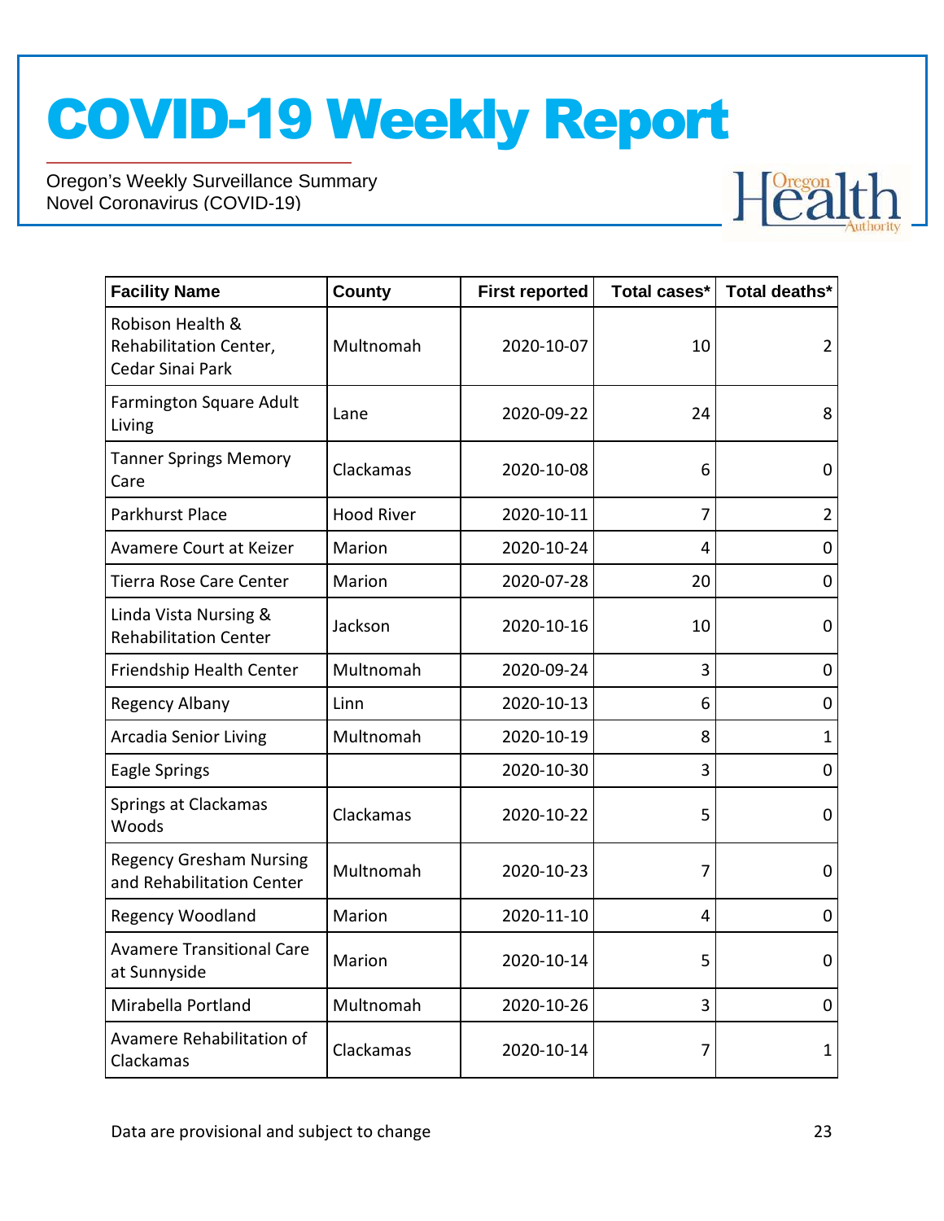# COVID-19 Weekly Report

Oregon's Weekly Surveillance Summary
Novel Coronavirus (COVID-19)

| Facility Name | County | First reported | Total cases* | Total deaths* |
|---|---|---|---|---|
| Robison Health & Rehabilitation Center, Cedar Sinai Park | Multnomah | 2020-10-07 | 10 | 2 |
| Farmington Square Adult Living | Lane | 2020-09-22 | 24 | 8 |
| Tanner Springs Memory Care | Clackamas | 2020-10-08 | 6 | 0 |
| Parkhurst Place | Hood River | 2020-10-11 | 7 | 2 |
| Avamere Court at Keizer | Marion | 2020-10-24 | 4 | 0 |
| Tierra Rose Care Center | Marion | 2020-07-28 | 20 | 0 |
| Linda Vista Nursing & Rehabilitation Center | Jackson | 2020-10-16 | 10 | 0 |
| Friendship Health Center | Multnomah | 2020-09-24 | 3 | 0 |
| Regency Albany | Linn | 2020-10-13 | 6 | 0 |
| Arcadia Senior Living | Multnomah | 2020-10-19 | 8 | 1 |
| Eagle Springs | | 2020-10-30 | 3 | 0 |
| Springs at Clackamas Woods | Clackamas | 2020-10-22 | 5 | 0 |
| Regency Gresham Nursing and Rehabilitation Center | Multnomah | 2020-10-23 | 7 | 0 |
| Regency Woodland | Marion | 2020-11-10 | 4 | 0 |
| Avamere Transitional Care at Sunnyside | Marion | 2020-10-14 | 5 | 0 |
| Mirabella Portland | Multnomah | 2020-10-26 | 3 | 0 |
| Avamere Rehabilitation of Clackamas | Clackamas | 2020-10-14 | 7 | 1 |

Data are provisional and subject to change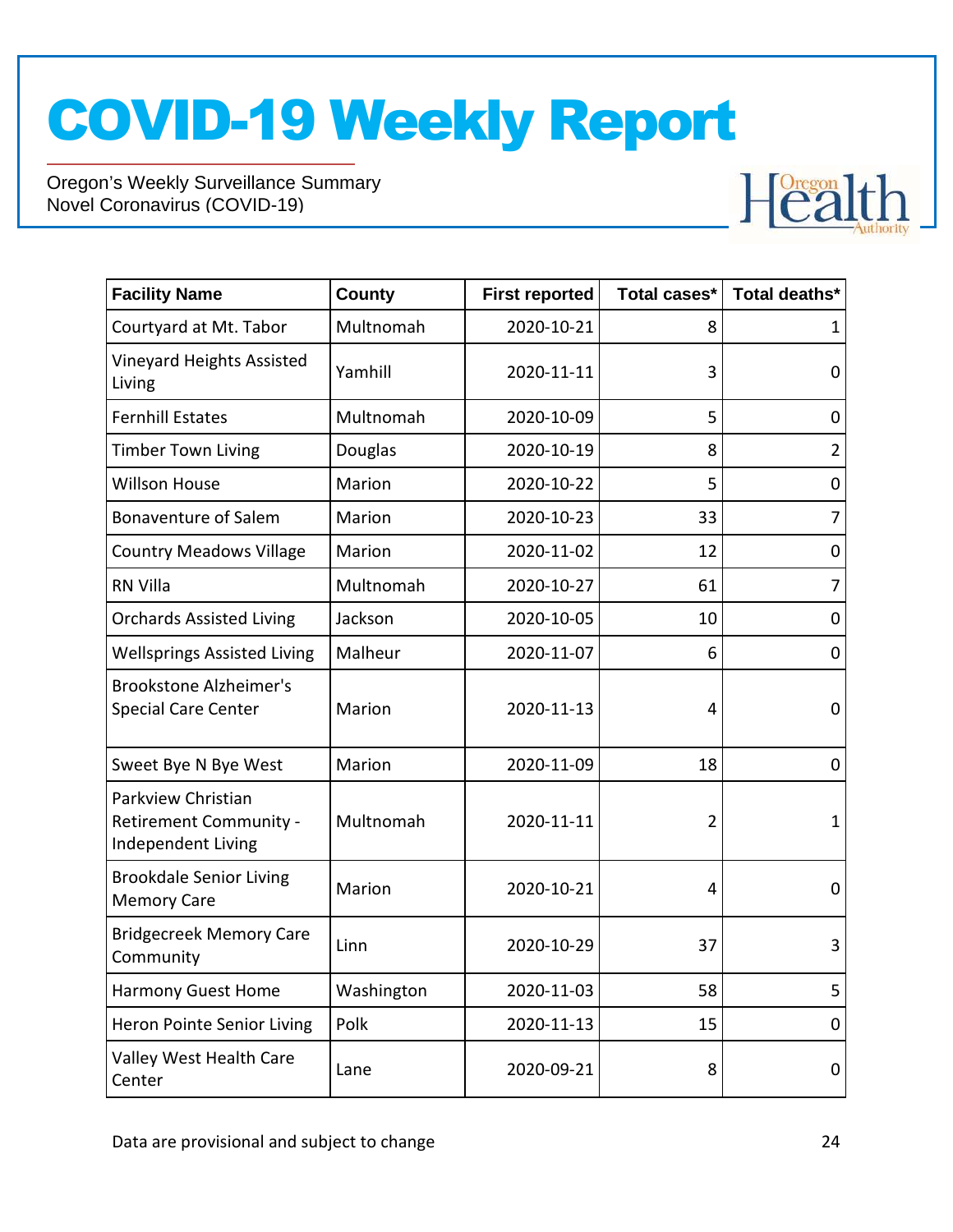| Facility Name | County | First reported | Total cases* | Total deaths* |
|---|---|---|---|---|
| Courtyard at Mt. Tabor | Multnomah | 2020-10-21 | 8 | 1 |
| Vineyard Heights Assisted Living | Yamhill | 2020-11-11 | 3 | 0 |
| Fernhill Estates | Multnomah | 2020-10-09 | 5 | 0 |
| Timber Town Living | Douglas | 2020-10-19 | 8 | 2 |
| Willson House | Marion | 2020-10-22 | 5 | 0 |
| Bonaventure of Salem | Marion | 2020-10-23 | 33 | 7 |
| Country Meadows Village | Marion | 2020-11-02 | 12 | 0 |
| RN Villa | Multnomah | 2020-10-27 | 61 | 7 |
| Orchards Assisted Living | Jackson | 2020-10-05 | 10 | 0 |
| Wellsprings Assisted Living | Malheur | 2020-11-07 | 6 | 0 |
| Brookstone Alzheimer's Special Care Center | Marion | 2020-11-13 | 4 | 0 |
| Sweet Bye N Bye West | Marion | 2020-11-09 | 18 | 0 |
| Parkview Christian Retirement Community - Independent Living | Multnomah | 2020-11-11 | 2 | 1 |
| Brookdale Senior Living Memory Care | Marion | 2020-10-21 | 4 | 0 |
| Bridgecreek Memory Care Community | Linn | 2020-10-29 | 37 | 3 |
| Harmony Guest Home | Washington | 2020-11-03 | 58 | 5 |
| Heron Pointe Senior Living | Polk | 2020-11-13 | 15 | 0 |
| Valley West Health Care Center | Lane | 2020-09-21 | 8 | 0 |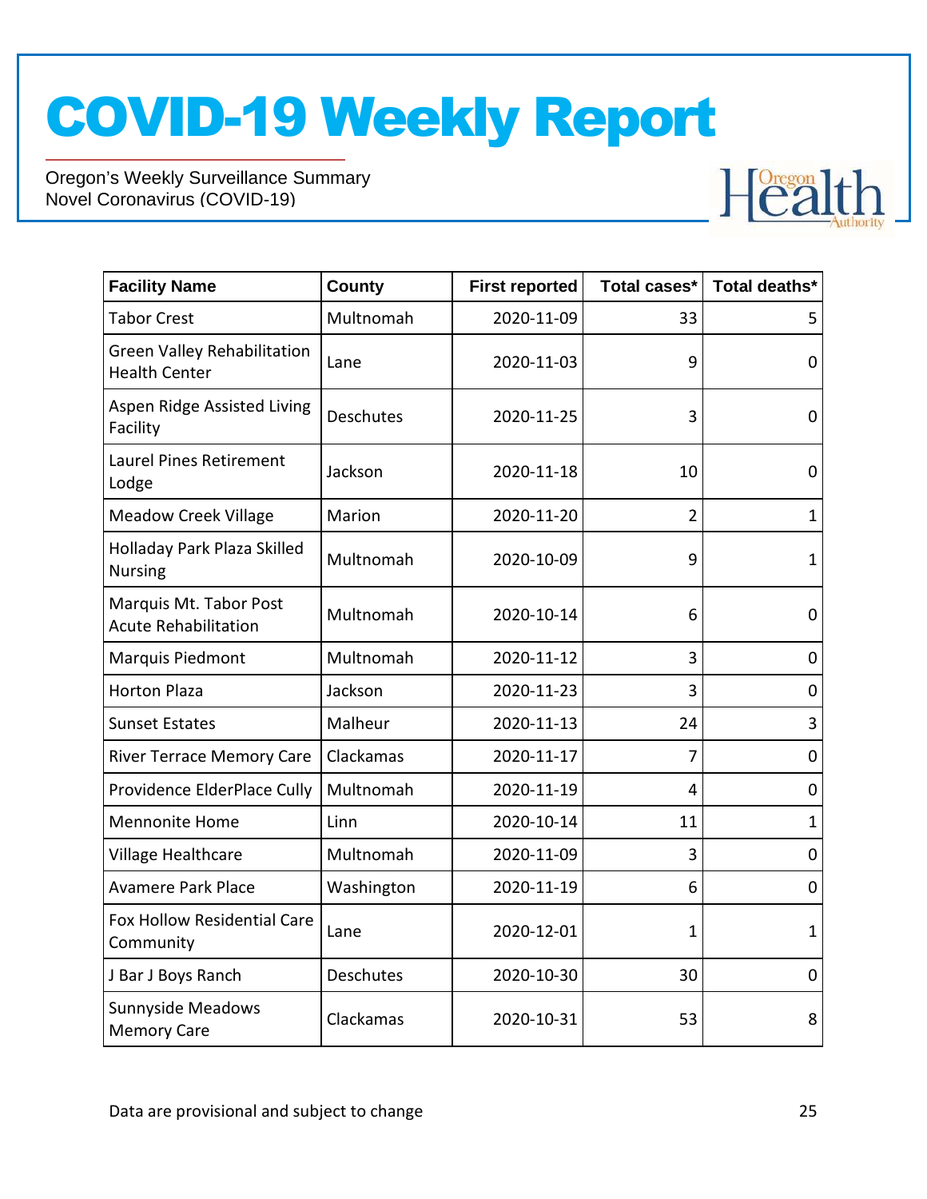# COVID-19 Weekly Report

Oregon's Weekly Surveillance Summary
Novel Coronavirus (COVID-19)

| Facility Name | County | First reported | Total cases* | Total deaths* |
|---|---|---|---|---|
| Tabor Crest | Multnomah | 2020-11-09 | 33 | 5 |
| Green Valley Rehabilitation Health Center | Lane | 2020-11-03 | 9 | 0 |
| Aspen Ridge Assisted Living Facility | Deschutes | 2020-11-25 | 3 | 0 |
| Laurel Pines Retirement Lodge | Jackson | 2020-11-18 | 10 | 0 |
| Meadow Creek Village | Marion | 2020-11-20 | 2 | 1 |
| Holladay Park Plaza Skilled Nursing | Multnomah | 2020-10-09 | 9 | 1 |
| Marquis Mt. Tabor Post Acute Rehabilitation | Multnomah | 2020-10-14 | 6 | 0 |
| Marquis Piedmont | Multnomah | 2020-11-12 | 3 | 0 |
| Horton Plaza | Jackson | 2020-11-23 | 3 | 0 |
| Sunset Estates | Malheur | 2020-11-13 | 24 | 3 |
| River Terrace Memory Care | Clackamas | 2020-11-17 | 7 | 0 |
| Providence ElderPlace Cully | Multnomah | 2020-11-19 | 4 | 0 |
| Mennonite Home | Linn | 2020-10-14 | 11 | 1 |
| Village Healthcare | Multnomah | 2020-11-09 | 3 | 0 |
| Avamere Park Place | Washington | 2020-11-19 | 6 | 0 |
| Fox Hollow Residential Care Community | Lane | 2020-12-01 | 1 | 1 |
| J Bar J Boys Ranch | Deschutes | 2020-10-30 | 30 | 0 |
| Sunnyside Meadows Memory Care | Clackamas | 2020-10-31 | 53 | 8 |

Data are provisional and subject to change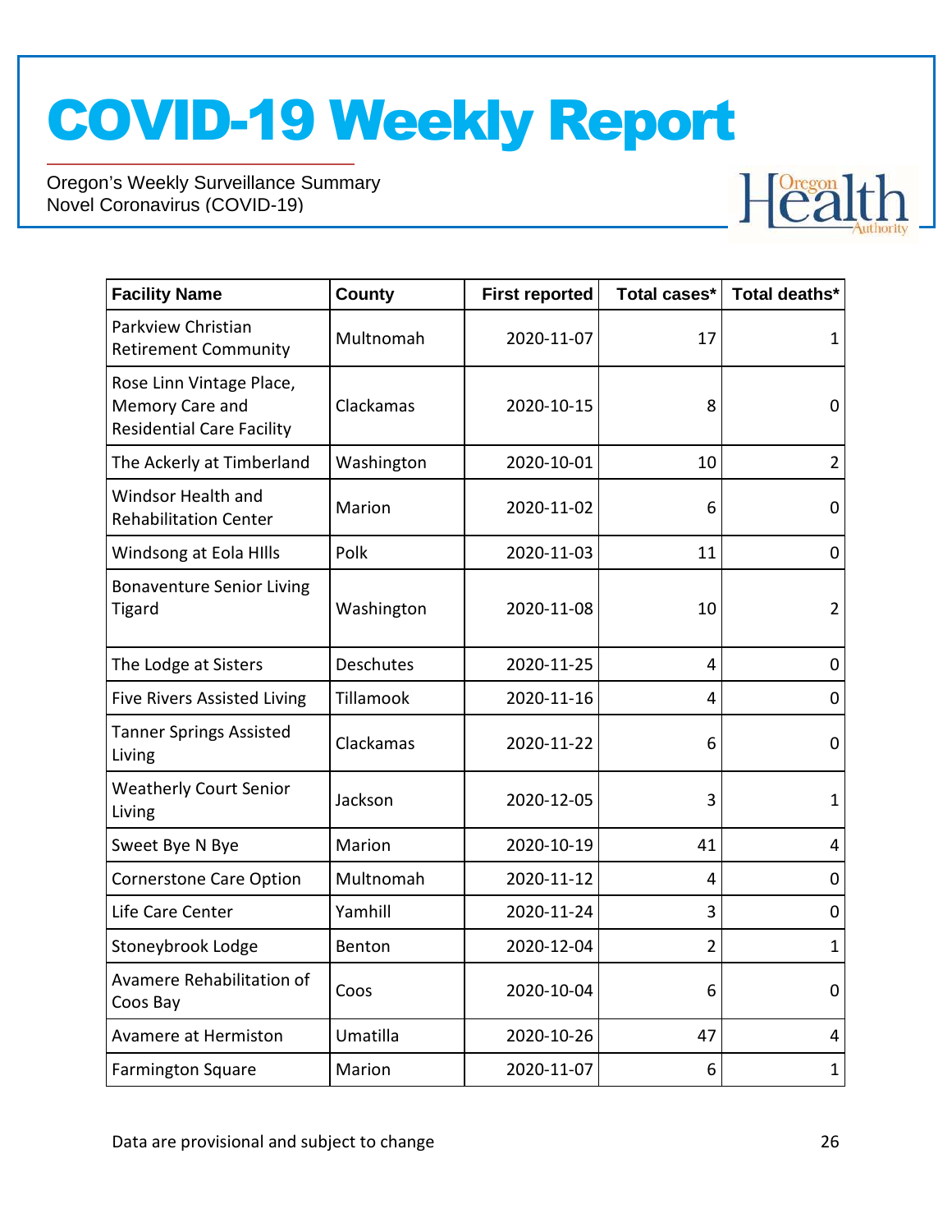| Facility Name | County | First reported | Total cases* | Total deaths* |
|---|---|---|---|---|
| Parkview Christian Retirement Community | Multnomah | 2020-11-07 | 17 | 1 |
| Rose Linn Vintage Place, Memory Care and Residential Care Facility | Clackamas | 2020-10-15 | 8 | 0 |
| The Ackerly at Timberland | Washington | 2020-10-01 | 10 | 2 |
| Windsor Health and Rehabilitation Center | Marion | 2020-11-02 | 6 | 0 |
| Windsong at Eola HIlls | Polk | 2020-11-03 | 11 | 0 |
| Bonaventure Senior Living Tigard | Washington | 2020-11-08 | 10 | 2 |
| The Lodge at Sisters | Deschutes | 2020-11-25 | 4 | 0 |
| Five Rivers Assisted Living | Tillamook | 2020-11-16 | 4 | 0 |
| Tanner Springs Assisted Living | Clackamas | 2020-11-22 | 6 | 0 |
| Weatherly Court Senior Living | Jackson | 2020-12-05 | 3 | 1 |
| Sweet Bye N Bye | Marion | 2020-10-19 | 41 | 4 |
| Cornerstone Care Option | Multnomah | 2020-11-12 | 4 | 0 |
| Life Care Center | Yamhill | 2020-11-24 | 3 | 0 |
| Stoneybrook Lodge | Benton | 2020-12-04 | 2 | 1 |
| Avamere Rehabilitation of Coos Bay | Coos | 2020-10-04 | 6 | 0 |
| Avamere at Hermiston | Umatilla | 2020-10-26 | 47 | 4 |
| Farmington Square | Marion | 2020-11-07 | 6 | 1 |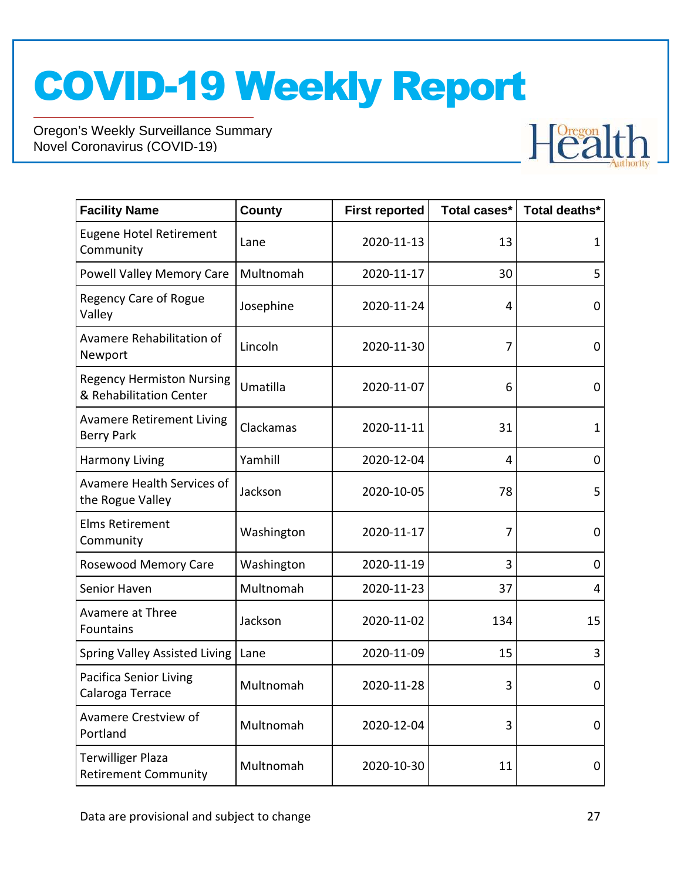# COVID-19 Weekly Report

Oregon's Weekly Surveillance Summary
Novel Coronavirus (COVID-19)

| Facility Name | County | First reported | Total cases* | Total deaths* |
|---|---|---|---|---|
| Eugene Hotel Retirement Community | Lane | 2020-11-13 | 13 | 1 |
| Powell Valley Memory Care | Multnomah | 2020-11-17 | 30 | 5 |
| Regency Care of Rogue Valley | Josephine | 2020-11-24 | 4 | 0 |
| Avamere Rehabilitation of Newport | Lincoln | 2020-11-30 | 7 | 0 |
| Regency Hermiston Nursing & Rehabilitation Center | Umatilla | 2020-11-07 | 6 | 0 |
| Avamere Retirement Living Berry Park | Clackamas | 2020-11-11 | 31 | 1 |
| Harmony Living | Yamhill | 2020-12-04 | 4 | 0 |
| Avamere Health Services of the Rogue Valley | Jackson | 2020-10-05 | 78 | 5 |
| Elms Retirement Community | Washington | 2020-11-17 | 7 | 0 |
| Rosewood Memory Care | Washington | 2020-11-19 | 3 | 0 |
| Senior Haven | Multnomah | 2020-11-23 | 37 | 4 |
| Avamere at Three Fountains | Jackson | 2020-11-02 | 134 | 15 |
| Spring Valley Assisted Living | Lane | 2020-11-09 | 15 | 3 |
| Pacifica Senior Living Calaroga Terrace | Multnomah | 2020-11-28 | 3 | 0 |
| Avamere Crestview of Portland | Multnomah | 2020-12-04 | 3 | 0 |
| Terwilliger Plaza Retirement Community | Multnomah | 2020-10-30 | 11 | 0 |

Data are provisional and subject to change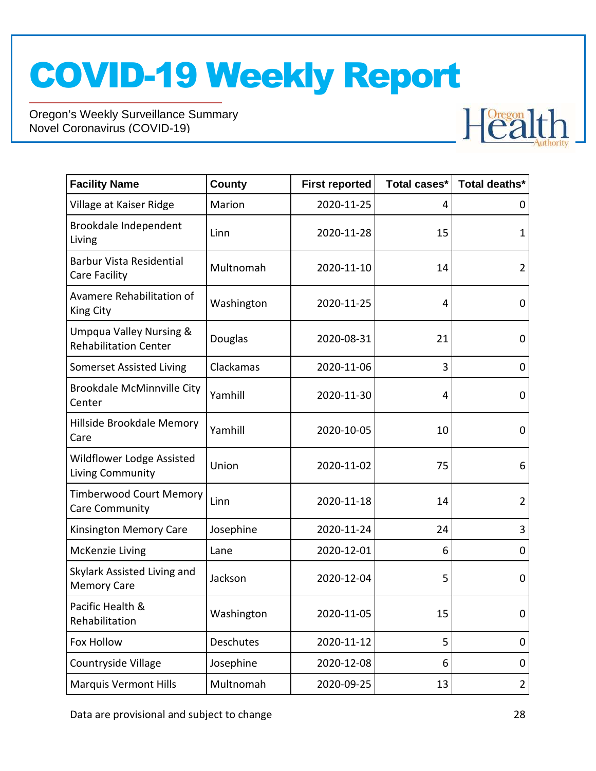| Facility Name | County | First reported | Total cases* | Total deaths* |
|---|---|---|---|---|
| Village at Kaiser Ridge | Marion | 2020-11-25 | 4 | 0 |
| Brookdale Independent Living | Linn | 2020-11-28 | 15 | 1 |
| Barbur Vista Residential Care Facility | Multnomah | 2020-11-10 | 14 | 2 |
| Avamere Rehabilitation of King City | Washington | 2020-11-25 | 4 | 0 |
| Umpqua Valley Nursing & Rehabilitation Center | Douglas | 2020-08-31 | 21 | 0 |
| Somerset Assisted Living | Clackamas | 2020-11-06 | 3 | 0 |
| Brookdale McMinnville City Center | Yamhill | 2020-11-30 | 4 | 0 |
| Hillside Brookdale Memory Care | Yamhill | 2020-10-05 | 10 | 0 |
| Wildflower Lodge Assisted Living Community | Union | 2020-11-02 | 75 | 6 |
| Timberwood Court Memory Care Community | Linn | 2020-11-18 | 14 | 2 |
| Kinsington Memory Care | Josephine | 2020-11-24 | 24 | 3 |
| McKenzie Living | Lane | 2020-12-01 | 6 | 0 |
| Skylark Assisted Living and Memory Care | Jackson | 2020-12-04 | 5 | 0 |
| Pacific Health & Rehabilitation | Washington | 2020-11-05 | 15 | 0 |
| Fox Hollow | Deschutes | 2020-11-12 | 5 | 0 |
| Countryside Village | Josephine | 2020-12-08 | 6 | 0 |
| Marquis Vermont Hills | Multnomah | 2020-09-25 | 13 | 2 |

Data are provisional and subject to change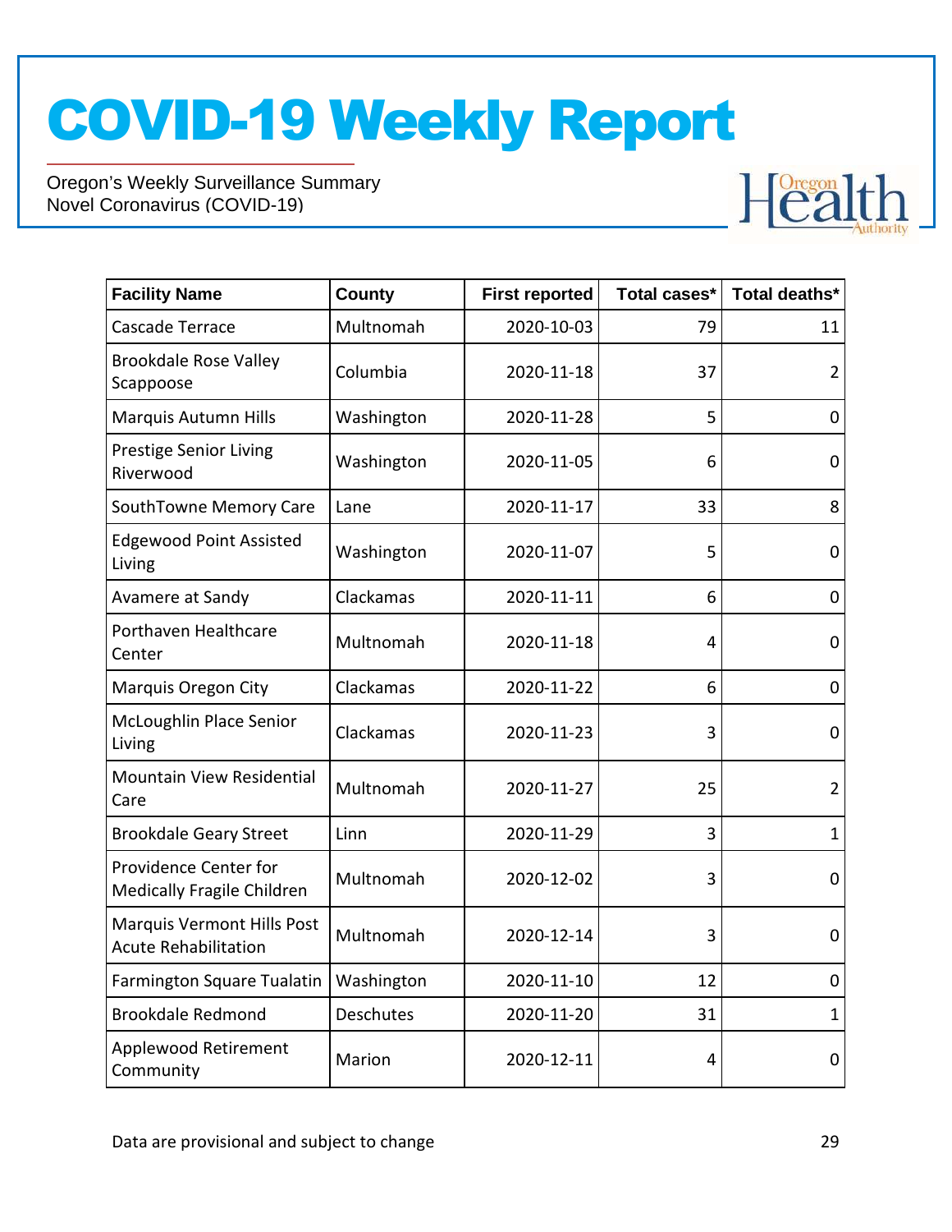# COVID-19 Weekly Report

Oregon's Weekly Surveillance Summary
Novel Coronavirus (COVID-19)

| Facility Name | County | First reported | Total cases* | Total deaths* |
|---|---|---|---|---|
| Cascade Terrace | Multnomah | 2020-10-03 | 79 | 11 |
| Brookdale Rose Valley Scappoose | Columbia | 2020-11-18 | 37 | 2 |
| Marquis Autumn Hills | Washington | 2020-11-28 | 5 | 0 |
| Prestige Senior Living Riverwood | Washington | 2020-11-05 | 6 | 0 |
| SouthTowne Memory Care | Lane | 2020-11-17 | 33 | 8 |
| Edgewood Point Assisted Living | Washington | 2020-11-07 | 5 | 0 |
| Avamere at Sandy | Clackamas | 2020-11-11 | 6 | 0 |
| Porthaven Healthcare Center | Multnomah | 2020-11-18 | 4 | 0 |
| Marquis Oregon City | Clackamas | 2020-11-22 | 6 | 0 |
| McLoughlin Place Senior Living | Clackamas | 2020-11-23 | 3 | 0 |
| Mountain View Residential Care | Multnomah | 2020-11-27 | 25 | 2 |
| Brookdale Geary Street | Linn | 2020-11-29 | 3 | 1 |
| Providence Center for Medically Fragile Children | Multnomah | 2020-12-02 | 3 | 0 |
| Marquis Vermont Hills Post Acute Rehabilitation | Multnomah | 2020-12-14 | 3 | 0 |
| Farmington Square Tualatin | Washington | 2020-11-10 | 12 | 0 |
| Brookdale Redmond | Deschutes | 2020-11-20 | 31 | 1 |
| Applewood Retirement Community | Marion | 2020-12-11 | 4 | 0 |

Data are provisional and subject to change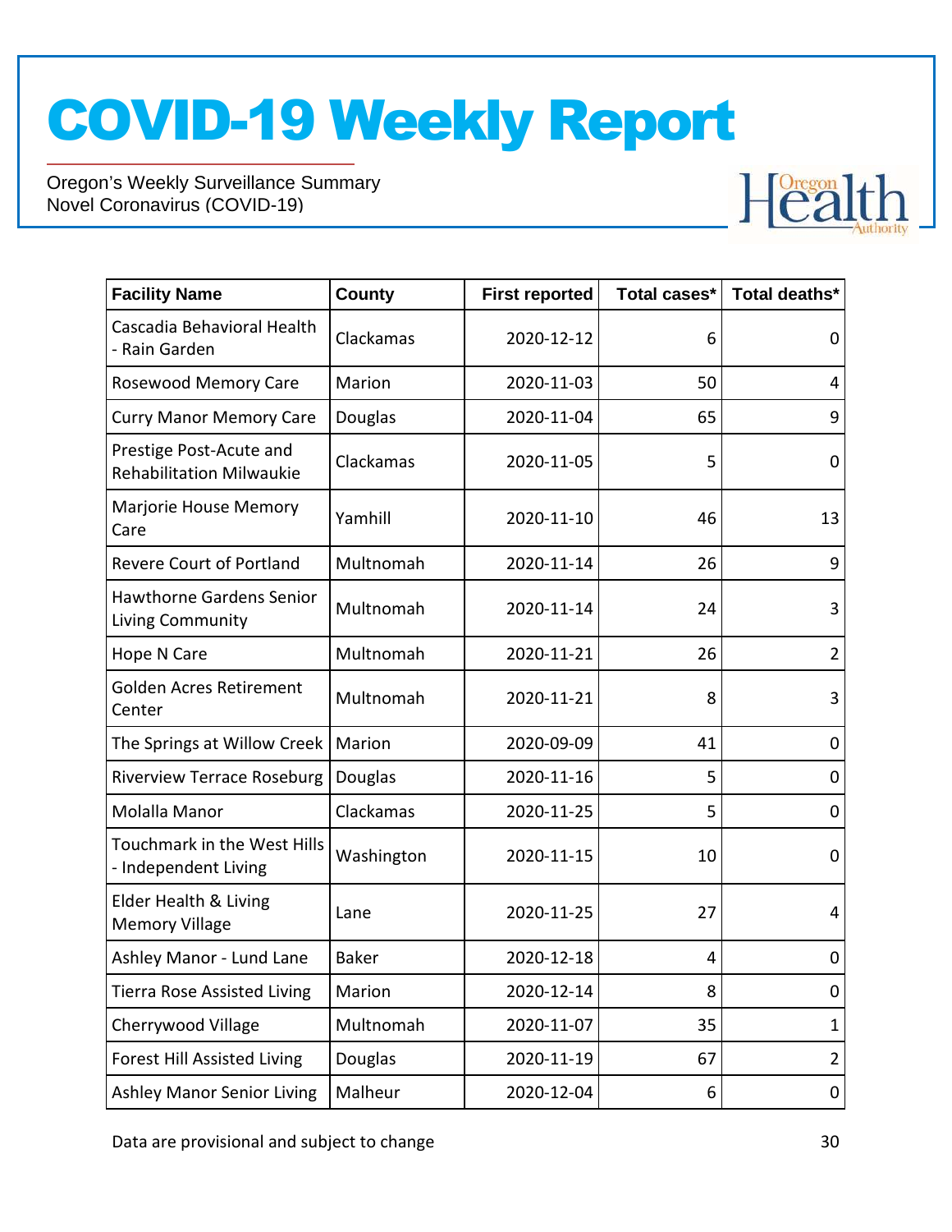| Facility Name | County | First reported | Total cases* | Total deaths* |
|---|---|---|---|---|
| Cascadia Behavioral Health - Rain Garden | Clackamas | 2020-12-12 | 6 | 0 |
| Rosewood Memory Care | Marion | 2020-11-03 | 50 | 4 |
| Curry Manor Memory Care | Douglas | 2020-11-04 | 65 | 9 |
| Prestige Post-Acute and Rehabilitation Milwaukie | Clackamas | 2020-11-05 | 5 | 0 |
| Marjorie House Memory Care | Yamhill | 2020-11-10 | 46 | 13 |
| Revere Court of Portland | Multnomah | 2020-11-14 | 26 | 9 |
| Hawthorne Gardens Senior Living Community | Multnomah | 2020-11-14 | 24 | 3 |
| Hope N Care | Multnomah | 2020-11-21 | 26 | 2 |
| Golden Acres Retirement Center | Multnomah | 2020-11-21 | 8 | 3 |
| The Springs at Willow Creek | Marion | 2020-09-09 | 41 | 0 |
| Riverview Terrace Roseburg | Douglas | 2020-11-16 | 5 | 0 |
| Molalla Manor | Clackamas | 2020-11-25 | 5 | 0 |
| Touchmark in the West Hills - Independent Living | Washington | 2020-11-15 | 10 | 0 |
| Elder Health & Living Memory Village | Lane | 2020-11-25 | 27 | 4 |
| Ashley Manor - Lund Lane | Baker | 2020-12-18 | 4 | 0 |
| Tierra Rose Assisted Living | Marion | 2020-12-14 | 8 | 0 |
| Cherrywood Village | Multnomah | 2020-11-07 | 35 | 1 |
| Forest Hill Assisted Living | Douglas | 2020-11-19 | 67 | 2 |
| Ashley Manor Senior Living | Malheur | 2020-12-04 | 6 | 0 |

Data are provisional and subject to change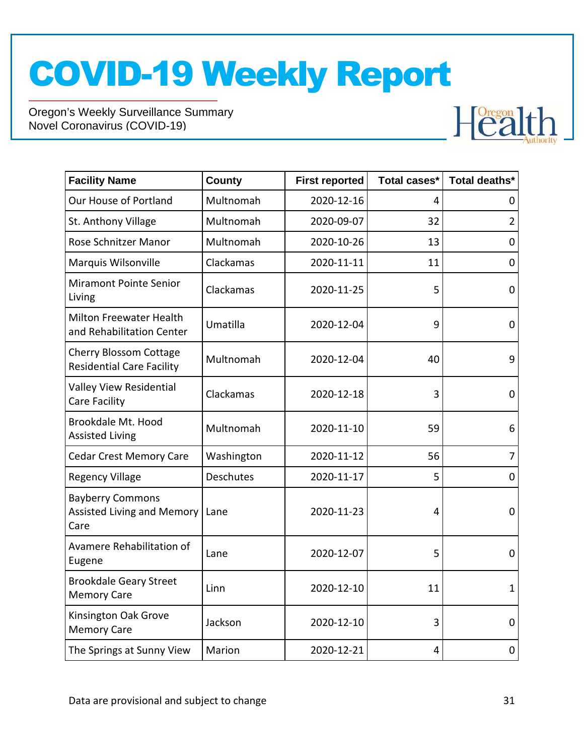# COVID-19 Weekly Report

Oregon's Weekly Surveillance Summary
Novel Coronavirus (COVID-19)

| Facility Name | County | First reported | Total cases* | Total deaths* |
|---|---|---|---|---|
| Our House of Portland | Multnomah | 2020-12-16 | 4 | 0 |
| St. Anthony Village | Multnomah | 2020-09-07 | 32 | 2 |
| Rose Schnitzer Manor | Multnomah | 2020-10-26 | 13 | 0 |
| Marquis Wilsonville | Clackamas | 2020-11-11 | 11 | 0 |
| Miramont Pointe Senior Living | Clackamas | 2020-11-25 | 5 | 0 |
| Milton Freewater Health and Rehabilitation Center | Umatilla | 2020-12-04 | 9 | 0 |
| Cherry Blossom Cottage Residential Care Facility | Multnomah | 2020-12-04 | 40 | 9 |
| Valley View Residential Care Facility | Clackamas | 2020-12-18 | 3 | 0 |
| Brookdale Mt. Hood Assisted Living | Multnomah | 2020-11-10 | 59 | 6 |
| Cedar Crest Memory Care | Washington | 2020-11-12 | 56 | 7 |
| Regency Village | Deschutes | 2020-11-17 | 5 | 0 |
| Bayberry Commons Assisted Living and Memory Care | Lane | 2020-11-23 | 4 | 0 |
| Avamere Rehabilitation of Eugene | Lane | 2020-12-07 | 5 | 0 |
| Brookdale Geary Street Memory Care | Linn | 2020-12-10 | 11 | 1 |
| Kinsington Oak Grove Memory Care | Jackson | 2020-12-10 | 3 | 0 |
| The Springs at Sunny View | Marion | 2020-12-21 | 4 | 0 |

Data are provisional and subject to change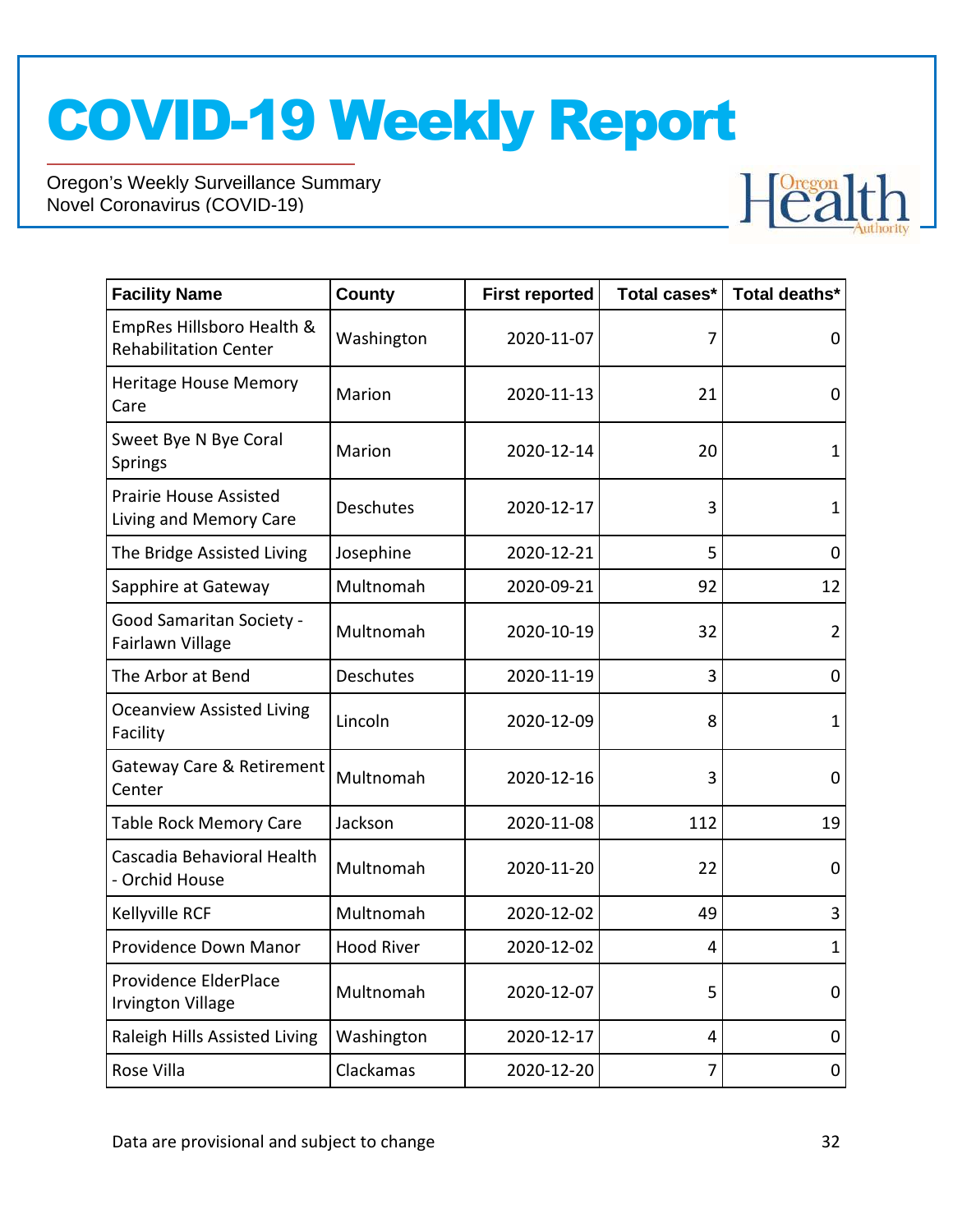# COVID-19 Weekly Report

Oregon's Weekly Surveillance Summary
Novel Coronavirus (COVID-19)

| Facility Name | County | First reported | Total cases* | Total deaths* |
|---|---|---|---|---|
| EmpRes Hillsboro Health & Rehabilitation Center | Washington | 2020-11-07 | 7 | 0 |
| Heritage House Memory Care | Marion | 2020-11-13 | 21 | 0 |
| Sweet Bye N Bye Coral Springs | Marion | 2020-12-14 | 20 | 1 |
| Prairie House Assisted Living and Memory Care | Deschutes | 2020-12-17 | 3 | 1 |
| The Bridge Assisted Living | Josephine | 2020-12-21 | 5 | 0 |
| Sapphire at Gateway | Multnomah | 2020-09-21 | 92 | 12 |
| Good Samaritan Society - Fairlawn Village | Multnomah | 2020-10-19 | 32 | 2 |
| The Arbor at Bend | Deschutes | 2020-11-19 | 3 | 0 |
| Oceanview Assisted Living Facility | Lincoln | 2020-12-09 | 8 | 1 |
| Gateway Care & Retirement Center | Multnomah | 2020-12-16 | 3 | 0 |
| Table Rock Memory Care | Jackson | 2020-11-08 | 112 | 19 |
| Cascadia Behavioral Health - Orchid House | Multnomah | 2020-11-20 | 22 | 0 |
| Kellyville RCF | Multnomah | 2020-12-02 | 49 | 3 |
| Providence Down Manor | Hood River | 2020-12-02 | 4 | 1 |
| Providence ElderPlace Irvington Village | Multnomah | 2020-12-07 | 5 | 0 |
| Raleigh Hills Assisted Living | Washington | 2020-12-17 | 4 | 0 |
| Rose Villa | Clackamas | 2020-12-20 | 7 | 0 |

Data are provisional and subject to change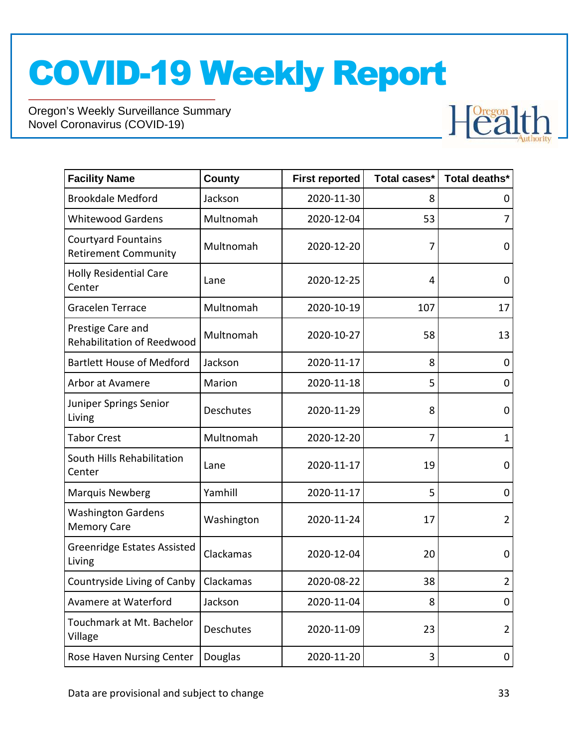# COVID-19 Weekly Report

Oregon's Weekly Surveillance Summary
Novel Coronavirus (COVID-19)

| Facility Name | County | First reported | Total cases* | Total deaths* |
|---|---|---|---|---|
| Brookdale Medford | Jackson | 2020-11-30 | 8 | 0 |
| Whitewood Gardens | Multnomah | 2020-12-04 | 53 | 7 |
| Courtyard Fountains Retirement Community | Multnomah | 2020-12-20 | 7 | 0 |
| Holly Residential Care Center | Lane | 2020-12-25 | 4 | 0 |
| Gracelen Terrace | Multnomah | 2020-10-19 | 107 | 17 |
| Prestige Care and Rehabilitation of Reedwood | Multnomah | 2020-10-27 | 58 | 13 |
| Bartlett House of Medford | Jackson | 2020-11-17 | 8 | 0 |
| Arbor at Avamere | Marion | 2020-11-18 | 5 | 0 |
| Juniper Springs Senior Living | Deschutes | 2020-11-29 | 8 | 0 |
| Tabor Crest | Multnomah | 2020-12-20 | 7 | 1 |
| South Hills Rehabilitation Center | Lane | 2020-11-17 | 19 | 0 |
| Marquis Newberg | Yamhill | 2020-11-17 | 5 | 0 |
| Washington Gardens Memory Care | Washington | 2020-11-24 | 17 | 2 |
| Greenridge Estates Assisted Living | Clackamas | 2020-12-04 | 20 | 0 |
| Countryside Living of Canby | Clackamas | 2020-08-22 | 38 | 2 |
| Avamere at Waterford | Jackson | 2020-11-04 | 8 | 0 |
| Touchmark at Mt. Bachelor Village | Deschutes | 2020-11-09 | 23 | 2 |
| Rose Haven Nursing Center | Douglas | 2020-11-20 | 3 | 0 |

Data are provisional and subject to change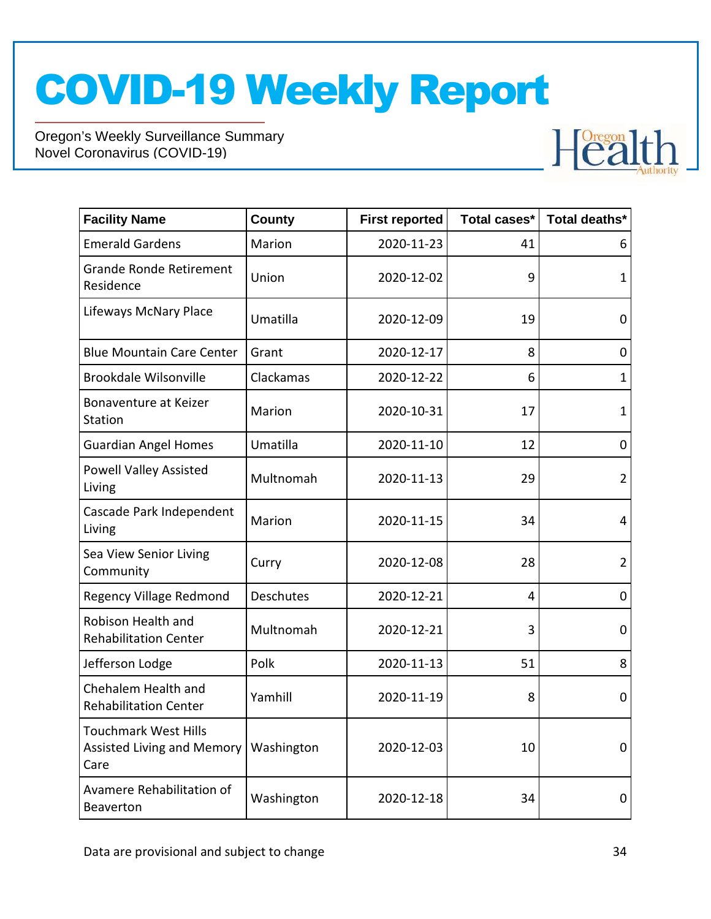| Facility Name | County | First reported | Total cases* | Total deaths* |
|---|---|---|---|---|
| Emerald Gardens | Marion | 2020-11-23 | 41 | 6 |
| Grande Ronde Retirement Residence | Union | 2020-12-02 | 9 | 1 |
| Lifeways McNary Place | Umatilla | 2020-12-09 | 19 | 0 |
| Blue Mountain Care Center | Grant | 2020-12-17 | 8 | 0 |
| Brookdale Wilsonville | Clackamas | 2020-12-22 | 6 | 1 |
| Bonaventure at Keizer Station | Marion | 2020-10-31 | 17 | 1 |
| Guardian Angel Homes | Umatilla | 2020-11-10 | 12 | 0 |
| Powell Valley Assisted Living | Multnomah | 2020-11-13 | 29 | 2 |
| Cascade Park Independent Living | Marion | 2020-11-15 | 34 | 4 |
| Sea View Senior Living Community | Curry | 2020-12-08 | 28 | 2 |
| Regency Village Redmond | Deschutes | 2020-12-21 | 4 | 0 |
| Robison Health and Rehabilitation Center | Multnomah | 2020-12-21 | 3 | 0 |
| Jefferson Lodge | Polk | 2020-11-13 | 51 | 8 |
| Chehalem Health and Rehabilitation Center | Yamhill | 2020-11-19 | 8 | 0 |
| Touchmark West Hills Assisted Living and Memory Care | Washington | 2020-12-03 | 10 | 0 |
| Avamere Rehabilitation of Beaverton | Washington | 2020-12-18 | 34 | 0 |

Data are provisional and subject to change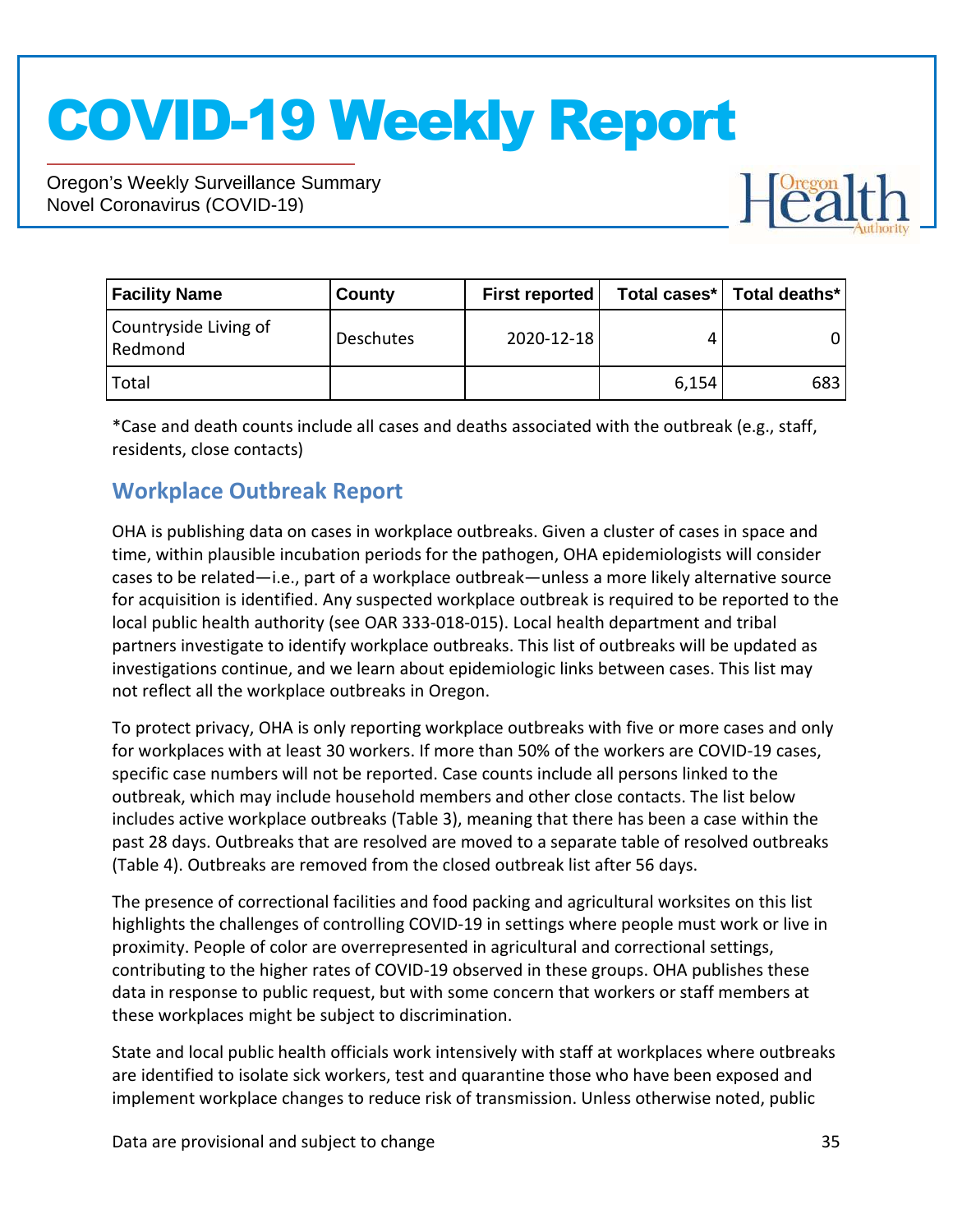| Facility Name | County | First reported | Total cases* | Total deaths* |
|---|---|---|---|---|
| Countryside Living of Redmond | Deschutes | 2020-12-18 | 4 | 0 |
| Total | | | 6,154 | 683 |

*Case and death counts include all cases and deaths associated with the outbreak (e.g., staff, residents, close contacts)

## Workplace Outbreak Report

OHA is publishing data on cases in workplace outbreaks. Given a cluster of cases in space and time, within plausible incubation periods for the pathogen, OHA epidemiologists will consider cases to be related—i.e., part of a workplace outbreak—unless a more likely alternative source for acquisition is identified. Any suspected workplace outbreak is required to be reported to the local public health authority (see OAR 333-018-015). Local health department and tribal partners investigate to identify workplace outbreaks. This list of outbreaks will be updated as investigations continue, and we learn about epidemiologic links between cases. This list may not reflect all the workplace outbreaks in Oregon.

To protect privacy, OHA is only reporting workplace outbreaks with five or more cases and only for workplaces with at least 30 workers. If more than 50% of the workers are COVID-19 cases, specific case numbers will not be reported. Case counts include all persons linked to the outbreak, which may include household members and other close contacts. The list below includes active workplace outbreaks (Table 3), meaning that there has been a case within the past 28 days. Outbreaks that are resolved are moved to a separate table of resolved outbreaks (Table 4). Outbreaks are removed from the closed outbreak list after 56 days.

The presence of correctional facilities and food packing and agricultural worksites on this list highlights the challenges of controlling COVID-19 in settings where people must work or live in proximity. People of color are overrepresented in agricultural and correctional settings, contributing to the higher rates of COVID-19 observed in these groups. OHA publishes these data in response to public request, but with some concern that workers or staff members at these workplaces might be subject to discrimination.

State and local public health officials work intensively with staff at workplaces where outbreaks are identified to isolate sick workers, test and quarantine those who have been exposed and implement workplace changes to reduce risk of transmission. Unless otherwise noted, public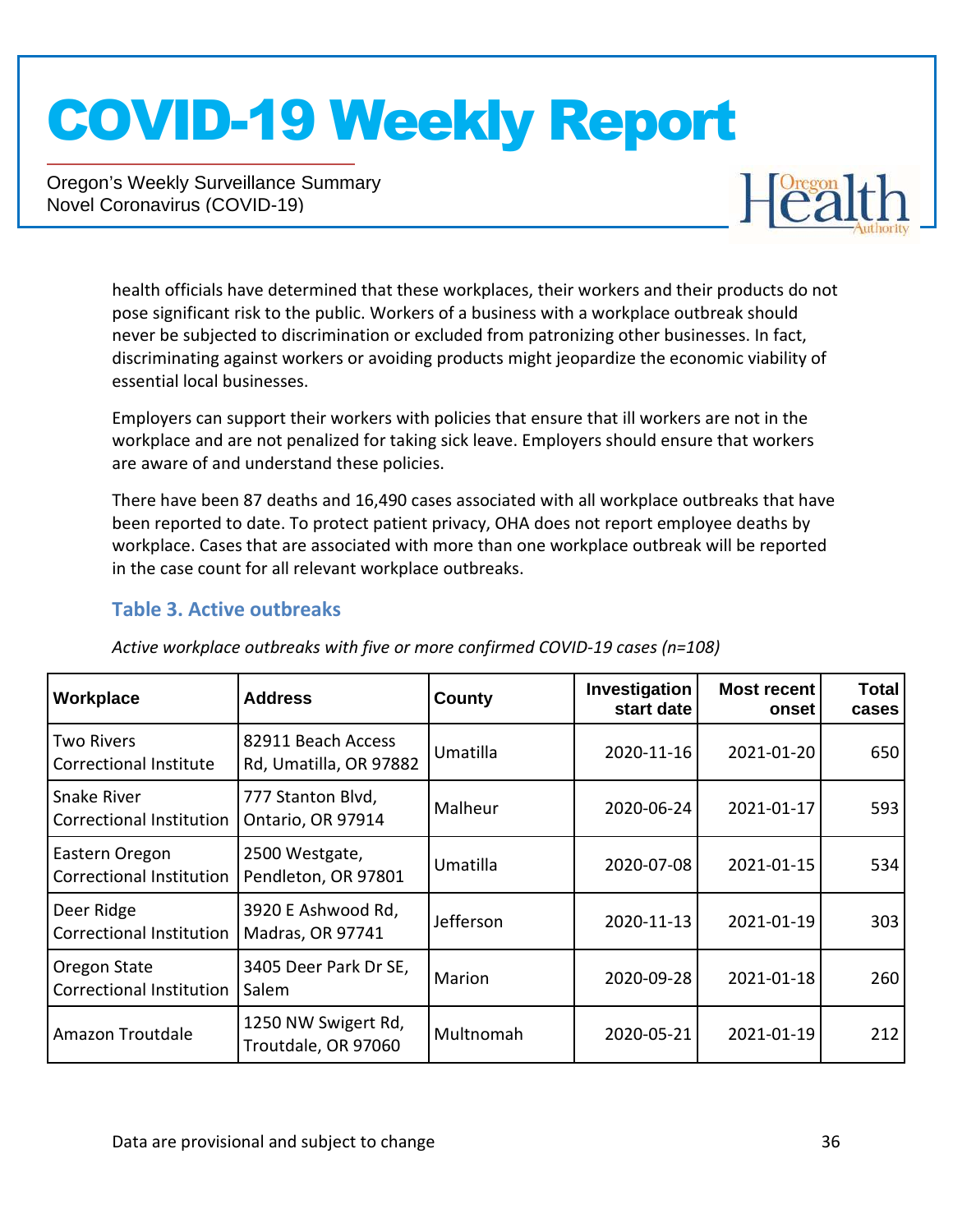health officials have determined that these workplaces, their workers and their products do not pose significant risk to the public. Workers of a business with a workplace outbreak should never be subjected to discrimination or excluded from patronizing other businesses. In fact, discriminating against workers or avoiding products might jeopardize the economic viability of essential local businesses.

Employers can support their workers with policies that ensure that ill workers are not in the workplace and are not penalized for taking sick leave. Employers should ensure that workers are aware of and understand these policies.

There have been 87 deaths and 16,490 cases associated with all workplace outbreaks that have been reported to date. To protect patient privacy, OHA does not report employee deaths by workplace. Cases that are associated with more than one workplace outbreak will be reported in the case count for all relevant workplace outbreaks.

### Table 3. Active outbreaks

*Active workplace outbreaks with five or more confirmed COVID-19 cases (n=108)*

| Workplace | Address | County | Investigation start date | Most recent onset | Total cases |
|---|---|---|---|---|---|
| Two Rivers Correctional Institute | 82911 Beach Access Rd, Umatilla, OR 97882 | Umatilla | 2020-11-16 | 2021-01-20 | 650 |
| Snake River Correctional Institution | 777 Stanton Blvd, Ontario, OR 97914 | Malheur | 2020-06-24 | 2021-01-17 | 593 |
| Eastern Oregon Correctional Institution | 2500 Westgate, Pendleton, OR 97801 | Umatilla | 2020-07-08 | 2021-01-15 | 534 |
| Deer Ridge Correctional Institution | 3920 E Ashwood Rd, Madras, OR 97741 | Jefferson | 2020-11-13 | 2021-01-19 | 303 |
| Oregon State Correctional Institution | 3405 Deer Park Dr SE, Salem | Marion | 2020-09-28 | 2021-01-18 | 260 |
| Amazon Troutdale | 1250 NW Swigert Rd, Troutdale, OR 97060 | Multnomah | 2020-05-21 | 2021-01-19 | 212 |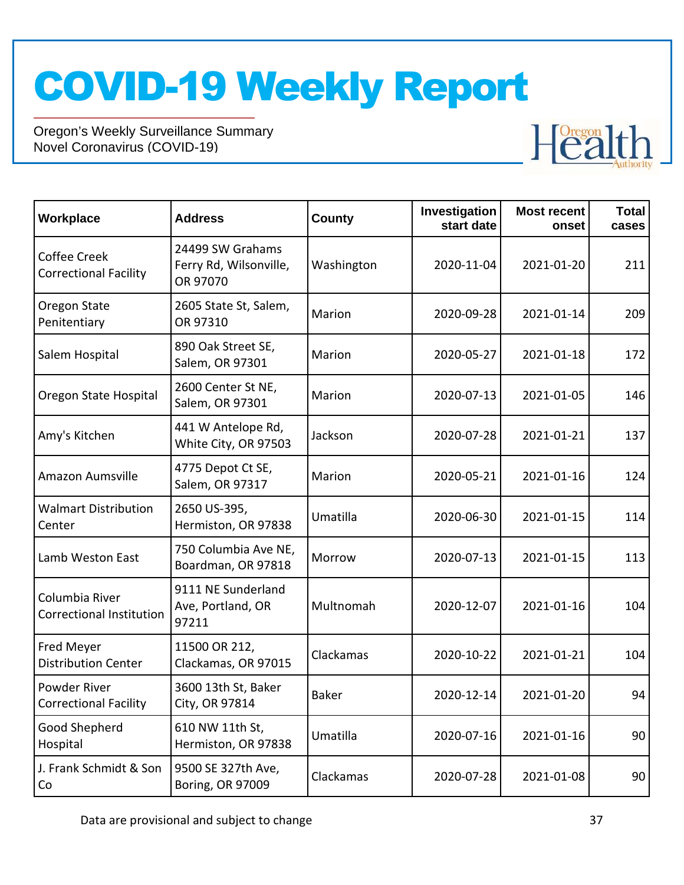# COVID-19 Weekly Report

Oregon's Weekly Surveillance Summary
Novel Coronavirus (COVID-19)

| Workplace | Address | County | Investigation start date | Most recent onset | Total cases |
|---|---|---|---|---|---|
| Coffee Creek Correctional Facility | 24499 SW Grahams Ferry Rd, Wilsonville, OR 97070 | Washington | 2020-11-04 | 2021-01-20 | 211 |
| Oregon State Penitentiary | 2605 State St, Salem, OR 97310 | Marion | 2020-09-28 | 2021-01-14 | 209 |
| Salem Hospital | 890 Oak Street SE, Salem, OR 97301 | Marion | 2020-05-27 | 2021-01-18 | 172 |
| Oregon State Hospital | 2600 Center St NE, Salem, OR 97301 | Marion | 2020-07-13 | 2021-01-05 | 146 |
| Amy's Kitchen | 441 W Antelope Rd, White City, OR 97503 | Jackson | 2020-07-28 | 2021-01-21 | 137 |
| Amazon Aumsville | 4775 Depot Ct SE, Salem, OR 97317 | Marion | 2020-05-21 | 2021-01-16 | 124 |
| Walmart Distribution Center | 2650 US-395, Hermiston, OR 97838 | Umatilla | 2020-06-30 | 2021-01-15 | 114 |
| Lamb Weston East | 750 Columbia Ave NE, Boardman, OR 97818 | Morrow | 2020-07-13 | 2021-01-15 | 113 |
| Columbia River Correctional Institution | 9111 NE Sunderland Ave, Portland, OR 97211 | Multnomah | 2020-12-07 | 2021-01-16 | 104 |
| Fred Meyer Distribution Center | 11500 OR 212, Clackamas, OR 97015 | Clackamas | 2020-10-22 | 2021-01-21 | 104 |
| Powder River Correctional Facility | 3600 13th St, Baker City, OR 97814 | Baker | 2020-12-14 | 2021-01-20 | 94 |
| Good Shepherd Hospital | 610 NW 11th St, Hermiston, OR 97838 | Umatilla | 2020-07-16 | 2021-01-16 | 90 |
| J. Frank Schmidt & Son Co | 9500 SE 327th Ave, Boring, OR 97009 | Clackamas | 2020-07-28 | 2021-01-08 | 90 |

Data are provisional and subject to change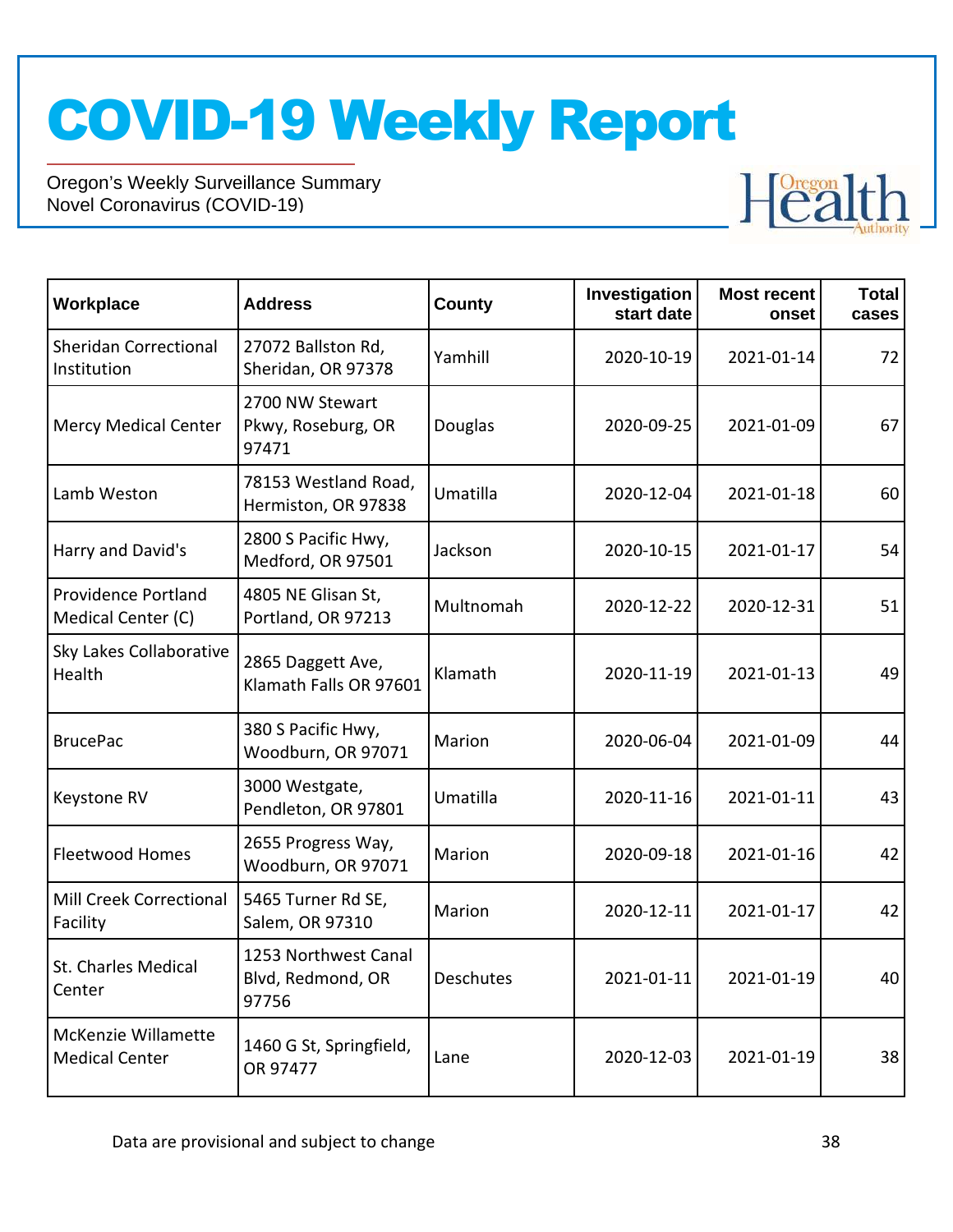# COVID-19 Weekly Report

Oregon's Weekly Surveillance Summary
Novel Coronavirus (COVID-19)

| Workplace | Address | County | Investigation start date | Most recent onset | Total cases |
|---|---|---|---|---|---|
| Sheridan Correctional Institution | 27072 Ballston Rd, Sheridan, OR 97378 | Yamhill | 2020-10-19 | 2021-01-14 | 72 |
| Mercy Medical Center | 2700 NW Stewart Pkwy, Roseburg, OR 97471 | Douglas | 2020-09-25 | 2021-01-09 | 67 |
| Lamb Weston | 78153 Westland Road, Hermiston, OR 97838 | Umatilla | 2020-12-04 | 2021-01-18 | 60 |
| Harry and David's | 2800 S Pacific Hwy, Medford, OR 97501 | Jackson | 2020-10-15 | 2021-01-17 | 54 |
| Providence Portland Medical Center (C) | 4805 NE Glisan St, Portland, OR 97213 | Multnomah | 2020-12-22 | 2020-12-31 | 51 |
| Sky Lakes Collaborative Health | 2865 Daggett Ave, Klamath Falls OR 97601 | Klamath | 2020-11-19 | 2021-01-13 | 49 |
| BrucePac | 380 S Pacific Hwy, Woodburn, OR 97071 | Marion | 2020-06-04 | 2021-01-09 | 44 |
| Keystone RV | 3000 Westgate, Pendleton, OR 97801 | Umatilla | 2020-11-16 | 2021-01-11 | 43 |
| Fleetwood Homes | 2655 Progress Way, Woodburn, OR 97071 | Marion | 2020-09-18 | 2021-01-16 | 42 |
| Mill Creek Correctional Facility | 5465 Turner Rd SE, Salem, OR 97310 | Marion | 2020-12-11 | 2021-01-17 | 42 |
| St. Charles Medical Center | 1253 Northwest Canal Blvd, Redmond, OR 97756 | Deschutes | 2021-01-11 | 2021-01-19 | 40 |
| McKenzie Willamette Medical Center | 1460 G St, Springfield, OR 97477 | Lane | 2020-12-03 | 2021-01-19 | 38 |

Data are provisional and subject to change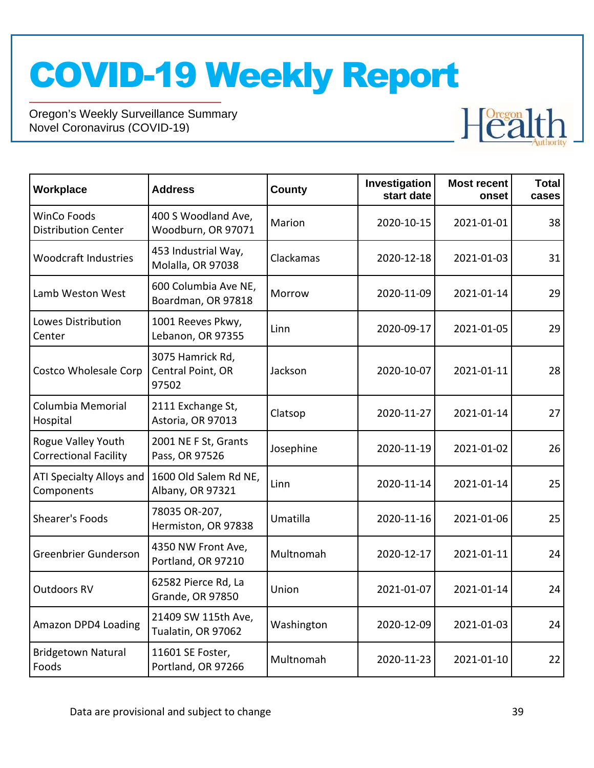# COVID-19 Weekly Report

Oregon's Weekly Surveillance Summary
Novel Coronavirus (COVID-19)

| Workplace | Address | County | Investigation start date | Most recent onset | Total cases |
|---|---|---|---|---|---|
| WinCo Foods Distribution Center | 400 S Woodland Ave, Woodburn, OR 97071 | Marion | 2020-10-15 | 2021-01-01 | 38 |
| Woodcraft Industries | 453 Industrial Way, Molalla, OR 97038 | Clackamas | 2020-12-18 | 2021-01-03 | 31 |
| Lamb Weston West | 600 Columbia Ave NE, Boardman, OR 97818 | Morrow | 2020-11-09 | 2021-01-14 | 29 |
| Lowes Distribution Center | 1001 Reeves Pkwy, Lebanon, OR 97355 | Linn | 2020-09-17 | 2021-01-05 | 29 |
| Costco Wholesale Corp | 3075 Hamrick Rd, Central Point, OR 97502 | Jackson | 2020-10-07 | 2021-01-11 | 28 |
| Columbia Memorial Hospital | 2111 Exchange St, Astoria, OR 97013 | Clatsop | 2020-11-27 | 2021-01-14 | 27 |
| Rogue Valley Youth Correctional Facility | 2001 NE F St, Grants Pass, OR 97526 | Josephine | 2020-11-19 | 2021-01-02 | 26 |
| ATI Specialty Alloys and Components | 1600 Old Salem Rd NE, Albany, OR 97321 | Linn | 2020-11-14 | 2021-01-14 | 25 |
| Shearer's Foods | 78035 OR-207, Hermiston, OR 97838 | Umatilla | 2020-11-16 | 2021-01-06 | 25 |
| Greenbrier Gunderson | 4350 NW Front Ave, Portland, OR 97210 | Multnomah | 2020-12-17 | 2021-01-11 | 24 |
| Outdoors RV | 62582 Pierce Rd, La Grande, OR 97850 | Union | 2021-01-07 | 2021-01-14 | 24 |
| Amazon DPD4 Loading | 21409 SW 115th Ave, Tualatin, OR 97062 | Washington | 2020-12-09 | 2021-01-03 | 24 |
| Bridgetown Natural Foods | 11601 SE Foster, Portland, OR 97266 | Multnomah | 2020-11-23 | 2021-01-10 | 22 |

Data are provisional and subject to change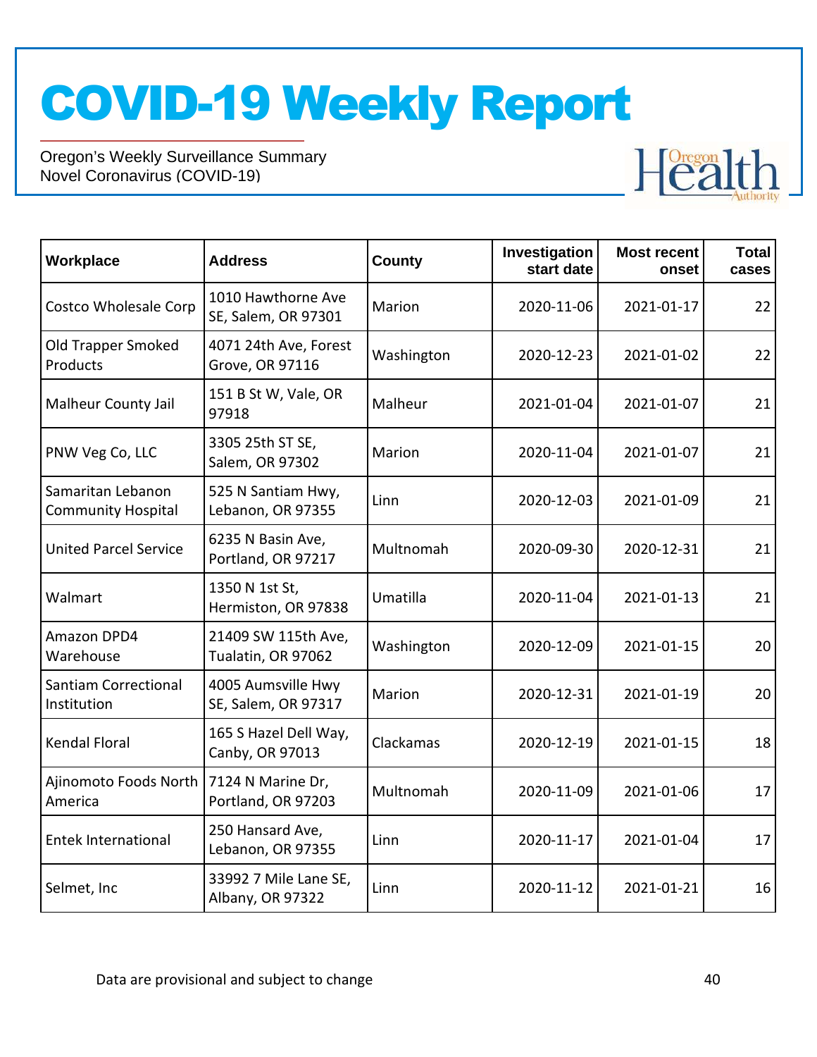| Workplace | Address | County | Investigation start date | Most recent onset | Total cases |
|---|---|---|---|---|---|
| Costco Wholesale Corp | 1010 Hawthorne Ave SE, Salem, OR 97301 | Marion | 2020-11-06 | 2021-01-17 | 22 |
| Old Trapper Smoked Products | 4071 24th Ave, Forest Grove, OR 97116 | Washington | 2020-12-23 | 2021-01-02 | 22 |
| Malheur County Jail | 151 B St W, Vale, OR 97918 | Malheur | 2021-01-04 | 2021-01-07 | 21 |
| PNW Veg Co, LLC | 3305 25th ST SE, Salem, OR 97302 | Marion | 2020-11-04 | 2021-01-07 | 21 |
| Samaritan Lebanon Community Hospital | 525 N Santiam Hwy, Lebanon, OR 97355 | Linn | 2020-12-03 | 2021-01-09 | 21 |
| United Parcel Service | 6235 N Basin Ave, Portland, OR 97217 | Multnomah | 2020-09-30 | 2020-12-31 | 21 |
| Walmart | 1350 N 1st St, Hermiston, OR 97838 | Umatilla | 2020-11-04 | 2021-01-13 | 21 |
| Amazon DPD4 Warehouse | 21409 SW 115th Ave, Tualatin, OR 97062 | Washington | 2020-12-09 | 2021-01-15 | 20 |
| Santiam Correctional Institution | 4005 Aumsville Hwy SE, Salem, OR 97317 | Marion | 2020-12-31 | 2021-01-19 | 20 |
| Kendal Floral | 165 S Hazel Dell Way, Canby, OR 97013 | Clackamas | 2020-12-19 | 2021-01-15 | 18 |
| Ajinomoto Foods North America | 7124 N Marine Dr, Portland, OR 97203 | Multnomah | 2020-11-09 | 2021-01-06 | 17 |
| Entek International | 250 Hansard Ave, Lebanon, OR 97355 | Linn | 2020-11-17 | 2021-01-04 | 17 |
| Selmet, Inc | 33992 7 Mile Lane SE, Albany, OR 97322 | Linn | 2020-11-12 | 2021-01-21 | 16 |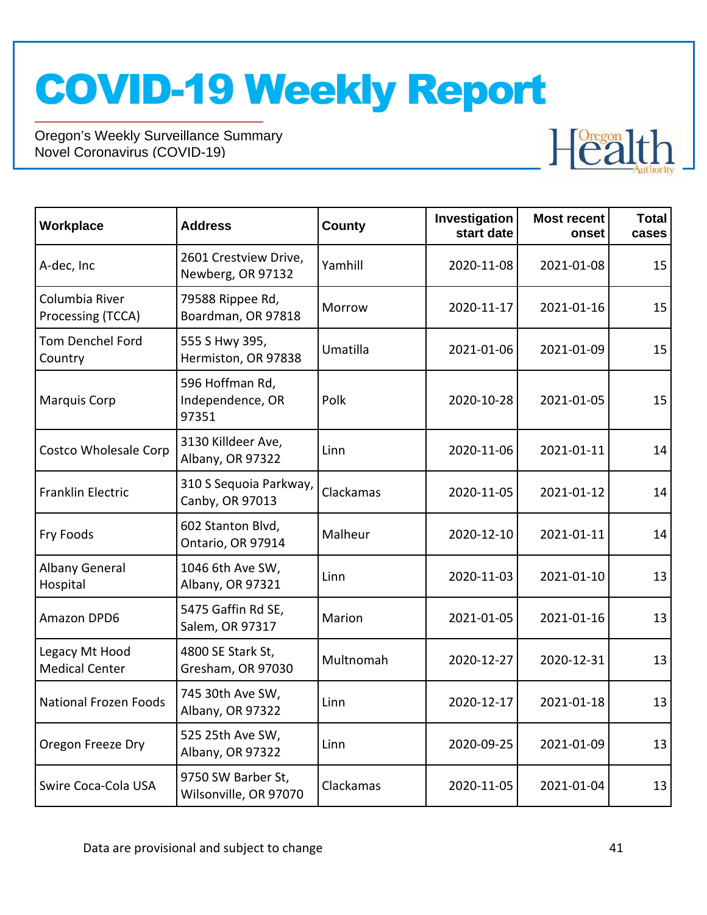| Workplace | Address | County | Investigation start date | Most recent onset | Total cases |
|---|---|---|---|---|---|
| A-dec, Inc | 2601 Crestview Drive, Newberg, OR 97132 | Yamhill | 2020-11-08 | 2021-01-08 | 15 |
| Columbia River Processing (TCCA) | 79588 Rippee Rd, Boardman, OR 97818 | Morrow | 2020-11-17 | 2021-01-16 | 15 |
| Tom Denchel Ford Country | 555 S Hwy 395, Hermiston, OR 97838 | Umatilla | 2021-01-06 | 2021-01-09 | 15 |
| Marquis Corp | 596 Hoffman Rd, Independence, OR 97351 | Polk | 2020-10-28 | 2021-01-05 | 15 |
| Costco Wholesale Corp | 3130 Killdeer Ave, Albany, OR 97322 | Linn | 2020-11-06 | 2021-01-11 | 14 |
| Franklin Electric | 310 S Sequoia Parkway, Canby, OR 97013 | Clackamas | 2020-11-05 | 2021-01-12 | 14 |
| Fry Foods | 602 Stanton Blvd, Ontario, OR 97914 | Malheur | 2020-12-10 | 2021-01-11 | 14 |
| Albany General Hospital | 1046 6th Ave SW, Albany, OR 97321 | Linn | 2020-11-03 | 2021-01-10 | 13 |
| Amazon DPD6 | 5475 Gaffin Rd SE, Salem, OR 97317 | Marion | 2021-01-05 | 2021-01-16 | 13 |
| Legacy Mt Hood Medical Center | 4800 SE Stark St, Gresham, OR 97030 | Multnomah | 2020-12-27 | 2020-12-31 | 13 |
| National Frozen Foods | 745 30th Ave SW, Albany, OR 97322 | Linn | 2020-12-17 | 2021-01-18 | 13 |
| Oregon Freeze Dry | 525 25th Ave SW, Albany, OR 97322 | Linn | 2020-09-25 | 2021-01-09 | 13 |
| Swire Coca-Cola USA | 9750 SW Barber St, Wilsonville, OR 97070 | Clackamas | 2020-11-05 | 2021-01-04 | 13 |

Data are provisional and subject to change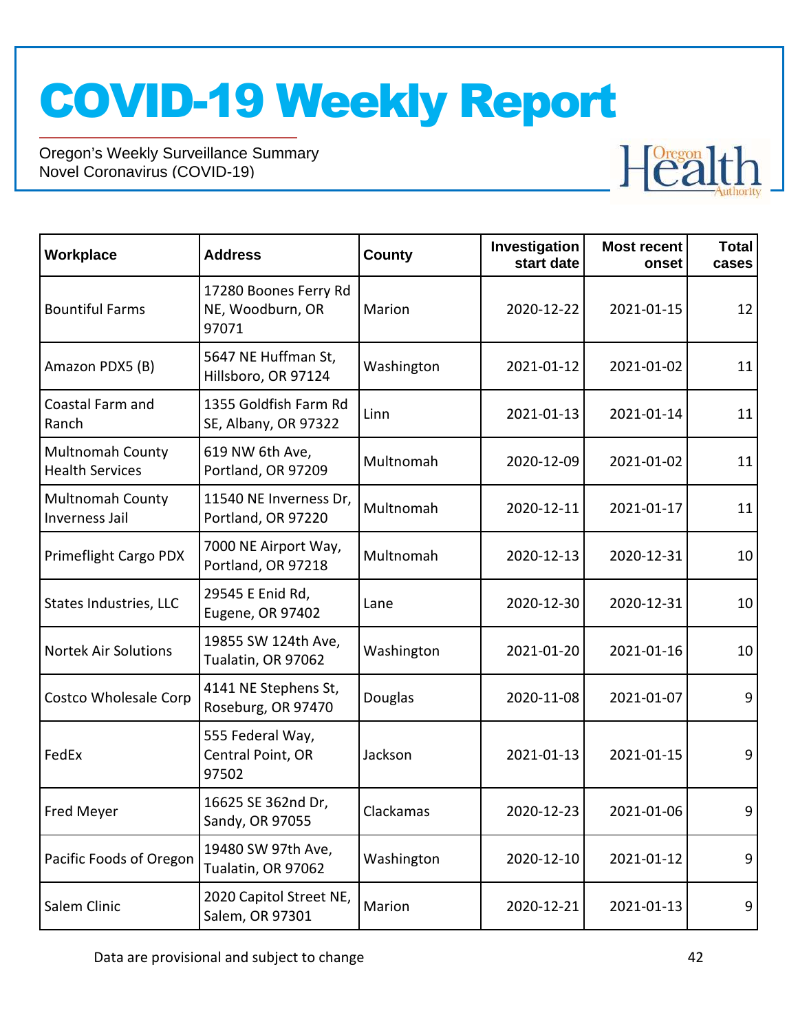# COVID-19 Weekly Report

Oregon's Weekly Surveillance Summary
Novel Coronavirus (COVID-19)

| Workplace | Address | County | Investigation start date | Most recent onset | Total cases |
|---|---|---|---|---|---|
| Bountiful Farms | 17280 Boones Ferry Rd NE, Woodburn, OR 97071 | Marion | 2020-12-22 | 2021-01-15 | 12 |
| Amazon PDX5 (B) | 5647 NE Huffman St, Hillsboro, OR 97124 | Washington | 2021-01-12 | 2021-01-02 | 11 |
| Coastal Farm and Ranch | 1355 Goldfish Farm Rd SE, Albany, OR 97322 | Linn | 2021-01-13 | 2021-01-14 | 11 |
| Multnomah County Health Services | 619 NW 6th Ave, Portland, OR 97209 | Multnomah | 2020-12-09 | 2021-01-02 | 11 |
| Multnomah County Inverness Jail | 11540 NE Inverness Dr, Portland, OR 97220 | Multnomah | 2020-12-11 | 2021-01-17 | 11 |
| Primeflight Cargo PDX | 7000 NE Airport Way, Portland, OR 97218 | Multnomah | 2020-12-13 | 2020-12-31 | 10 |
| States Industries, LLC | 29545 E Enid Rd, Eugene, OR 97402 | Lane | 2020-12-30 | 2020-12-31 | 10 |
| Nortek Air Solutions | 19855 SW 124th Ave, Tualatin, OR 97062 | Washington | 2021-01-20 | 2021-01-16 | 10 |
| Costco Wholesale Corp | 4141 NE Stephens St, Roseburg, OR 97470 | Douglas | 2020-11-08 | 2021-01-07 | 9 |
| FedEx | 555 Federal Way, Central Point, OR 97502 | Jackson | 2021-01-13 | 2021-01-15 | 9 |
| Fred Meyer | 16625 SE 362nd Dr, Sandy, OR 97055 | Clackamas | 2020-12-23 | 2021-01-06 | 9 |
| Pacific Foods of Oregon | 19480 SW 97th Ave, Tualatin, OR 97062 | Washington | 2020-12-10 | 2021-01-12 | 9 |
| Salem Clinic | 2020 Capitol Street NE, Salem, OR 97301 | Marion | 2020-12-21 | 2021-01-13 | 9 |

Data are provisional and subject to change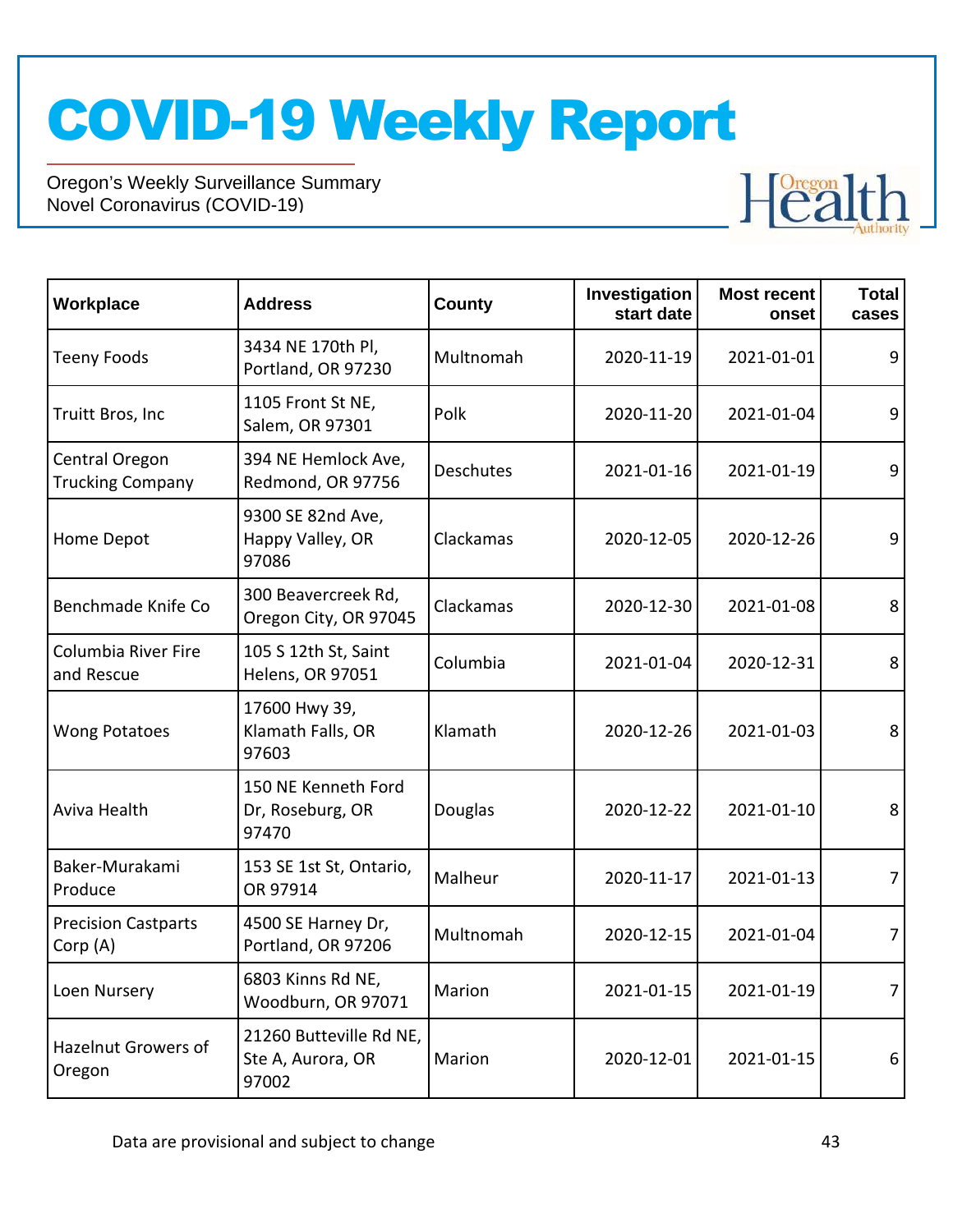# COVID-19 Weekly Report

Oregon's Weekly Surveillance Summary
Novel Coronavirus (COVID-19)

| Workplace | Address | County | Investigation start date | Most recent onset | Total cases |
|---|---|---|---|---|---|
| Teeny Foods | 3434 NE 170th Pl, Portland, OR 97230 | Multnomah | 2020-11-19 | 2021-01-01 | 9 |
| Truitt Bros, Inc | 1105 Front St NE, Salem, OR 97301 | Polk | 2020-11-20 | 2021-01-04 | 9 |
| Central Oregon Trucking Company | 394 NE Hemlock Ave, Redmond, OR 97756 | Deschutes | 2021-01-16 | 2021-01-19 | 9 |
| Home Depot | 9300 SE 82nd Ave, Happy Valley, OR 97086 | Clackamas | 2020-12-05 | 2020-12-26 | 9 |
| Benchmade Knife Co | 300 Beavercreek Rd, Oregon City, OR 97045 | Clackamas | 2020-12-30 | 2021-01-08 | 8 |
| Columbia River Fire and Rescue | 105 S 12th St, Saint Helens, OR 97051 | Columbia | 2021-01-04 | 2020-12-31 | 8 |
| Wong Potatoes | 17600 Hwy 39, Klamath Falls, OR 97603 | Klamath | 2020-12-26 | 2021-01-03 | 8 |
| Aviva Health | 150 NE Kenneth Ford Dr, Roseburg, OR 97470 | Douglas | 2020-12-22 | 2021-01-10 | 8 |
| Baker-Murakami Produce | 153 SE 1st St, Ontario, OR 97914 | Malheur | 2020-11-17 | 2021-01-13 | 7 |
| Precision Castparts Corp (A) | 4500 SE Harney Dr, Portland, OR 97206 | Multnomah | 2020-12-15 | 2021-01-04 | 7 |
| Loen Nursery | 6803 Kinns Rd NE, Woodburn, OR 97071 | Marion | 2021-01-15 | 2021-01-19 | 7 |
| Hazelnut Growers of Oregon | 21260 Butteville Rd NE, Ste A, Aurora, OR 97002 | Marion | 2020-12-01 | 2021-01-15 | 6 |

Data are provisional and subject to change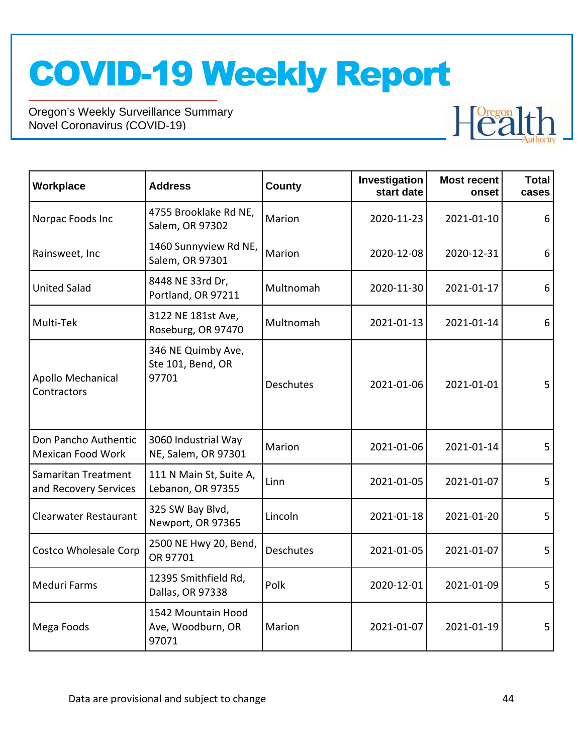# COVID-19 Weekly Report

Oregon's Weekly Surveillance Summary
Novel Coronavirus (COVID-19)

| Workplace | Address | County | Investigation start date | Most recent onset | Total cases |
|---|---|---|---|---|---|
| Norpac Foods Inc | 4755 Brooklake Rd NE, Salem, OR 97302 | Marion | 2020-11-23 | 2021-01-10 | 6 |
| Rainsweet, Inc | 1460 Sunnyview Rd NE, Salem, OR 97301 | Marion | 2020-12-08 | 2020-12-31 | 6 |
| United Salad | 8448 NE 33rd Dr, Portland, OR 97211 | Multnomah | 2020-11-30 | 2021-01-17 | 6 |
| Multi-Tek | 3122 NE 181st Ave, Roseburg, OR 97470 | Multnomah | 2021-01-13 | 2021-01-14 | 6 |
| Apollo Mechanical Contractors | 346 NE Quimby Ave, Ste 101, Bend, OR 97701 | Deschutes | 2021-01-06 | 2021-01-01 | 5 |
| Don Pancho Authentic Mexican Food Work | 3060 Industrial Way NE, Salem, OR 97301 | Marion | 2021-01-06 | 2021-01-14 | 5 |
| Samaritan Treatment and Recovery Services | 111 N Main St, Suite A, Lebanon, OR 97355 | Linn | 2021-01-05 | 2021-01-07 | 5 |
| Clearwater Restaurant | 325 SW Bay Blvd, Newport, OR 97365 | Lincoln | 2021-01-18 | 2021-01-20 | 5 |
| Costco Wholesale Corp | 2500 NE Hwy 20, Bend, OR 97701 | Deschutes | 2021-01-05 | 2021-01-07 | 5 |
| Meduri Farms | 12395 Smithfield Rd, Dallas, OR 97338 | Polk | 2020-12-01 | 2021-01-09 | 5 |
| Mega Foods | 1542 Mountain Hood Ave, Woodburn, OR 97071 | Marion | 2021-01-07 | 2021-01-19 | 5 |

Data are provisional and subject to change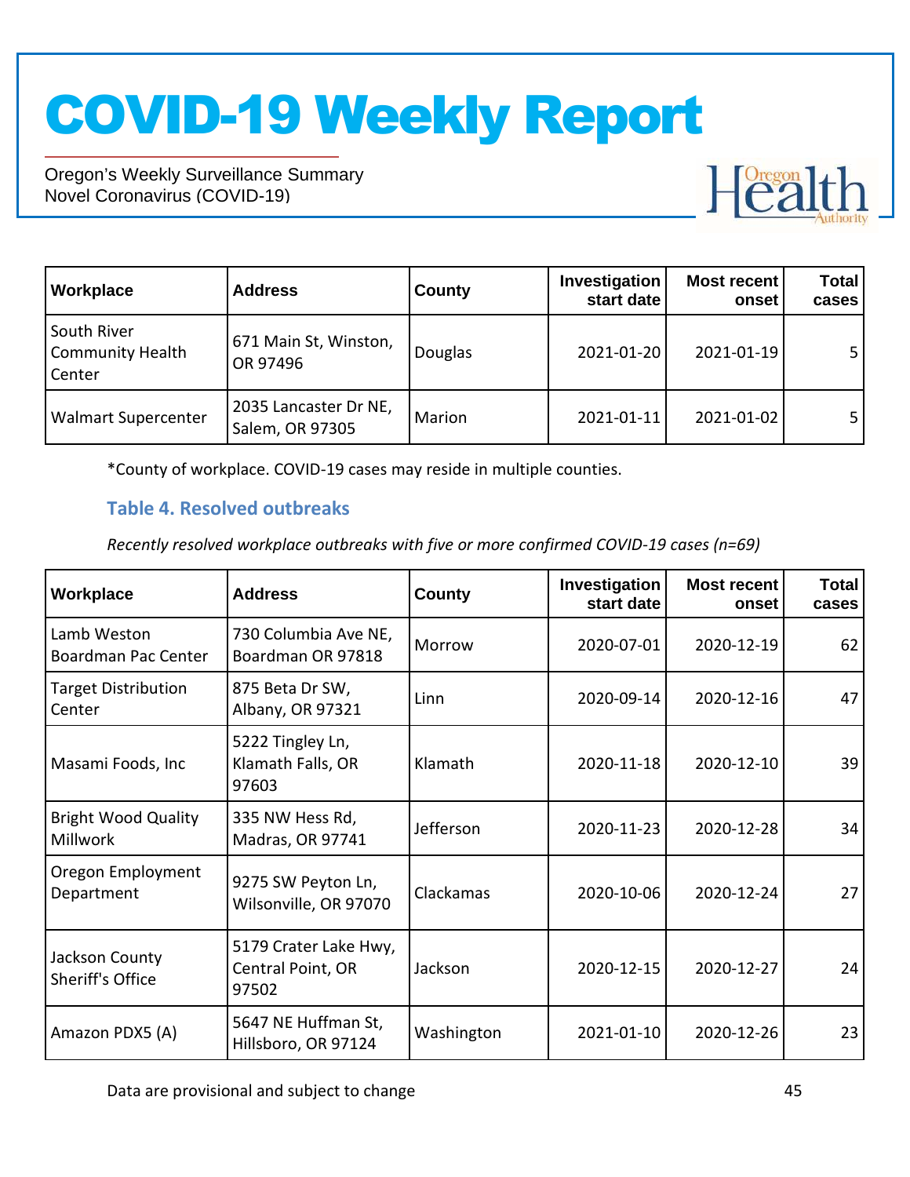| Workplace | Address | County | Investigation start date | Most recent onset | Total cases |
|---|---|---|---|---|---|
| South River Community Health Center | 671 Main St, Winston, OR 97496 | Douglas | 2021-01-20 | 2021-01-19 | 5 |
| Walmart Supercenter | 2035 Lancaster Dr NE, Salem, OR 97305 | Marion | 2021-01-11 | 2021-01-02 | 5 |

*County of workplace. COVID-19 cases may reside in multiple counties.

### Table 4. Resolved outbreaks

*Recently resolved workplace outbreaks with five or more confirmed COVID-19 cases (n=69)*

| Workplace | Address | County | Investigation start date | Most recent onset | Total cases |
|---|---|---|---|---|---|
| Lamb Weston Boardman Pac Center | 730 Columbia Ave NE, Boardman OR 97818 | Morrow | 2020-07-01 | 2020-12-19 | 62 |
| Target Distribution Center | 875 Beta Dr SW, Albany, OR 97321 | Linn | 2020-09-14 | 2020-12-16 | 47 |
| Masami Foods, Inc | 5222 Tingley Ln, Klamath Falls, OR 97603 | Klamath | 2020-11-18 | 2020-12-10 | 39 |
| Bright Wood Quality Millwork | 335 NW Hess Rd, Madras, OR 97741 | Jefferson | 2020-11-23 | 2020-12-28 | 34 |
| Oregon Employment Department | 9275 SW Peyton Ln, Wilsonville, OR 97070 | Clackamas | 2020-10-06 | 2020-12-24 | 27 |
| Jackson County Sheriff's Office | 5179 Crater Lake Hwy, Central Point, OR 97502 | Jackson | 2020-12-15 | 2020-12-27 | 24 |
| Amazon PDX5 (A) | 5647 NE Huffman St, Hillsboro, OR 97124 | Washington | 2021-01-10 | 2020-12-26 | 23 |

Data are provisional and subject to change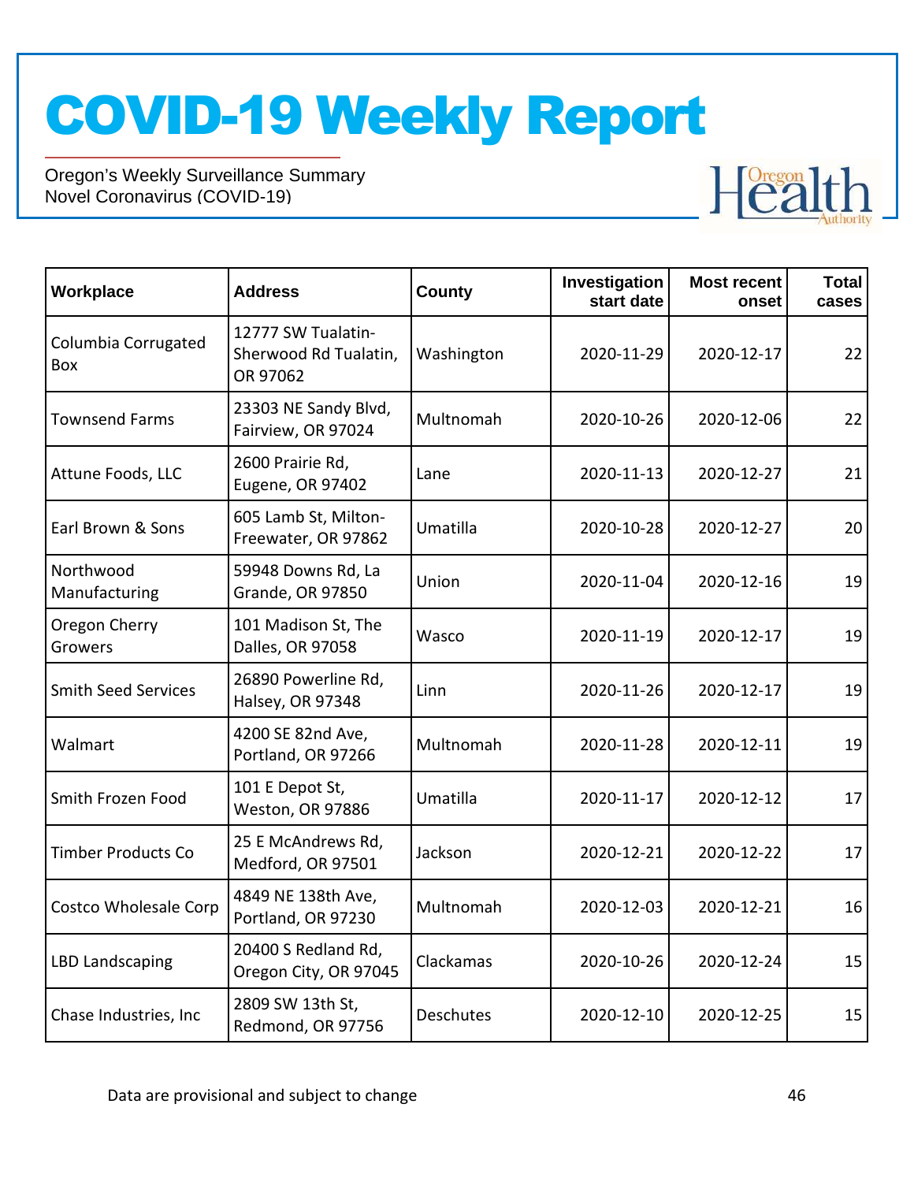# COVID-19 Weekly Report

Oregon's Weekly Surveillance Summary
Novel Coronavirus (COVID-19)

| Workplace | Address | County | Investigation start date | Most recent onset | Total cases |
|---|---|---|---|---|---|
| Columbia Corrugated Box | 12777 SW Tualatin-Sherwood Rd Tualatin, OR 97062 | Washington | 2020-11-29 | 2020-12-17 | 22 |
| Townsend Farms | 23303 NE Sandy Blvd, Fairview, OR 97024 | Multnomah | 2020-10-26 | 2020-12-06 | 22 |
| Attune Foods, LLC | 2600 Prairie Rd, Eugene, OR 97402 | Lane | 2020-11-13 | 2020-12-27 | 21 |
| Earl Brown & Sons | 605 Lamb St, Milton-Freewater, OR 97862 | Umatilla | 2020-10-28 | 2020-12-27 | 20 |
| Northwood Manufacturing | 59948 Downs Rd, La Grande, OR 97850 | Union | 2020-11-04 | 2020-12-16 | 19 |
| Oregon Cherry Growers | 101 Madison St, The Dalles, OR 97058 | Wasco | 2020-11-19 | 2020-12-17 | 19 |
| Smith Seed Services | 26890 Powerline Rd, Halsey, OR 97348 | Linn | 2020-11-26 | 2020-12-17 | 19 |
| Walmart | 4200 SE 82nd Ave, Portland, OR 97266 | Multnomah | 2020-11-28 | 2020-12-11 | 19 |
| Smith Frozen Food | 101 E Depot St, Weston, OR 97886 | Umatilla | 2020-11-17 | 2020-12-12 | 17 |
| Timber Products Co | 25 E McAndrews Rd, Medford, OR 97501 | Jackson | 2020-12-21 | 2020-12-22 | 17 |
| Costco Wholesale Corp | 4849 NE 138th Ave, Portland, OR 97230 | Multnomah | 2020-12-03 | 2020-12-21 | 16 |
| LBD Landscaping | 20400 S Redland Rd, Oregon City, OR 97045 | Clackamas | 2020-10-26 | 2020-12-24 | 15 |
| Chase Industries, Inc | 2809 SW 13th St, Redmond, OR 97756 | Deschutes | 2020-12-10 | 2020-12-25 | 15 |

Data are provisional and subject to change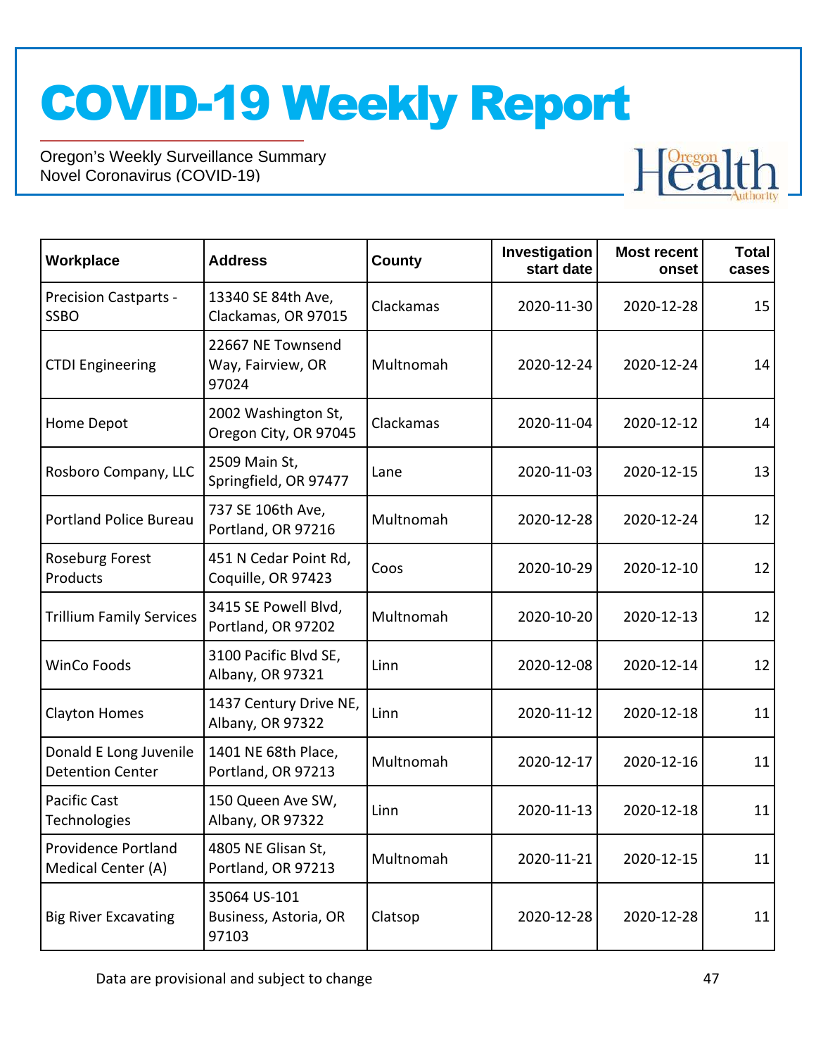# COVID-19 Weekly Report

Oregon's Weekly Surveillance Summary
Novel Coronavirus (COVID-19)

| Workplace | Address | County | Investigation start date | Most recent onset | Total cases |
|---|---|---|---|---|---|
| Precision Castparts - SSBO | 13340 SE 84th Ave, Clackamas, OR 97015 | Clackamas | 2020-11-30 | 2020-12-28 | 15 |
| CTDI Engineering | 22667 NE Townsend Way, Fairview, OR 97024 | Multnomah | 2020-12-24 | 2020-12-24 | 14 |
| Home Depot | 2002 Washington St, Oregon City, OR 97045 | Clackamas | 2020-11-04 | 2020-12-12 | 14 |
| Rosboro Company, LLC | 2509 Main St, Springfield, OR 97477 | Lane | 2020-11-03 | 2020-12-15 | 13 |
| Portland Police Bureau | 737 SE 106th Ave, Portland, OR 97216 | Multnomah | 2020-12-28 | 2020-12-24 | 12 |
| Roseburg Forest Products | 451 N Cedar Point Rd, Coquille, OR 97423 | Coos | 2020-10-29 | 2020-12-10 | 12 |
| Trillium Family Services | 3415 SE Powell Blvd, Portland, OR 97202 | Multnomah | 2020-10-20 | 2020-12-13 | 12 |
| WinCo Foods | 3100 Pacific Blvd SE, Albany, OR 97321 | Linn | 2020-12-08 | 2020-12-14 | 12 |
| Clayton Homes | 1437 Century Drive NE, Albany, OR 97322 | Linn | 2020-11-12 | 2020-12-18 | 11 |
| Donald E Long Juvenile Detention Center | 1401 NE 68th Place, Portland, OR 97213 | Multnomah | 2020-12-17 | 2020-12-16 | 11 |
| Pacific Cast Technologies | 150 Queen Ave SW, Albany, OR 97322 | Linn | 2020-11-13 | 2020-12-18 | 11 |
| Providence Portland Medical Center (A) | 4805 NE Glisan St, Portland, OR 97213 | Multnomah | 2020-11-21 | 2020-12-15 | 11 |
| Big River Excavating | 35064 US-101 Business, Astoria, OR 97103 | Clatsop | 2020-12-28 | 2020-12-28 | 11 |

Data are provisional and subject to change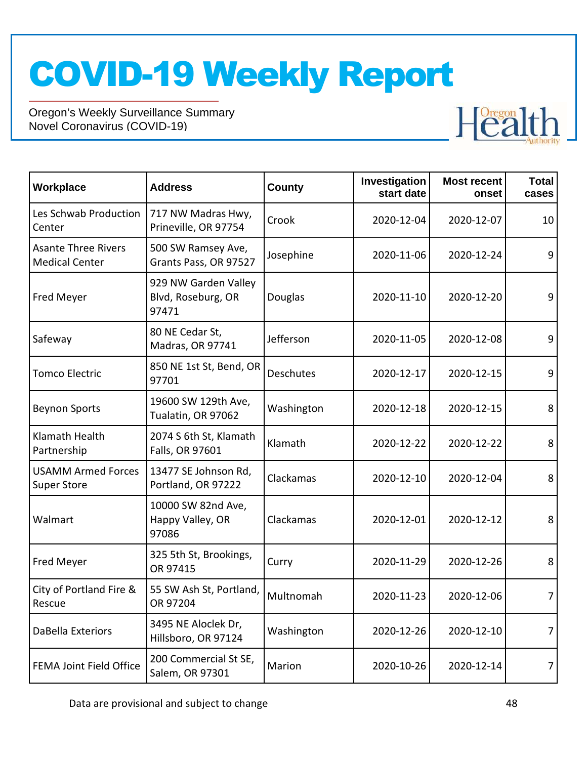# COVID-19 Weekly Report

Oregon's Weekly Surveillance Summary
Novel Coronavirus (COVID-19)

| Workplace | Address | County | Investigation start date | Most recent onset | Total cases |
|---|---|---|---|---|---|
| Les Schwab Production Center | 717 NW Madras Hwy, Prineville, OR 97754 | Crook | 2020-12-04 | 2020-12-07 | 10 |
| Asante Three Rivers Medical Center | 500 SW Ramsey Ave, Grants Pass, OR 97527 | Josephine | 2020-11-06 | 2020-12-24 | 9 |
| Fred Meyer | 929 NW Garden Valley Blvd, Roseburg, OR 97471 | Douglas | 2020-11-10 | 2020-12-20 | 9 |
| Safeway | 80 NE Cedar St, Madras, OR 97741 | Jefferson | 2020-11-05 | 2020-12-08 | 9 |
| Tomco Electric | 850 NE 1st St, Bend, OR 97701 | Deschutes | 2020-12-17 | 2020-12-15 | 9 |
| Beynon Sports | 19600 SW 129th Ave, Tualatin, OR 97062 | Washington | 2020-12-18 | 2020-12-15 | 8 |
| Klamath Health Partnership | 2074 S 6th St, Klamath Falls, OR 97601 | Klamath | 2020-12-22 | 2020-12-22 | 8 |
| USAMM Armed Forces Super Store | 13477 SE Johnson Rd, Portland, OR 97222 | Clackamas | 2020-12-10 | 2020-12-04 | 8 |
| Walmart | 10000 SW 82nd Ave, Happy Valley, OR 97086 | Clackamas | 2020-12-01 | 2020-12-12 | 8 |
| Fred Meyer | 325 5th St, Brookings, OR 97415 | Curry | 2020-11-29 | 2020-12-26 | 8 |
| City of Portland Fire & Rescue | 55 SW Ash St, Portland, OR 97204 | Multnomah | 2020-11-23 | 2020-12-06 | 7 |
| DaBella Exteriors | 3495 NE Aloclek Dr, Hillsboro, OR 97124 | Washington | 2020-12-26 | 2020-12-10 | 7 |
| FEMA Joint Field Office | 200 Commercial St SE, Salem, OR 97301 | Marion | 2020-10-26 | 2020-12-14 | 7 |

Data are provisional and subject to change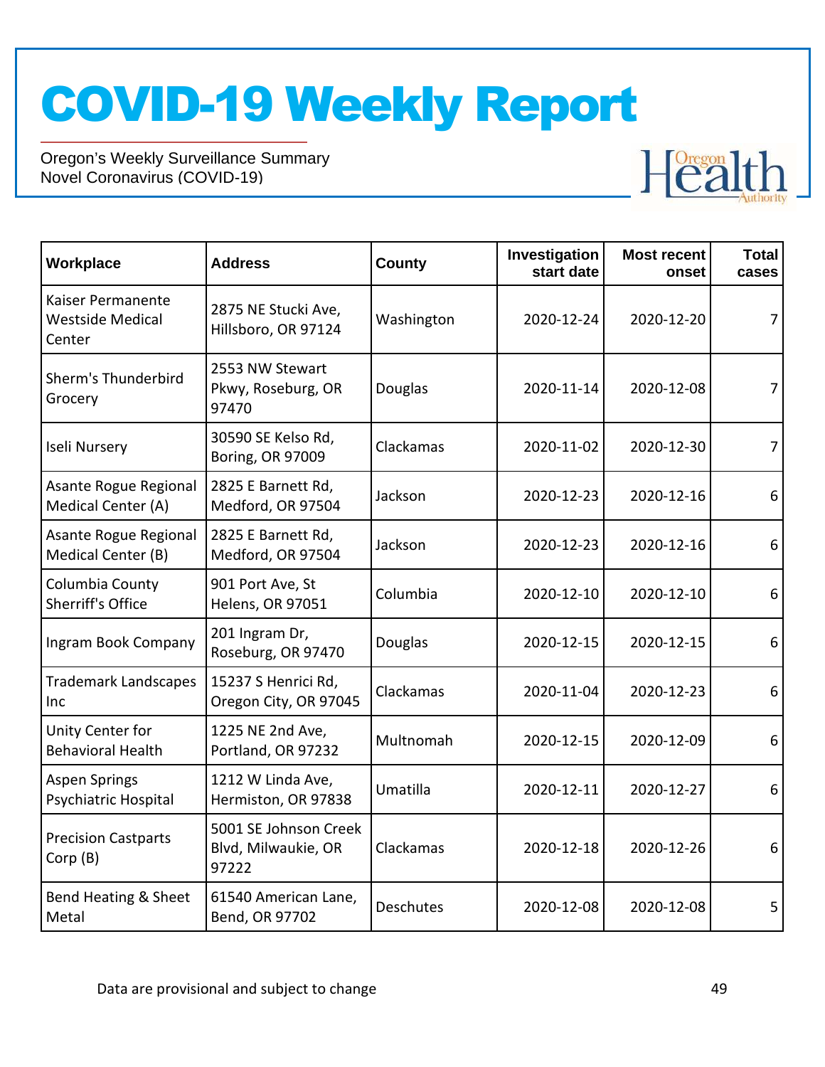# COVID-19 Weekly Report

Oregon's Weekly Surveillance Summary
Novel Coronavirus (COVID-19)

| Workplace | Address | County | Investigation start date | Most recent onset | Total cases |
|---|---|---|---|---|---|
| Kaiser Permanente Westside Medical Center | 2875 NE Stucki Ave, Hillsboro, OR 97124 | Washington | 2020-12-24 | 2020-12-20 | 7 |
| Sherm's Thunderbird Grocery | 2553 NW Stewart Pkwy, Roseburg, OR 97470 | Douglas | 2020-11-14 | 2020-12-08 | 7 |
| Iseli Nursery | 30590 SE Kelso Rd, Boring, OR 97009 | Clackamas | 2020-11-02 | 2020-12-30 | 7 |
| Asante Rogue Regional Medical Center (A) | 2825 E Barnett Rd, Medford, OR 97504 | Jackson | 2020-12-23 | 2020-12-16 | 6 |
| Asante Rogue Regional Medical Center (B) | 2825 E Barnett Rd, Medford, OR 97504 | Jackson | 2020-12-23 | 2020-12-16 | 6 |
| Columbia County Sherriff's Office | 901 Port Ave, St Helens, OR 97051 | Columbia | 2020-12-10 | 2020-12-10 | 6 |
| Ingram Book Company | 201 Ingram Dr, Roseburg, OR 97470 | Douglas | 2020-12-15 | 2020-12-15 | 6 |
| Trademark Landscapes Inc | 15237 S Henrici Rd, Oregon City, OR 97045 | Clackamas | 2020-11-04 | 2020-12-23 | 6 |
| Unity Center for Behavioral Health | 1225 NE 2nd Ave, Portland, OR 97232 | Multnomah | 2020-12-15 | 2020-12-09 | 6 |
| Aspen Springs Psychiatric Hospital | 1212 W Linda Ave, Hermiston, OR 97838 | Umatilla | 2020-12-11 | 2020-12-27 | 6 |
| Precision Castparts Corp (B) | 5001 SE Johnson Creek Blvd, Milwaukie, OR 97222 | Clackamas | 2020-12-18 | 2020-12-26 | 6 |
| Bend Heating & Sheet Metal | 61540 American Lane, Bend, OR 97702 | Deschutes | 2020-12-08 | 2020-12-08 | 5 |

Data are provisional and subject to change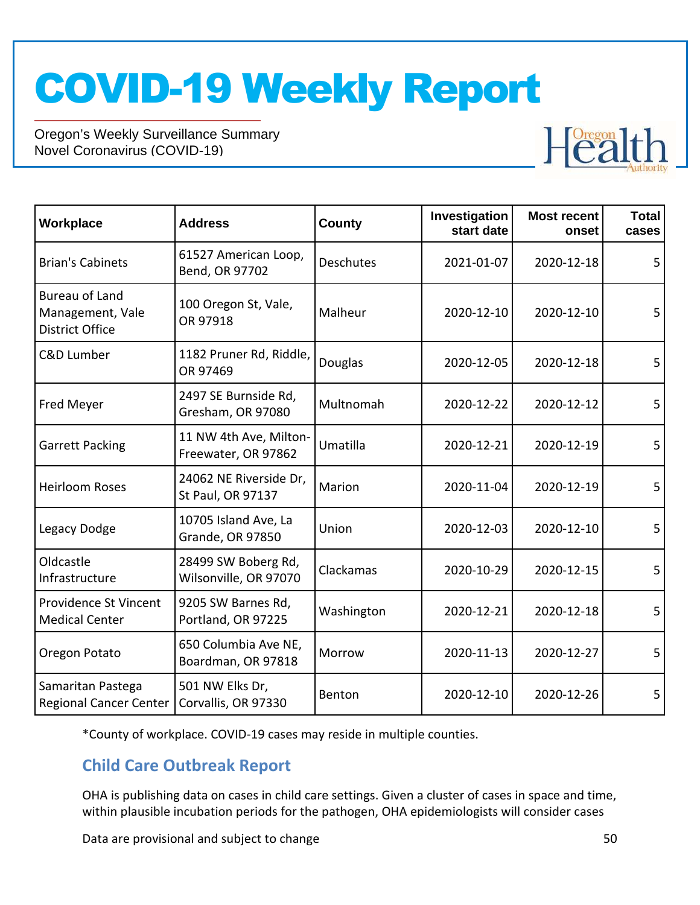| Workplace | Address | County | Investigation start date | Most recent onset | Total cases |
|---|---|---|---|---|---|
| Brian's Cabinets | 61527 American Loop, Bend, OR 97702 | Deschutes | 2021-01-07 | 2020-12-18 | 5 |
| Bureau of Land Management, Vale District Office | 100 Oregon St, Vale, OR 97918 | Malheur | 2020-12-10 | 2020-12-10 | 5 |
| C&D Lumber | 1182 Pruner Rd, Riddle, OR 97469 | Douglas | 2020-12-05 | 2020-12-18 | 5 |
| Fred Meyer | 2497 SE Burnside Rd, Gresham, OR 97080 | Multnomah | 2020-12-22 | 2020-12-12 | 5 |
| Garrett Packing | 11 NW 4th Ave, Milton-Freewater, OR 97862 | Umatilla | 2020-12-21 | 2020-12-19 | 5 |
| Heirloom Roses | 24062 NE Riverside Dr, St Paul, OR 97137 | Marion | 2020-11-04 | 2020-12-19 | 5 |
| Legacy Dodge | 10705 Island Ave, La Grande, OR 97850 | Union | 2020-12-03 | 2020-12-10 | 5 |
| Oldcastle Infrastructure | 28499 SW Boberg Rd, Wilsonville, OR 97070 | Clackamas | 2020-10-29 | 2020-12-15 | 5 |
| Providence St Vincent Medical Center | 9205 SW Barnes Rd, Portland, OR 97225 | Washington | 2020-12-21 | 2020-12-18 | 5 |
| Oregon Potato | 650 Columbia Ave NE, Boardman, OR 97818 | Morrow | 2020-11-13 | 2020-12-27 | 5 |
| Samaritan Pastega Regional Cancer Center | 501 NW Elks Dr, Corvallis, OR 97330 | Benton | 2020-12-10 | 2020-12-26 | 5 |

*County of workplace. COVID-19 cases may reside in multiple counties.

## Child Care Outbreak Report

OHA is publishing data on cases in child care settings. Given a cluster of cases in space and time, within plausible incubation periods for the pathogen, OHA epidemiologists will consider cases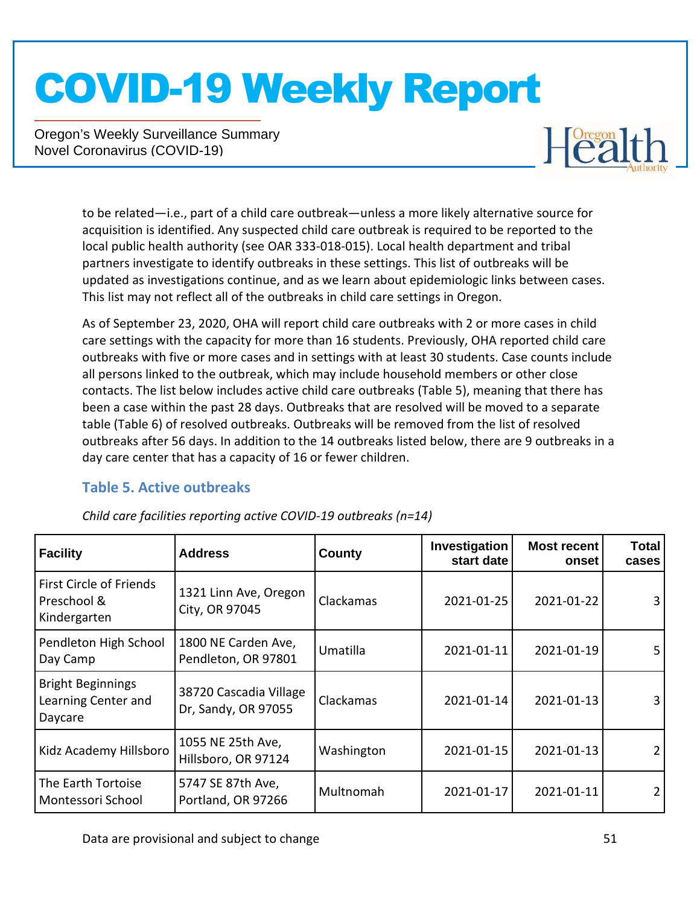to be related—i.e., part of a child care outbreak—unless a more likely alternative source for acquisition is identified. Any suspected child care outbreak is required to be reported to the local public health authority (see OAR 333-018-015). Local health department and tribal partners investigate to identify outbreaks in these settings. This list of outbreaks will be updated as investigations continue, and as we learn about epidemiologic links between cases. This list may not reflect all of the outbreaks in child care settings in Oregon.

As of September 23, 2020, OHA will report child care outbreaks with 2 or more cases in child care settings with the capacity for more than 16 students. Previously, OHA reported child care outbreaks with five or more cases and in settings with at least 30 students. Case counts include all persons linked to the outbreak, which may include household members or other close contacts. The list below includes active child care outbreaks (Table 5), meaning that there has been a case within the past 28 days. Outbreaks that are resolved will be moved to a separate table (Table 6) of resolved outbreaks. Outbreaks will be removed from the list of resolved outbreaks after 56 days. In addition to the 14 outbreaks listed below, there are 9 outbreaks in a day care center that has a capacity of 16 or fewer children.

### Table 5. Active outbreaks

*Child care facilities reporting active COVID-19 outbreaks (n=14)*

| Facility | Address | County | Investigation start date | Most recent onset | Total cases |
|---|---|---|---|---|---|
| First Circle of Friends Preschool & Kindergarten | 1321 Linn Ave, Oregon City, OR 97045 | Clackamas | 2021-01-25 | 2021-01-22 | 3 |
| Pendleton High School Day Camp | 1800 NE Carden Ave, Pendleton, OR 97801 | Umatilla | 2021-01-11 | 2021-01-19 | 5 |
| Bright Beginnings Learning Center and Daycare | 38720 Cascadia Village Dr, Sandy, OR 97055 | Clackamas | 2021-01-14 | 2021-01-13 | 3 |
| Kidz Academy Hillsboro | 1055 NE 25th Ave, Hillsboro, OR 97124 | Washington | 2021-01-15 | 2021-01-13 | 2 |
| The Earth Tortoise Montessori School | 5747 SE 87th Ave, Portland, OR 97266 | Multnomah | 2021-01-17 | 2021-01-11 | 2 |

Data are provisional and subject to change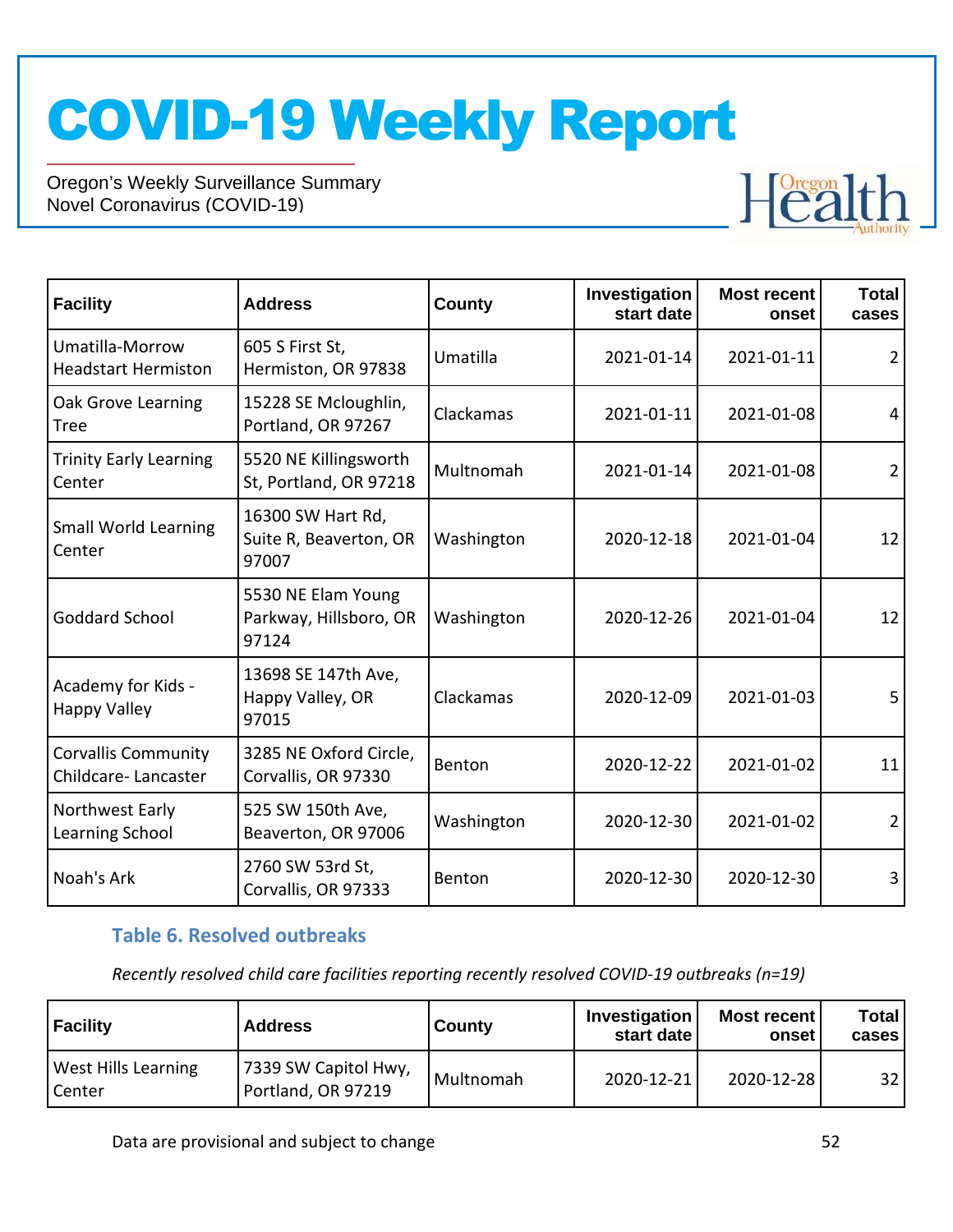# COVID-19 Weekly Report

Oregon's Weekly Surveillance Summary
Novel Coronavirus (COVID-19)

| Facility | Address | County | Investigation start date | Most recent onset | Total cases |
|---|---|---|---|---|---|
| Umatilla-Morrow Headstart Hermiston | 605 S First St, Hermiston, OR 97838 | Umatilla | 2021-01-14 | 2021-01-11 | 2 |
| Oak Grove Learning Tree | 15228 SE Mcloughlin, Portland, OR 97267 | Clackamas | 2021-01-11 | 2021-01-08 | 4 |
| Trinity Early Learning Center | 5520 NE Killingsworth St, Portland, OR 97218 | Multnomah | 2021-01-14 | 2021-01-08 | 2 |
| Small World Learning Center | 16300 SW Hart Rd, Suite R, Beaverton, OR 97007 | Washington | 2020-12-18 | 2021-01-04 | 12 |
| Goddard School | 5530 NE Elam Young Parkway, Hillsboro, OR 97124 | Washington | 2020-12-26 | 2021-01-04 | 12 |
| Academy for Kids - Happy Valley | 13698 SE 147th Ave, Happy Valley, OR 97015 | Clackamas | 2020-12-09 | 2021-01-03 | 5 |
| Corvallis Community Childcare- Lancaster | 3285 NE Oxford Circle, Corvallis, OR 97330 | Benton | 2020-12-22 | 2021-01-02 | 11 |
| Northwest Early Learning School | 525 SW 150th Ave, Beaverton, OR 97006 | Washington | 2020-12-30 | 2021-01-02 | 2 |
| Noah's Ark | 2760 SW 53rd St, Corvallis, OR 97333 | Benton | 2020-12-30 | 2020-12-30 | 3 |

### Table 6. Resolved outbreaks

*Recently resolved child care facilities reporting recently resolved COVID-19 outbreaks (n=19)*

| Facility | Address | County | Investigation start date | Most recent onset | Total cases |
|---|---|---|---|---|---|
| West Hills Learning Center | 7339 SW Capitol Hwy, Portland, OR 97219 | Multnomah | 2020-12-21 | 2020-12-28 | 32 |

Data are provisional and subject to change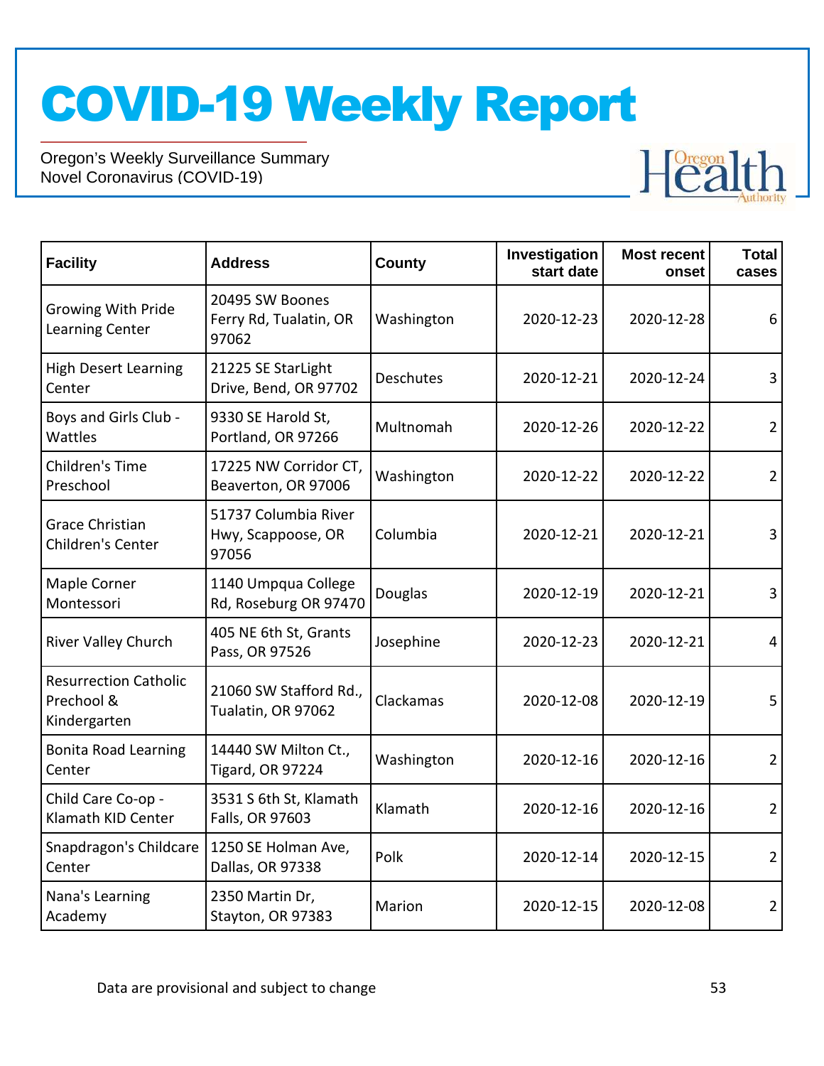# COVID-19 Weekly Report

Oregon's Weekly Surveillance Summary
Novel Coronavirus (COVID-19)

| Facility | Address | County | Investigation start date | Most recent onset | Total cases |
|---|---|---|---|---|---|
| Growing With Pride Learning Center | 20495 SW Boones Ferry Rd, Tualatin, OR 97062 | Washington | 2020-12-23 | 2020-12-28 | 6 |
| High Desert Learning Center | 21225 SE StarLight Drive, Bend, OR 97702 | Deschutes | 2020-12-21 | 2020-12-24 | 3 |
| Boys and Girls Club - Wattles | 9330 SE Harold St, Portland, OR 97266 | Multnomah | 2020-12-26 | 2020-12-22 | 2 |
| Children's Time Preschool | 17225 NW Corridor CT, Beaverton, OR 97006 | Washington | 2020-12-22 | 2020-12-22 | 2 |
| Grace Christian Children's Center | 51737 Columbia River Hwy, Scappoose, OR 97056 | Columbia | 2020-12-21 | 2020-12-21 | 3 |
| Maple Corner Montessori | 1140 Umpqua College Rd, Roseburg OR 97470 | Douglas | 2020-12-19 | 2020-12-21 | 3 |
| River Valley Church | 405 NE 6th St, Grants Pass, OR 97526 | Josephine | 2020-12-23 | 2020-12-21 | 4 |
| Resurrection Catholic Prechool & Kindergarten | 21060 SW Stafford Rd., Tualatin, OR 97062 | Clackamas | 2020-12-08 | 2020-12-19 | 5 |
| Bonita Road Learning Center | 14440 SW Milton Ct., Tigard, OR 97224 | Washington | 2020-12-16 | 2020-12-16 | 2 |
| Child Care Co-op - Klamath KID Center | 3531 S 6th St, Klamath Falls, OR 97603 | Klamath | 2020-12-16 | 2020-12-16 | 2 |
| Snapdragon's Childcare Center | 1250 SE Holman Ave, Dallas, OR 97338 | Polk | 2020-12-14 | 2020-12-15 | 2 |
| Nana's Learning Academy | 2350 Martin Dr, Stayton, OR 97383 | Marion | 2020-12-15 | 2020-12-08 | 2 |

Data are provisional and subject to change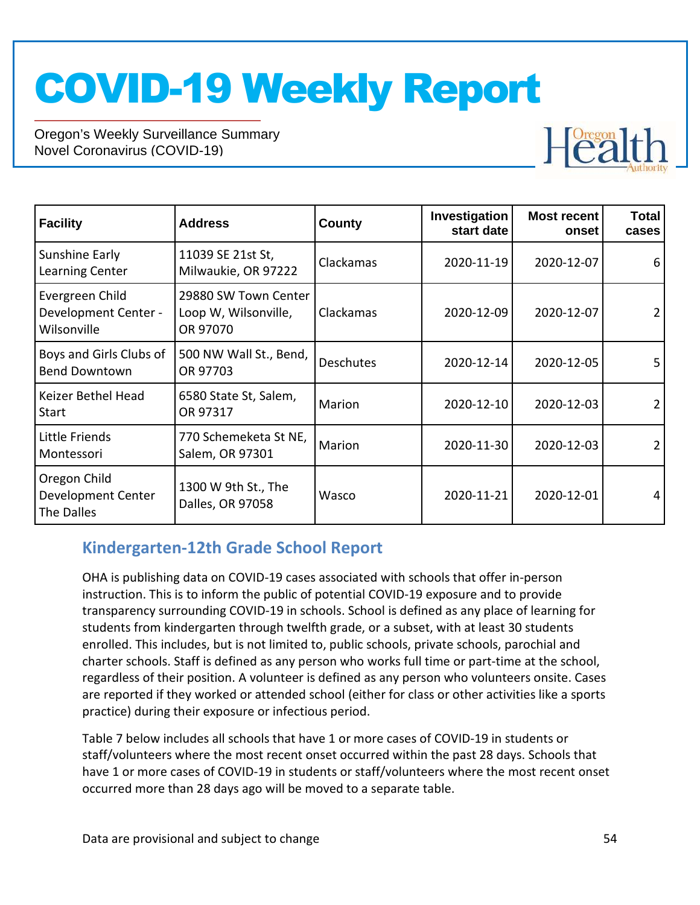| Facility | Address | County | Investigation start date | Most recent onset | Total cases |
|---|---|---|---|---|---|
| Sunshine Early Learning Center | 11039 SE 21st St, Milwaukie, OR 97222 | Clackamas | 2020-11-19 | 2020-12-07 | 6 |
| Evergreen Child Development Center - Wilsonville | 29880 SW Town Center Loop W, Wilsonville, OR 97070 | Clackamas | 2020-12-09 | 2020-12-07 | 2 |
| Boys and Girls Clubs of Bend Downtown | 500 NW Wall St., Bend, OR 97703 | Deschutes | 2020-12-14 | 2020-12-05 | 5 |
| Keizer Bethel Head Start | 6580 State St, Salem, OR 97317 | Marion | 2020-12-10 | 2020-12-03 | 2 |
| Little Friends Montessori | 770 Schemeketa St NE, Salem, OR 97301 | Marion | 2020-11-30 | 2020-12-03 | 2 |
| Oregon Child Development Center The Dalles | 1300 W 9th St., The Dalles, OR 97058 | Wasco | 2020-11-21 | 2020-12-01 | 4 |

## Kindergarten-12th Grade School Report

OHA is publishing data on COVID-19 cases associated with schools that offer in-person instruction. This is to inform the public of potential COVID-19 exposure and to provide transparency surrounding COVID-19 in schools. School is defined as any place of learning for students from kindergarten through twelfth grade, or a subset, with at least 30 students enrolled. This includes, but is not limited to, public schools, private schools, parochial and charter schools. Staff is defined as any person who works full time or part-time at the school, regardless of their position. A volunteer is defined as any person who volunteers onsite. Cases are reported if they worked or attended school (either for class or other activities like a sports practice) during their exposure or infectious period.

Table 7 below includes all schools that have 1 or more cases of COVID-19 in students or staff/volunteers where the most recent onset occurred within the past 28 days. Schools that have 1 or more cases of COVID-19 in students or staff/volunteers where the most recent onset occurred more than 28 days ago will be moved to a separate table.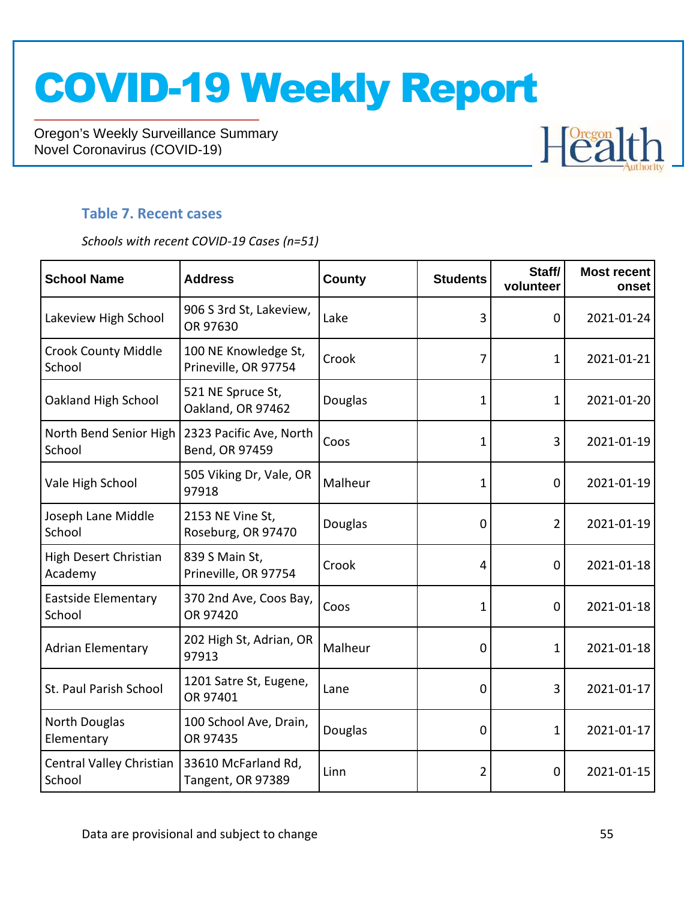### Table 7. Recent cases

*Schools with recent COVID-19 Cases (n=51)*

| School Name | Address | County | Students | Staff/ volunteer | Most recent onset |
|---|---|---|---|---|---|
| Lakeview High School | 906 S 3rd St, Lakeview, OR 97630 | Lake | 3 | 0 | 2021-01-24 |
| Crook County Middle School | 100 NE Knowledge St, Prineville, OR 97754 | Crook | 7 | 1 | 2021-01-21 |
| Oakland High School | 521 NE Spruce St, Oakland, OR 97462 | Douglas | 1 | 1 | 2021-01-20 |
| North Bend Senior High School | 2323 Pacific Ave, North Bend, OR 97459 | Coos | 1 | 3 | 2021-01-19 |
| Vale High School | 505 Viking Dr, Vale, OR 97918 | Malheur | 1 | 0 | 2021-01-19 |
| Joseph Lane Middle School | 2153 NE Vine St, Roseburg, OR 97470 | Douglas | 0 | 2 | 2021-01-19 |
| High Desert Christian Academy | 839 S Main St, Prineville, OR 97754 | Crook | 4 | 0 | 2021-01-18 |
| Eastside Elementary School | 370 2nd Ave, Coos Bay, OR 97420 | Coos | 1 | 0 | 2021-01-18 |
| Adrian Elementary | 202 High St, Adrian, OR 97913 | Malheur | 0 | 1 | 2021-01-18 |
| St. Paul Parish School | 1201 Satre St, Eugene, OR 97401 | Lane | 0 | 3 | 2021-01-17 |
| North Douglas Elementary | 100 School Ave, Drain, OR 97435 | Douglas | 0 | 1 | 2021-01-17 |
| Central Valley Christian School | 33610 McFarland Rd, Tangent, OR 97389 | Linn | 2 | 0 | 2021-01-15 |

Data are provisional and subject to change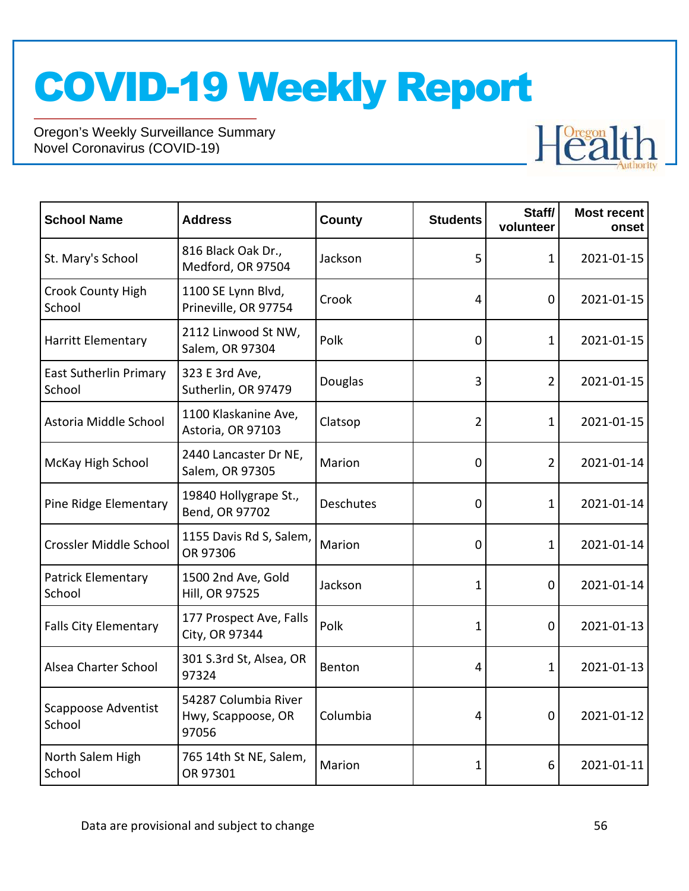# COVID-19 Weekly Report

Oregon's Weekly Surveillance Summary
Novel Coronavirus (COVID-19)

| School Name | Address | County | Students | Staff/ volunteer | Most recent onset |
|---|---|---|---|---|---|
| St. Mary's School | 816 Black Oak Dr., Medford, OR 97504 | Jackson | 5 | 1 | 2021-01-15 |
| Crook County High School | 1100 SE Lynn Blvd, Prineville, OR 97754 | Crook | 4 | 0 | 2021-01-15 |
| Harritt Elementary | 2112 Linwood St NW, Salem, OR 97304 | Polk | 0 | 1 | 2021-01-15 |
| East Sutherlin Primary School | 323 E 3rd Ave, Sutherlin, OR 97479 | Douglas | 3 | 2 | 2021-01-15 |
| Astoria Middle School | 1100 Klaskanine Ave, Astoria, OR 97103 | Clatsop | 2 | 1 | 2021-01-15 |
| McKay High School | 2440 Lancaster Dr NE, Salem, OR 97305 | Marion | 0 | 2 | 2021-01-14 |
| Pine Ridge Elementary | 19840 Hollygrape St., Bend, OR 97702 | Deschutes | 0 | 1 | 2021-01-14 |
| Crossler Middle School | 1155 Davis Rd S, Salem, OR 97306 | Marion | 0 | 1 | 2021-01-14 |
| Patrick Elementary School | 1500 2nd Ave, Gold Hill, OR 97525 | Jackson | 1 | 0 | 2021-01-14 |
| Falls City Elementary | 177 Prospect Ave, Falls City, OR 97344 | Polk | 1 | 0 | 2021-01-13 |
| Alsea Charter School | 301 S.3rd St, Alsea, OR 97324 | Benton | 4 | 1 | 2021-01-13 |
| Scappoose Adventist School | 54287 Columbia River Hwy, Scappoose, OR 97056 | Columbia | 4 | 0 | 2021-01-12 |
| North Salem High School | 765 14th St NE, Salem, OR 97301 | Marion | 1 | 6 | 2021-01-11 |

Data are provisional and subject to change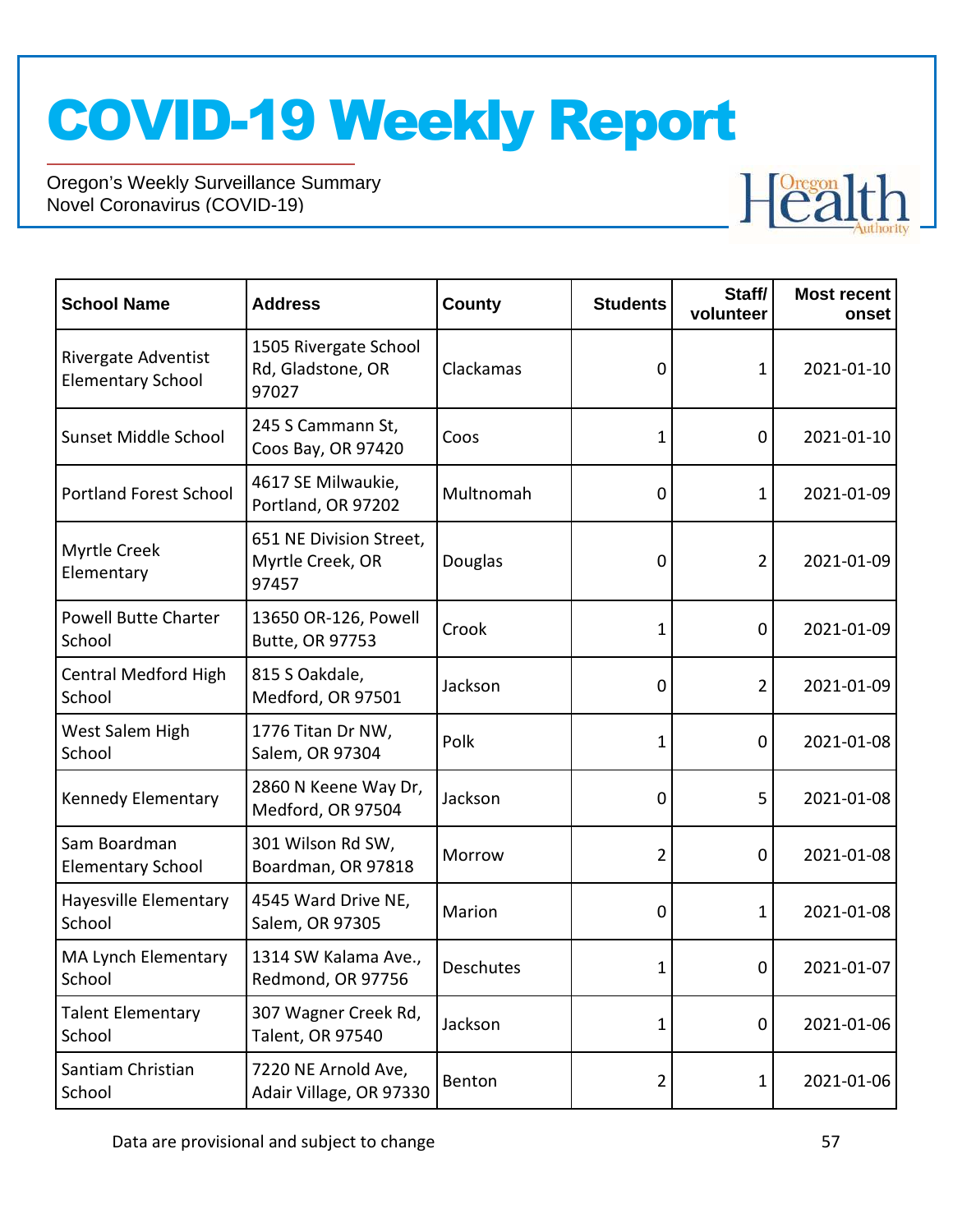| School Name | Address | County | Students | Staff/ volunteer | Most recent onset |
|---|---|---|---|---|---|
| Rivergate Adventist Elementary School | 1505 Rivergate School Rd, Gladstone, OR 97027 | Clackamas | 0 | 1 | 2021-01-10 |
| Sunset Middle School | 245 S Cammann St, Coos Bay, OR 97420 | Coos | 1 | 0 | 2021-01-10 |
| Portland Forest School | 4617 SE Milwaukie, Portland, OR 97202 | Multnomah | 0 | 1 | 2021-01-09 |
| Myrtle Creek Elementary | 651 NE Division Street, Myrtle Creek, OR 97457 | Douglas | 0 | 2 | 2021-01-09 |
| Powell Butte Charter School | 13650 OR-126, Powell Butte, OR 97753 | Crook | 1 | 0 | 2021-01-09 |
| Central Medford High School | 815 S Oakdale, Medford, OR 97501 | Jackson | 0 | 2 | 2021-01-09 |
| West Salem High School | 1776 Titan Dr NW, Salem, OR 97304 | Polk | 1 | 0 | 2021-01-08 |
| Kennedy Elementary | 2860 N Keene Way Dr, Medford, OR 97504 | Jackson | 0 | 5 | 2021-01-08 |
| Sam Boardman Elementary School | 301 Wilson Rd SW, Boardman, OR 97818 | Morrow | 2 | 0 | 2021-01-08 |
| Hayesville Elementary School | 4545 Ward Drive NE, Salem, OR 97305 | Marion | 0 | 1 | 2021-01-08 |
| MA Lynch Elementary School | 1314 SW Kalama Ave., Redmond, OR 97756 | Deschutes | 1 | 0 | 2021-01-07 |
| Talent Elementary School | 307 Wagner Creek Rd, Talent, OR 97540 | Jackson | 1 | 0 | 2021-01-06 |
| Santiam Christian School | 7220 NE Arnold Ave, Adair Village, OR 97330 | Benton | 2 | 1 | 2021-01-06 |

Data are provisional and subject to change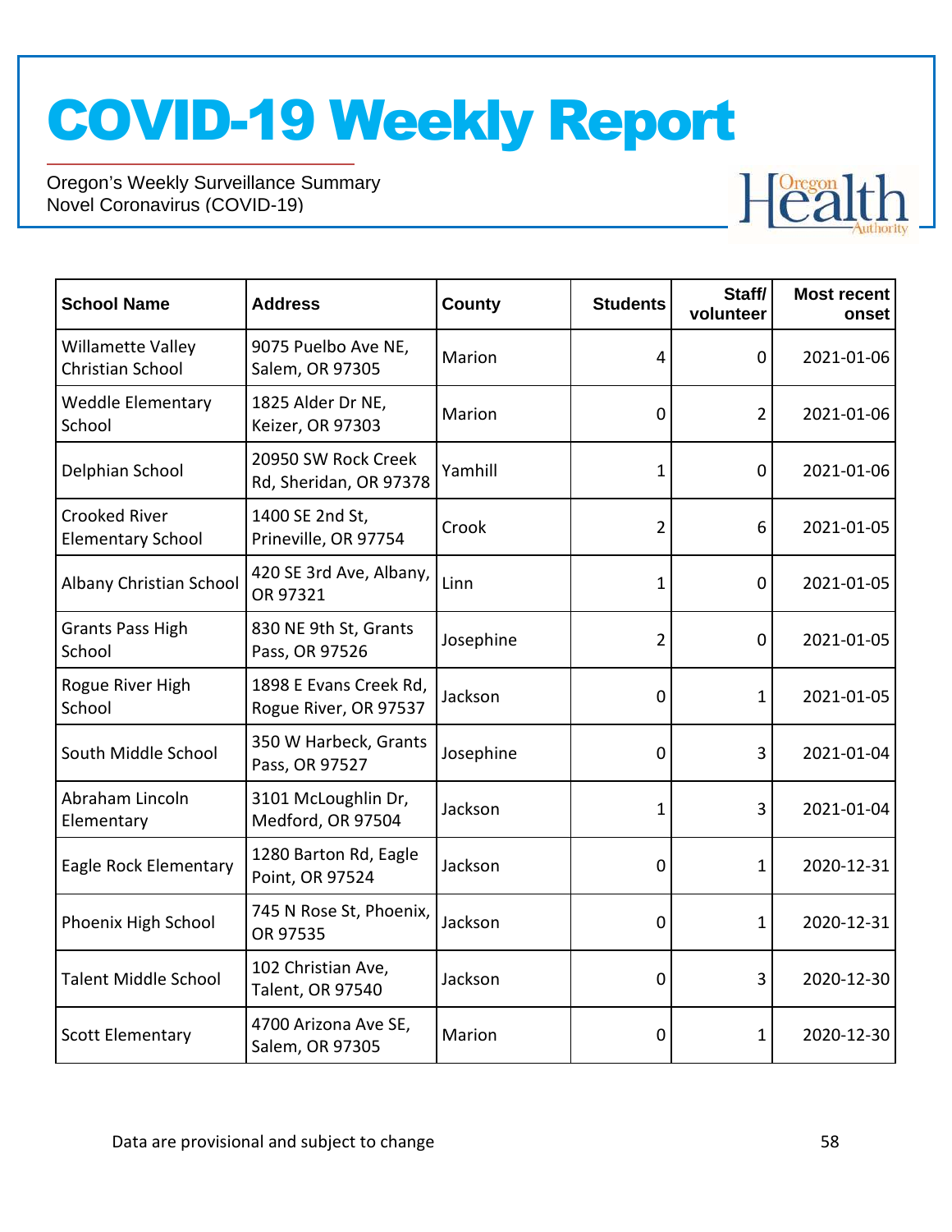| School Name | Address | County | Students | Staff/ volunteer | Most recent onset |
|---|---|---|---|---|---|
| Willamette Valley Christian School | 9075 Puelbo Ave NE, Salem, OR 97305 | Marion | 4 | 0 | 2021-01-06 |
| Weddle Elementary School | 1825 Alder Dr NE, Keizer, OR 97303 | Marion | 0 | 2 | 2021-01-06 |
| Delphian School | 20950 SW Rock Creek Rd, Sheridan, OR 97378 | Yamhill | 1 | 0 | 2021-01-06 |
| Crooked River Elementary School | 1400 SE 2nd St, Prineville, OR 97754 | Crook | 2 | 6 | 2021-01-05 |
| Albany Christian School | 420 SE 3rd Ave, Albany, OR 97321 | Linn | 1 | 0 | 2021-01-05 |
| Grants Pass High School | 830 NE 9th St, Grants Pass, OR 97526 | Josephine | 2 | 0 | 2021-01-05 |
| Rogue River High School | 1898 E Evans Creek Rd, Rogue River, OR 97537 | Jackson | 0 | 1 | 2021-01-05 |
| South Middle School | 350 W Harbeck, Grants Pass, OR 97527 | Josephine | 0 | 3 | 2021-01-04 |
| Abraham Lincoln Elementary | 3101 McLoughlin Dr, Medford, OR 97504 | Jackson | 1 | 3 | 2021-01-04 |
| Eagle Rock Elementary | 1280 Barton Rd, Eagle Point, OR 97524 | Jackson | 0 | 1 | 2020-12-31 |
| Phoenix High School | 745 N Rose St, Phoenix, OR 97535 | Jackson | 0 | 1 | 2020-12-31 |
| Talent Middle School | 102 Christian Ave, Talent, OR 97540 | Jackson | 0 | 3 | 2020-12-30 |
| Scott Elementary | 4700 Arizona Ave SE, Salem, OR 97305 | Marion | 0 | 1 | 2020-12-30 |

Data are provisional and subject to change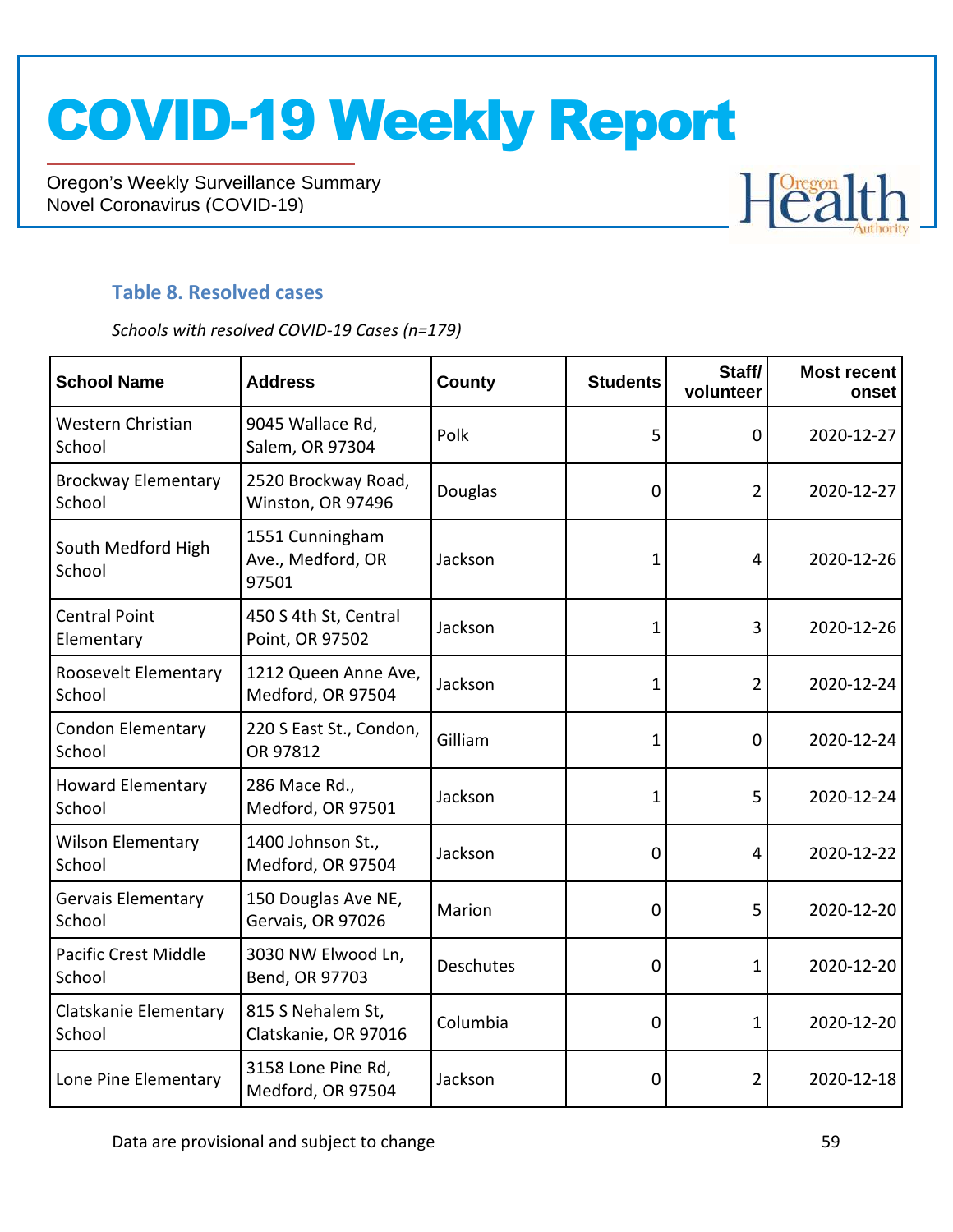### Table 8. Resolved cases

*Schools with resolved COVID-19 Cases (n=179)*

| School Name | Address | County | Students | Staff/ volunteer | Most recent onset |
|---|---|---|---|---|---|
| Western Christian School | 9045 Wallace Rd, Salem, OR 97304 | Polk | 5 | 0 | 2020-12-27 |
| Brockway Elementary School | 2520 Brockway Road, Winston, OR 97496 | Douglas | 0 | 2 | 2020-12-27 |
| South Medford High School | 1551 Cunningham Ave., Medford, OR 97501 | Jackson | 1 | 4 | 2020-12-26 |
| Central Point Elementary | 450 S 4th St, Central Point, OR 97502 | Jackson | 1 | 3 | 2020-12-26 |
| Roosevelt Elementary School | 1212 Queen Anne Ave, Medford, OR 97504 | Jackson | 1 | 2 | 2020-12-24 |
| Condon Elementary School | 220 S East St., Condon, OR 97812 | Gilliam | 1 | 0 | 2020-12-24 |
| Howard Elementary School | 286 Mace Rd., Medford, OR 97501 | Jackson | 1 | 5 | 2020-12-24 |
| Wilson Elementary School | 1400 Johnson St., Medford, OR 97504 | Jackson | 0 | 4 | 2020-12-22 |
| Gervais Elementary School | 150 Douglas Ave NE, Gervais, OR 97026 | Marion | 0 | 5 | 2020-12-20 |
| Pacific Crest Middle School | 3030 NW Elwood Ln, Bend, OR 97703 | Deschutes | 0 | 1 | 2020-12-20 |
| Clatskanie Elementary School | 815 S Nehalem St, Clatskanie, OR 97016 | Columbia | 0 | 1 | 2020-12-20 |
| Lone Pine Elementary | 3158 Lone Pine Rd, Medford, OR 97504 | Jackson | 0 | 2 | 2020-12-18 |

Data are provisional and subject to change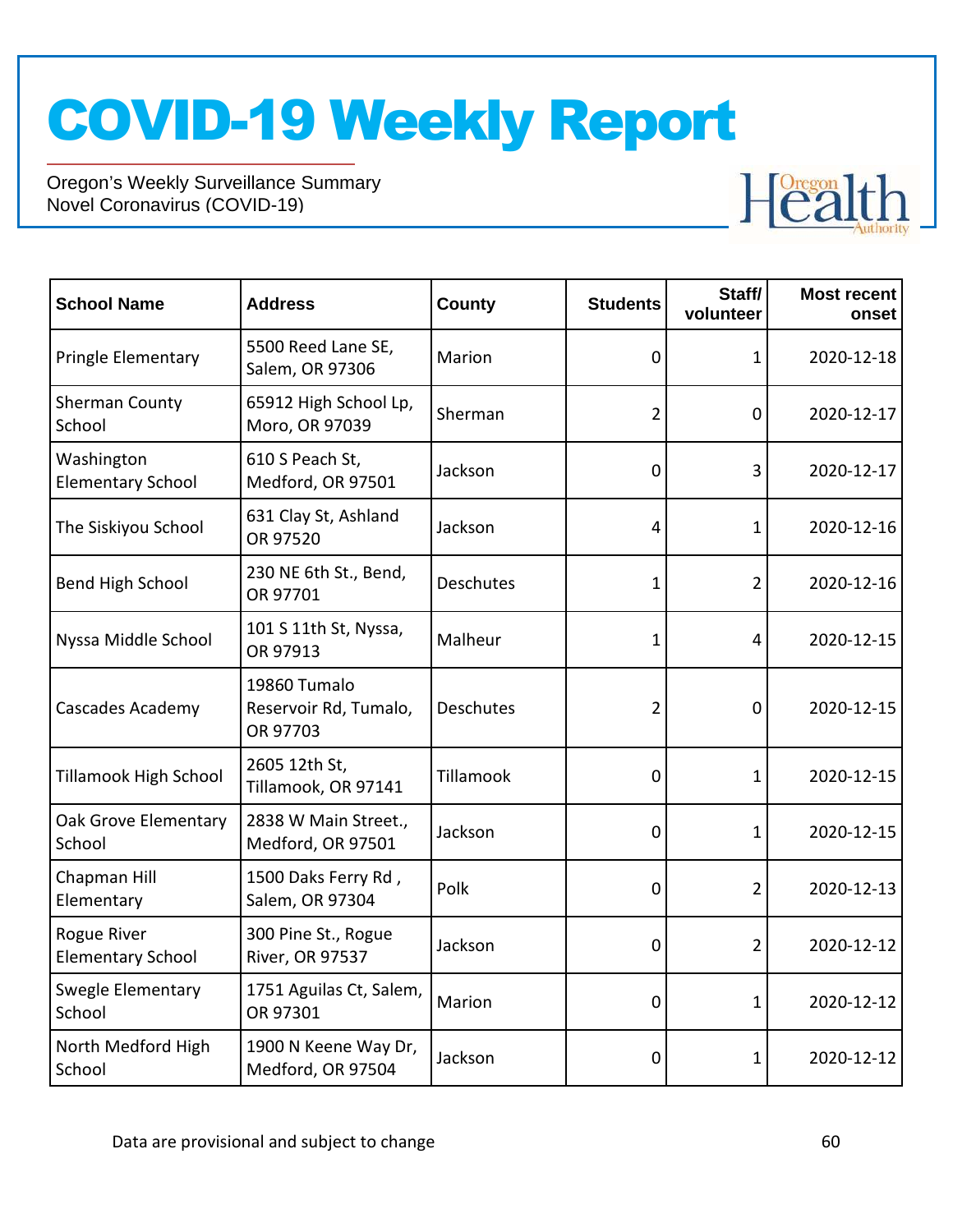# COVID-19 Weekly Report

Oregon's Weekly Surveillance Summary
Novel Coronavirus (COVID-19)

| School Name | Address | County | Students | Staff/ volunteer | Most recent onset |
| --- | --- | --- | --- | --- | --- |
| Pringle Elementary | 5500 Reed Lane SE, Salem, OR 97306 | Marion | 0 | 1 | 2020-12-18 |
| Sherman County School | 65912 High School Lp, Moro, OR 97039 | Sherman | 2 | 0 | 2020-12-17 |
| Washington Elementary School | 610 S Peach St, Medford, OR 97501 | Jackson | 0 | 3 | 2020-12-17 |
| The Siskiyou School | 631 Clay St, Ashland OR 97520 | Jackson | 4 | 1 | 2020-12-16 |
| Bend High School | 230 NE 6th St., Bend, OR 97701 | Deschutes | 1 | 2 | 2020-12-16 |
| Nyssa Middle School | 101 S 11th St, Nyssa, OR 97913 | Malheur | 1 | 4 | 2020-12-15 |
| Cascades Academy | 19860 Tumalo Reservoir Rd, Tumalo, OR 97703 | Deschutes | 2 | 0 | 2020-12-15 |
| Tillamook High School | 2605 12th St, Tillamook, OR 97141 | Tillamook | 0 | 1 | 2020-12-15 |
| Oak Grove Elementary School | 2838 W Main Street., Medford, OR 97501 | Jackson | 0 | 1 | 2020-12-15 |
| Chapman Hill Elementary | 1500 Daks Ferry Rd , Salem, OR 97304 | Polk | 0 | 2 | 2020-12-13 |
| Rogue River Elementary School | 300 Pine St., Rogue River, OR 97537 | Jackson | 0 | 2 | 2020-12-12 |
| Swegle Elementary School | 1751 Aguilas Ct, Salem, OR 97301 | Marion | 0 | 1 | 2020-12-12 |
| North Medford High School | 1900 N Keene Way Dr, Medford, OR 97504 | Jackson | 0 | 1 | 2020-12-12 |

Data are provisional and subject to change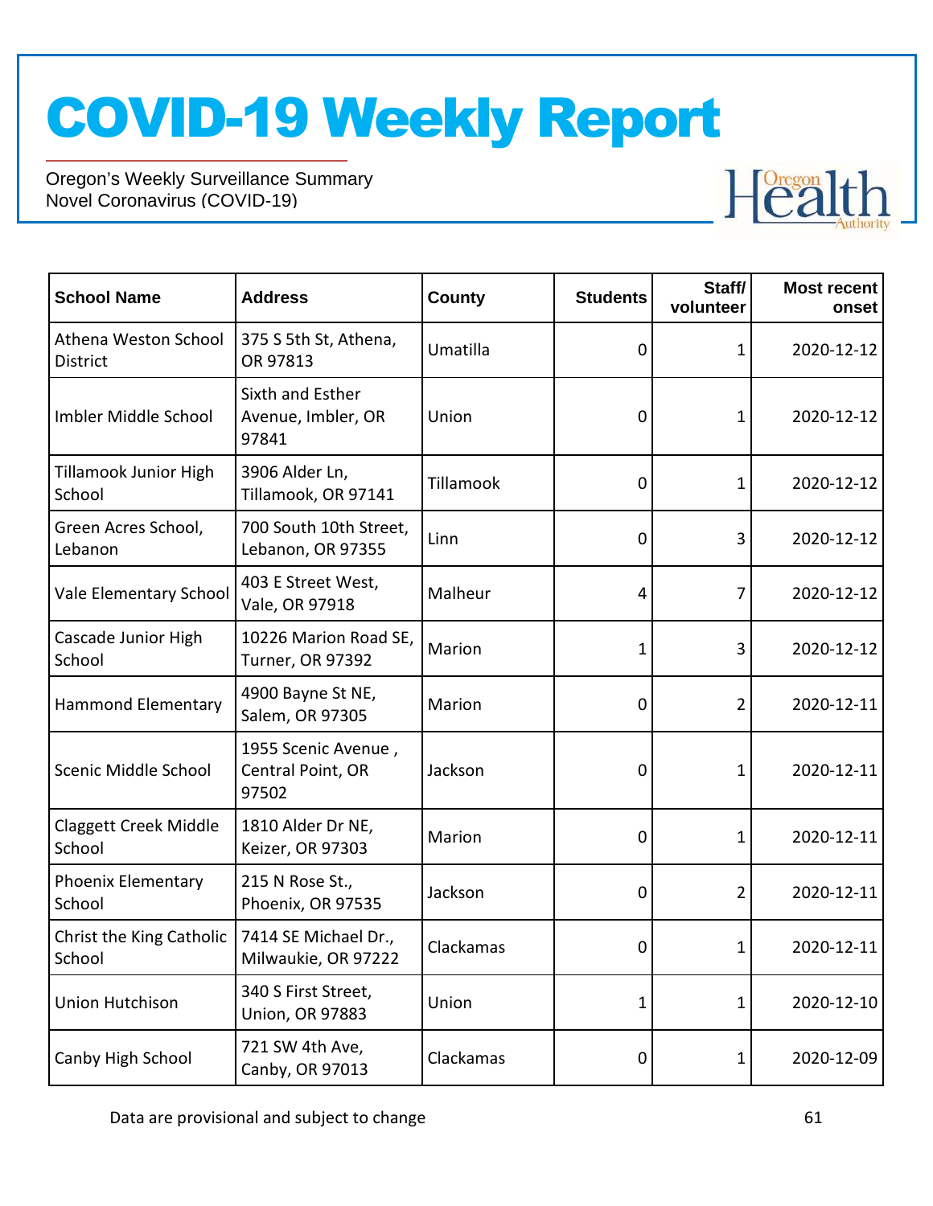| School Name | Address | County | Students | Staff/ volunteer | Most recent onset |
|---|---|---|---|---|---|
| Athena Weston School District | 375 S 5th St, Athena, OR 97813 | Umatilla | 0 | 1 | 2020-12-12 |
| Imbler Middle School | Sixth and Esther Avenue, Imbler, OR 97841 | Union | 0 | 1 | 2020-12-12 |
| Tillamook Junior High School | 3906 Alder Ln, Tillamook, OR 97141 | Tillamook | 0 | 1 | 2020-12-12 |
| Green Acres School, Lebanon | 700 South 10th Street, Lebanon, OR 97355 | Linn | 0 | 3 | 2020-12-12 |
| Vale Elementary School | 403 E Street West, Vale, OR 97918 | Malheur | 4 | 7 | 2020-12-12 |
| Cascade Junior High School | 10226 Marion Road SE, Turner, OR 97392 | Marion | 1 | 3 | 2020-12-12 |
| Hammond Elementary | 4900 Bayne St NE, Salem, OR 97305 | Marion | 0 | 2 | 2020-12-11 |
| Scenic Middle School | 1955 Scenic Avenue , Central Point, OR 97502 | Jackson | 0 | 1 | 2020-12-11 |
| Claggett Creek Middle School | 1810 Alder Dr NE, Keizer, OR 97303 | Marion | 0 | 1 | 2020-12-11 |
| Phoenix Elementary School | 215 N Rose St., Phoenix, OR 97535 | Jackson | 0 | 2 | 2020-12-11 |
| Christ the King Catholic School | 7414 SE Michael Dr., Milwaukie, OR 97222 | Clackamas | 0 | 1 | 2020-12-11 |
| Union Hutchison | 340 S First Street, Union, OR 97883 | Union | 1 | 1 | 2020-12-10 |
| Canby High School | 721 SW 4th Ave, Canby, OR 97013 | Clackamas | 0 | 1 | 2020-12-09 |

Data are provisional and subject to change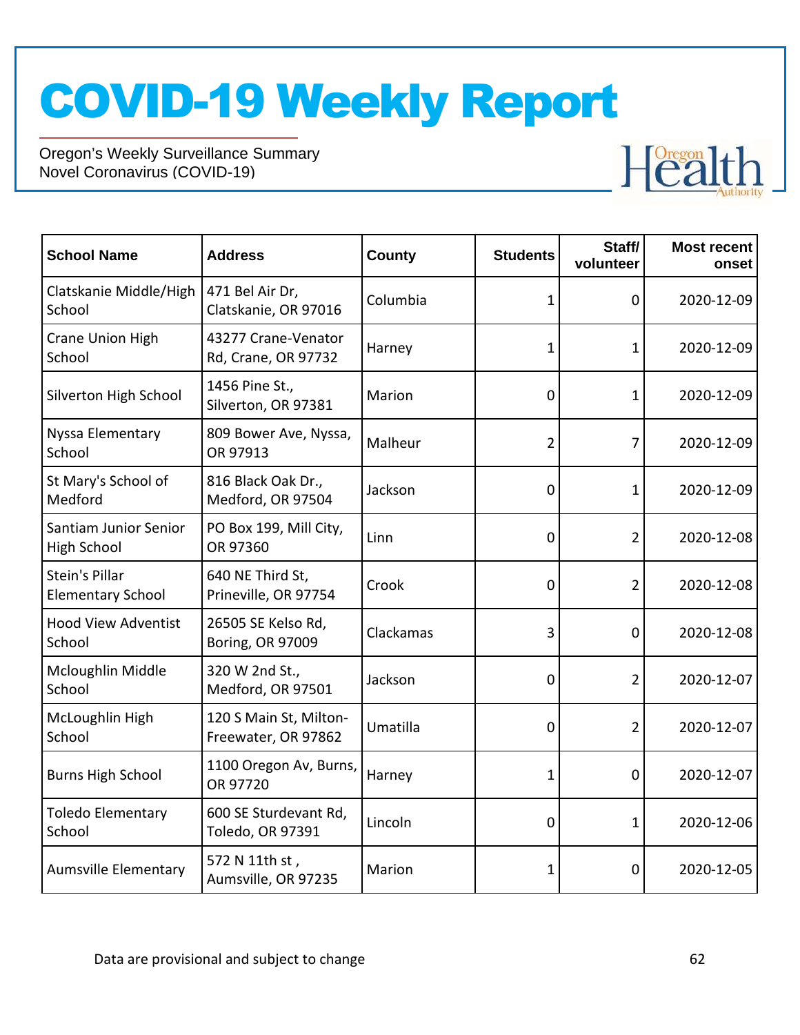| School Name | Address | County | Students | Staff/ volunteer | Most recent onset |
|---|---|---|---|---|---|
| Clatskanie Middle/High School | 471 Bel Air Dr, Clatskanie, OR 97016 | Columbia | 1 | 0 | 2020-12-09 |
| Crane Union High School | 43277 Crane-Venator Rd, Crane, OR 97732 | Harney | 1 | 1 | 2020-12-09 |
| Silverton High School | 1456 Pine St., Silverton, OR 97381 | Marion | 0 | 1 | 2020-12-09 |
| Nyssa Elementary School | 809 Bower Ave, Nyssa, OR 97913 | Malheur | 2 | 7 | 2020-12-09 |
| St Mary's School of Medford | 816 Black Oak Dr., Medford, OR 97504 | Jackson | 0 | 1 | 2020-12-09 |
| Santiam Junior Senior High School | PO Box 199, Mill City, OR 97360 | Linn | 0 | 2 | 2020-12-08 |
| Stein's Pillar Elementary School | 640 NE Third St, Prineville, OR 97754 | Crook | 0 | 2 | 2020-12-08 |
| Hood View Adventist School | 26505 SE Kelso Rd, Boring, OR 97009 | Clackamas | 3 | 0 | 2020-12-08 |
| Mcloughlin Middle School | 320 W 2nd St., Medford, OR 97501 | Jackson | 0 | 2 | 2020-12-07 |
| McLoughlin High School | 120 S Main St, Milton-Freewater, OR 97862 | Umatilla | 0 | 2 | 2020-12-07 |
| Burns High School | 1100 Oregon Av, Burns, OR 97720 | Harney | 1 | 0 | 2020-12-07 |
| Toledo Elementary School | 600 SE Sturdevant Rd, Toledo, OR 97391 | Lincoln | 0 | 1 | 2020-12-06 |
| Aumsville Elementary | 572 N 11th st , Aumsville, OR 97235 | Marion | 1 | 0 | 2020-12-05 |

Data are provisional and subject to change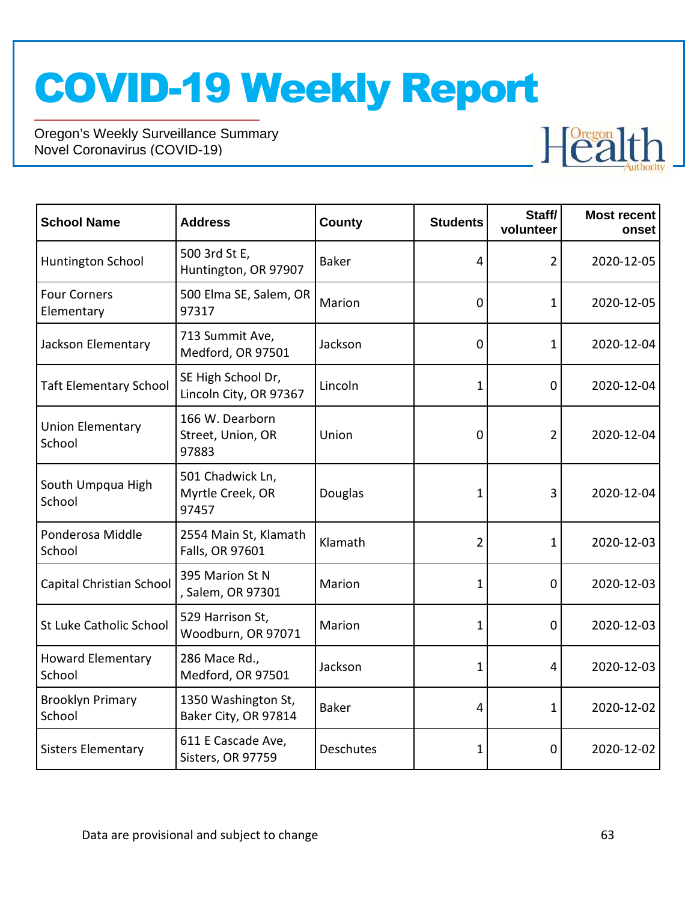# COVID-19 Weekly Report

Oregon's Weekly Surveillance Summary
Novel Coronavirus (COVID-19)

| School Name | Address | County | Students | Staff/ volunteer | Most recent onset |
|---|---|---|---|---|---|
| Huntington School | 500 3rd St E, Huntington, OR 97907 | Baker | 4 | 2 | 2020-12-05 |
| Four Corners Elementary | 500 Elma SE, Salem, OR 97317 | Marion | 0 | 1 | 2020-12-05 |
| Jackson Elementary | 713 Summit Ave, Medford, OR 97501 | Jackson | 0 | 1 | 2020-12-04 |
| Taft Elementary School | SE High School Dr, Lincoln City, OR 97367 | Lincoln | 1 | 0 | 2020-12-04 |
| Union Elementary School | 166 W. Dearborn Street, Union, OR 97883 | Union | 0 | 2 | 2020-12-04 |
| South Umpqua High School | 501 Chadwick Ln, Myrtle Creek, OR 97457 | Douglas | 1 | 3 | 2020-12-04 |
| Ponderosa Middle School | 2554 Main St, Klamath Falls, OR 97601 | Klamath | 2 | 1 | 2020-12-03 |
| Capital Christian School | 395 Marion St N , Salem, OR 97301 | Marion | 1 | 0 | 2020-12-03 |
| St Luke Catholic School | 529 Harrison St, Woodburn, OR 97071 | Marion | 1 | 0 | 2020-12-03 |
| Howard Elementary School | 286 Mace Rd., Medford, OR 97501 | Jackson | 1 | 4 | 2020-12-03 |
| Brooklyn Primary School | 1350 Washington St, Baker City, OR 97814 | Baker | 4 | 1 | 2020-12-02 |
| Sisters Elementary | 611 E Cascade Ave, Sisters, OR 97759 | Deschutes | 1 | 0 | 2020-12-02 |

Data are provisional and subject to change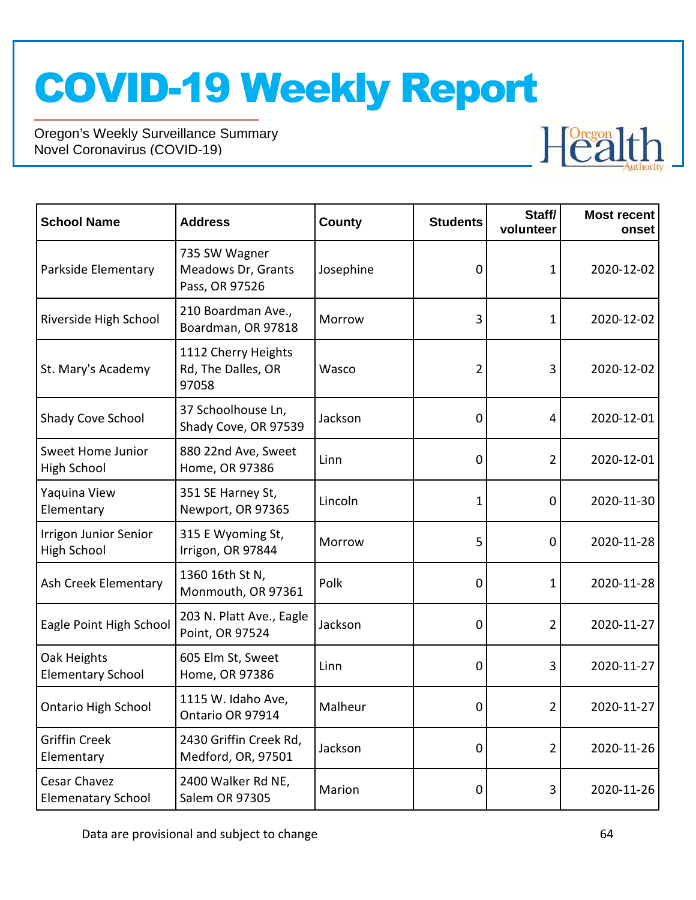# COVID-19 Weekly Report

Oregon's Weekly Surveillance Summary
Novel Coronavirus (COVID-19)

| School Name | Address | County | Students | Staff/ volunteer | Most recent onset |
|---|---|---|---|---|---|
| Parkside Elementary | 735 SW Wagner Meadows Dr, Grants Pass, OR 97526 | Josephine | 0 | 1 | 2020-12-02 |
| Riverside High School | 210 Boardman Ave., Boardman, OR 97818 | Morrow | 3 | 1 | 2020-12-02 |
| St. Mary's Academy | 1112 Cherry Heights Rd, The Dalles, OR 97058 | Wasco | 2 | 3 | 2020-12-02 |
| Shady Cove School | 37 Schoolhouse Ln, Shady Cove, OR 97539 | Jackson | 0 | 4 | 2020-12-01 |
| Sweet Home Junior High School | 880 22nd Ave, Sweet Home, OR 97386 | Linn | 0 | 2 | 2020-12-01 |
| Yaquina View Elementary | 351 SE Harney St, Newport, OR 97365 | Lincoln | 1 | 0 | 2020-11-30 |
| Irrigon Junior Senior High School | 315 E Wyoming St, Irrigon, OR 97844 | Morrow | 5 | 0 | 2020-11-28 |
| Ash Creek Elementary | 1360 16th St N, Monmouth, OR 97361 | Polk | 0 | 1 | 2020-11-28 |
| Eagle Point High School | 203 N. Platt Ave., Eagle Point, OR 97524 | Jackson | 0 | 2 | 2020-11-27 |
| Oak Heights Elementary School | 605 Elm St, Sweet Home, OR 97386 | Linn | 0 | 3 | 2020-11-27 |
| Ontario High School | 1115 W. Idaho Ave, Ontario OR 97914 | Malheur | 0 | 2 | 2020-11-27 |
| Griffin Creek Elementary | 2430 Griffin Creek Rd, Medford, OR, 97501 | Jackson | 0 | 2 | 2020-11-26 |
| Cesar Chavez Elemenatary School | 2400 Walker Rd NE, Salem OR 97305 | Marion | 0 | 3 | 2020-11-26 |

Data are provisional and subject to change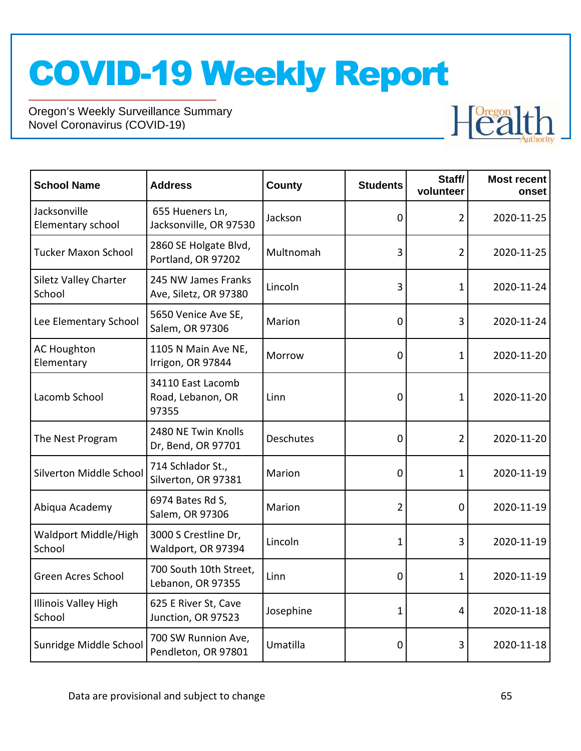# COVID-19 Weekly Report

Oregon's Weekly Surveillance Summary
Novel Coronavirus (COVID-19)

| School Name | Address | County | Students | Staff/ volunteer | Most recent onset |
|---|---|---|---|---|---|
| Jacksonville Elementary school | 655 Hueners Ln, Jacksonville, OR 97530 | Jackson | 0 | 2 | 2020-11-25 |
| Tucker Maxon School | 2860 SE Holgate Blvd, Portland, OR 97202 | Multnomah | 3 | 2 | 2020-11-25 |
| Siletz Valley Charter School | 245 NW James Franks Ave, Siletz, OR 97380 | Lincoln | 3 | 1 | 2020-11-24 |
| Lee Elementary School | 5650 Venice Ave SE, Salem, OR 97306 | Marion | 0 | 3 | 2020-11-24 |
| AC Houghton Elementary | 1105 N Main Ave NE, Irrigon, OR 97844 | Morrow | 0 | 1 | 2020-11-20 |
| Lacomb School | 34110 East Lacomb Road, Lebanon, OR 97355 | Linn | 0 | 1 | 2020-11-20 |
| The Nest Program | 2480 NE Twin Knolls Dr, Bend, OR 97701 | Deschutes | 0 | 2 | 2020-11-20 |
| Silverton Middle School | 714 Schlador St., Silverton, OR 97381 | Marion | 0 | 1 | 2020-11-19 |
| Abiqua Academy | 6974 Bates Rd S, Salem, OR 97306 | Marion | 2 | 0 | 2020-11-19 |
| Waldport Middle/High School | 3000 S Crestline Dr, Waldport, OR 97394 | Lincoln | 1 | 3 | 2020-11-19 |
| Green Acres School | 700 South 10th Street, Lebanon, OR 97355 | Linn | 0 | 1 | 2020-11-19 |
| Illinois Valley High School | 625 E River St, Cave Junction, OR 97523 | Josephine | 1 | 4 | 2020-11-18 |
| Sunridge Middle School | 700 SW Runnion Ave, Pendleton, OR 97801 | Umatilla | 0 | 3 | 2020-11-18 |

Data are provisional and subject to change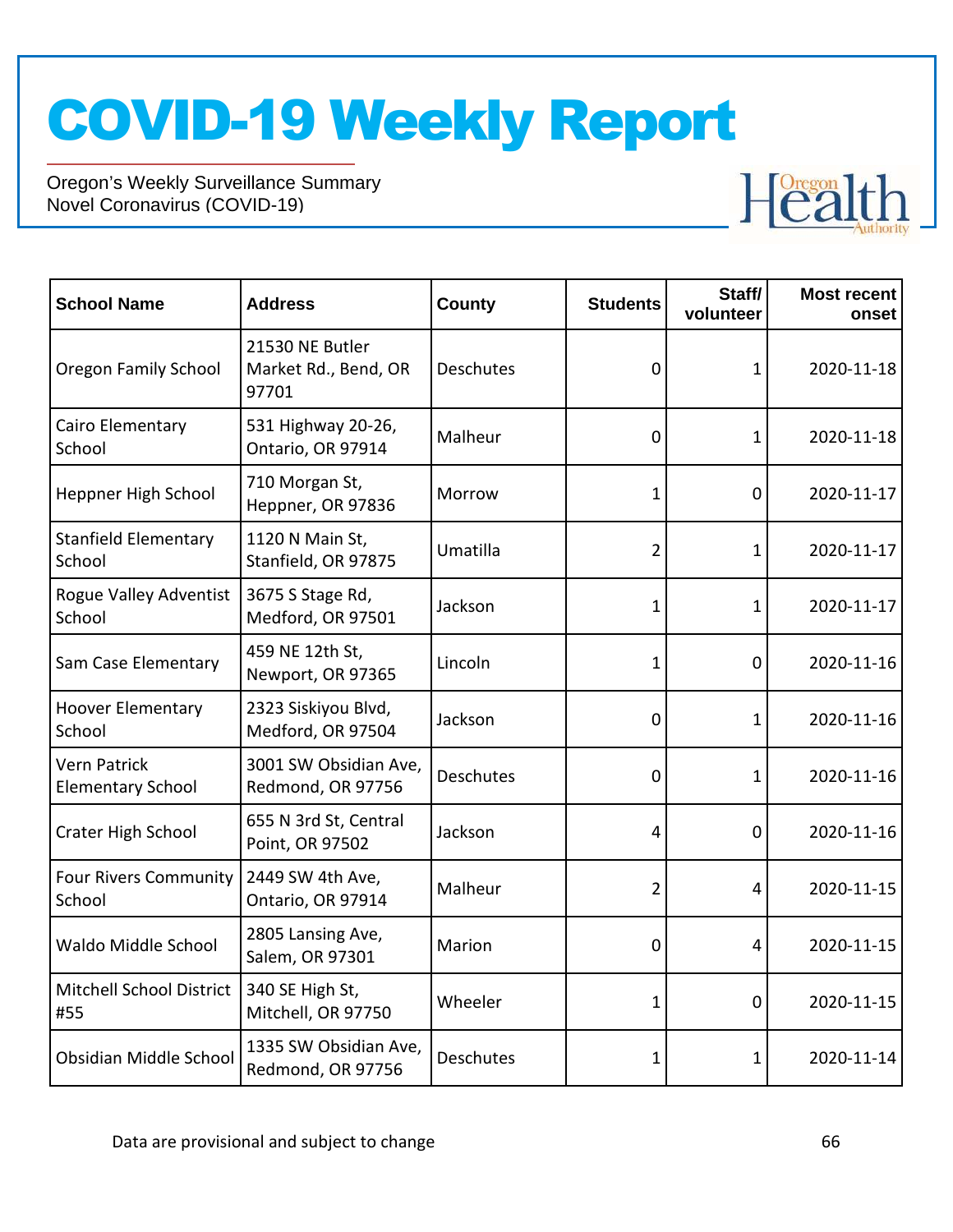# COVID-19 Weekly Report

Oregon's Weekly Surveillance Summary
Novel Coronavirus (COVID-19)

| School Name | Address | County | Students | Staff/ volunteer | Most recent onset |
|---|---|---|---|---|---|
| Oregon Family School | 21530 NE Butler Market Rd., Bend, OR 97701 | Deschutes | 0 | 1 | 2020-11-18 |
| Cairo Elementary School | 531 Highway 20-26, Ontario, OR 97914 | Malheur | 0 | 1 | 2020-11-18 |
| Heppner High School | 710 Morgan St, Heppner, OR 97836 | Morrow | 1 | 0 | 2020-11-17 |
| Stanfield Elementary School | 1120 N Main St, Stanfield, OR 97875 | Umatilla | 2 | 1 | 2020-11-17 |
| Rogue Valley Adventist School | 3675 S Stage Rd, Medford, OR 97501 | Jackson | 1 | 1 | 2020-11-17 |
| Sam Case Elementary | 459 NE 12th St, Newport, OR 97365 | Lincoln | 1 | 0 | 2020-11-16 |
| Hoover Elementary School | 2323 Siskiyou Blvd, Medford, OR 97504 | Jackson | 0 | 1 | 2020-11-16 |
| Vern Patrick Elementary School | 3001 SW Obsidian Ave, Redmond, OR 97756 | Deschutes | 0 | 1 | 2020-11-16 |
| Crater High School | 655 N 3rd St, Central Point, OR 97502 | Jackson | 4 | 0 | 2020-11-16 |
| Four Rivers Community School | 2449 SW 4th Ave, Ontario, OR 97914 | Malheur | 2 | 4 | 2020-11-15 |
| Waldo Middle School | 2805 Lansing Ave, Salem, OR 97301 | Marion | 0 | 4 | 2020-11-15 |
| Mitchell School District #55 | 340 SE High St, Mitchell, OR 97750 | Wheeler | 1 | 0 | 2020-11-15 |
| Obsidian Middle School | 1335 SW Obsidian Ave, Redmond, OR 97756 | Deschutes | 1 | 1 | 2020-11-14 |

Data are provisional and subject to change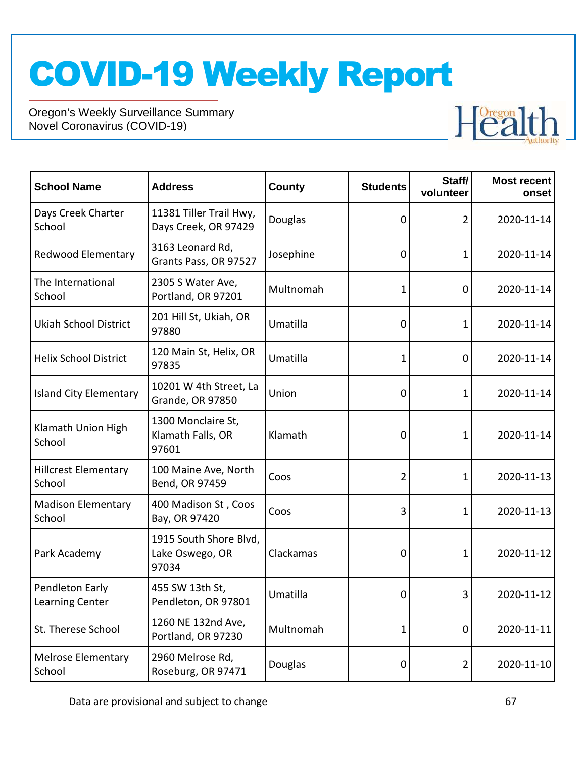| School Name | Address | County | Students | Staff/ volunteer | Most recent onset |
|---|---|---|---|---|---|
| Days Creek Charter School | 11381 Tiller Trail Hwy, Days Creek, OR 97429 | Douglas | 0 | 2 | 2020-11-14 |
| Redwood Elementary | 3163 Leonard Rd, Grants Pass, OR 97527 | Josephine | 0 | 1 | 2020-11-14 |
| The International School | 2305 S Water Ave, Portland, OR 97201 | Multnomah | 1 | 0 | 2020-11-14 |
| Ukiah School District | 201 Hill St, Ukiah, OR 97880 | Umatilla | 0 | 1 | 2020-11-14 |
| Helix School District | 120 Main St, Helix, OR 97835 | Umatilla | 1 | 0 | 2020-11-14 |
| Island City Elementary | 10201 W 4th Street, La Grande, OR 97850 | Union | 0 | 1 | 2020-11-14 |
| Klamath Union High School | 1300 Monclaire St, Klamath Falls, OR 97601 | Klamath | 0 | 1 | 2020-11-14 |
| Hillcrest Elementary School | 100 Maine Ave, North Bend, OR 97459 | Coos | 2 | 1 | 2020-11-13 |
| Madison Elementary School | 400 Madison St , Coos Bay, OR 97420 | Coos | 3 | 1 | 2020-11-13 |
| Park Academy | 1915 South Shore Blvd, Lake Oswego, OR 97034 | Clackamas | 0 | 1 | 2020-11-12 |
| Pendleton Early Learning Center | 455 SW 13th St, Pendleton, OR 97801 | Umatilla | 0 | 3 | 2020-11-12 |
| St. Therese School | 1260 NE 132nd Ave, Portland, OR 97230 | Multnomah | 1 | 0 | 2020-11-11 |
| Melrose Elementary School | 2960 Melrose Rd, Roseburg, OR 97471 | Douglas | 0 | 2 | 2020-11-10 |

Data are provisional and subject to change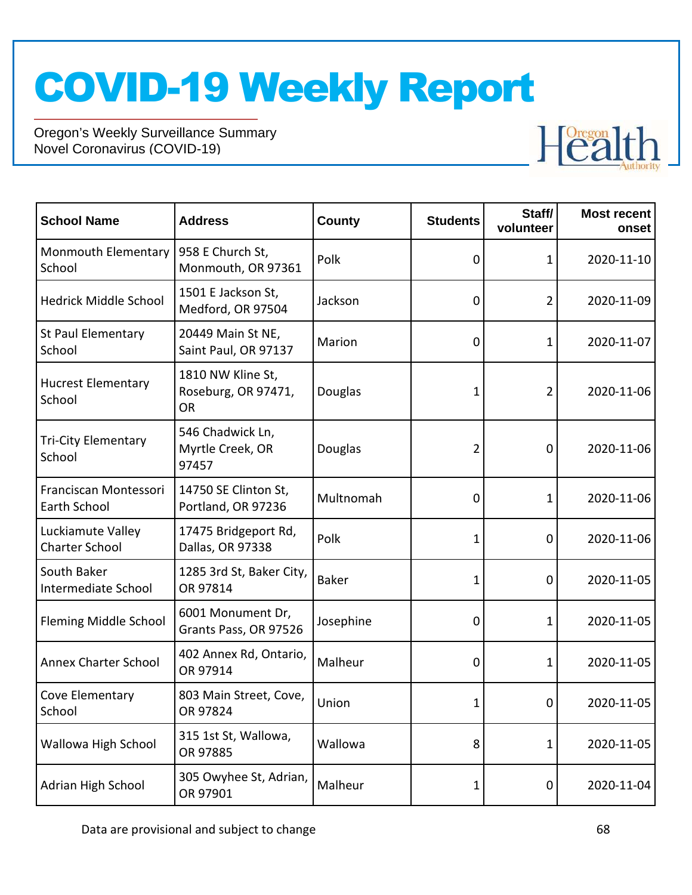# COVID-19 Weekly Report

Oregon's Weekly Surveillance Summary
Novel Coronavirus (COVID-19)

| School Name | Address | County | Students | Staff/ volunteer | Most recent onset |
|---|---|---|---|---|---|
| Monmouth Elementary School | 958 E Church St, Monmouth, OR 97361 | Polk | 0 | 1 | 2020-11-10 |
| Hedrick Middle School | 1501 E Jackson St, Medford, OR 97504 | Jackson | 0 | 2 | 2020-11-09 |
| St Paul Elementary School | 20449 Main St NE, Saint Paul, OR 97137 | Marion | 0 | 1 | 2020-11-07 |
| Hucrest Elementary School | 1810 NW Kline St, Roseburg, OR 97471, OR | Douglas | 1 | 2 | 2020-11-06 |
| Tri-City Elementary School | 546 Chadwick Ln, Myrtle Creek, OR 97457 | Douglas | 2 | 0 | 2020-11-06 |
| Franciscan Montessori Earth School | 14750 SE Clinton St, Portland, OR 97236 | Multnomah | 0 | 1 | 2020-11-06 |
| Luckiamute Valley Charter School | 17475 Bridgeport Rd, Dallas, OR 97338 | Polk | 1 | 0 | 2020-11-06 |
| South Baker Intermediate School | 1285 3rd St, Baker City, OR 97814 | Baker | 1 | 0 | 2020-11-05 |
| Fleming Middle School | 6001 Monument Dr, Grants Pass, OR 97526 | Josephine | 0 | 1 | 2020-11-05 |
| Annex Charter School | 402 Annex Rd, Ontario, OR 97914 | Malheur | 0 | 1 | 2020-11-05 |
| Cove Elementary School | 803 Main Street, Cove, OR 97824 | Union | 1 | 0 | 2020-11-05 |
| Wallowa High School | 315 1st St, Wallowa, OR 97885 | Wallowa | 8 | 1 | 2020-11-05 |
| Adrian High School | 305 Owyhee St, Adrian, OR 97901 | Malheur | 1 | 0 | 2020-11-04 |

Data are provisional and subject to change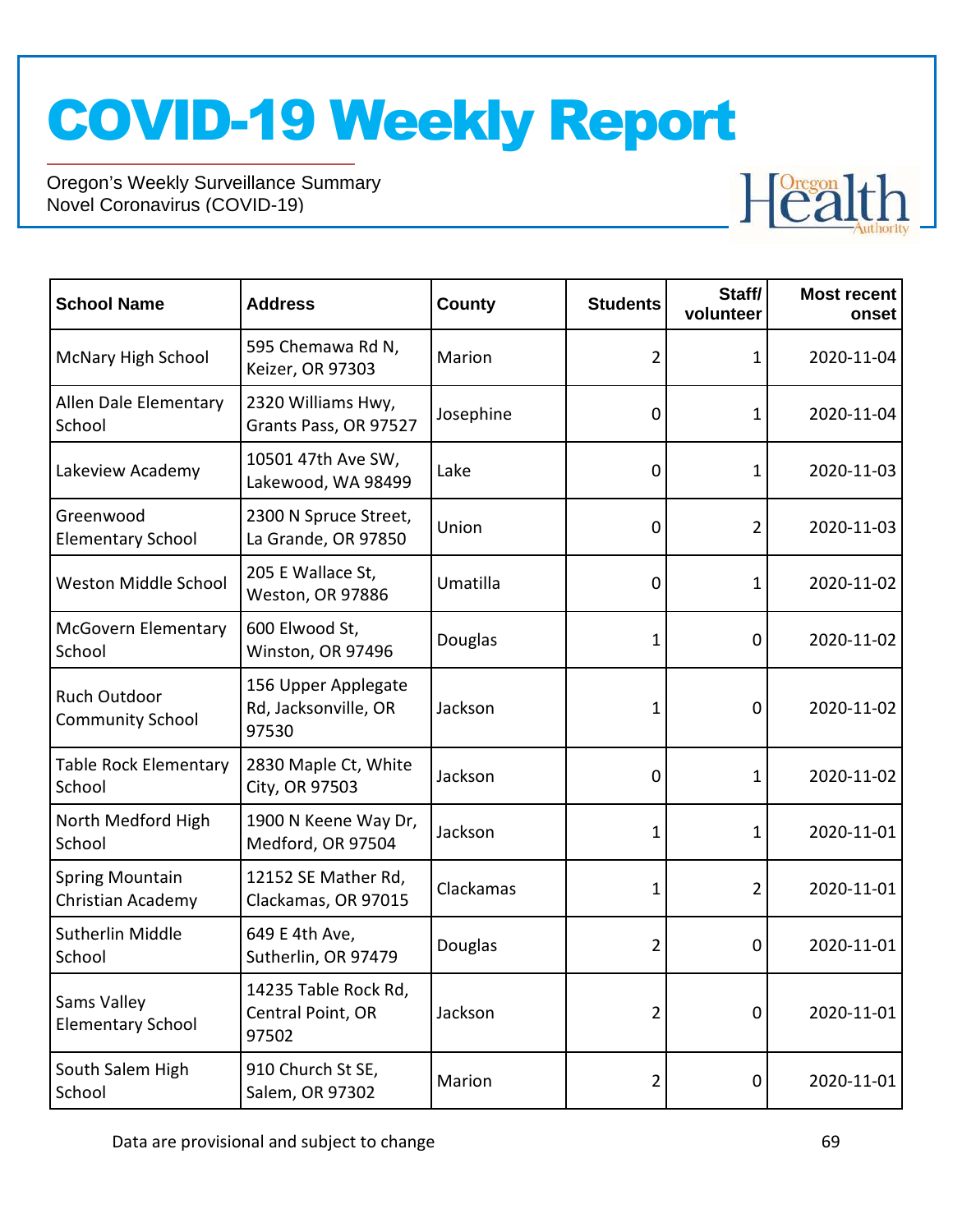# COVID-19 Weekly Report

Oregon's Weekly Surveillance Summary
Novel Coronavirus (COVID-19)

| School Name | Address | County | Students | Staff/ volunteer | Most recent onset |
|---|---|---|---|---|---|
| McNary High School | 595 Chemawa Rd N, Keizer, OR 97303 | Marion | 2 | 1 | 2020-11-04 |
| Allen Dale Elementary School | 2320 Williams Hwy, Grants Pass, OR 97527 | Josephine | 0 | 1 | 2020-11-04 |
| Lakeview Academy | 10501 47th Ave SW, Lakewood, WA 98499 | Lake | 0 | 1 | 2020-11-03 |
| Greenwood Elementary School | 2300 N Spruce Street, La Grande, OR 97850 | Union | 0 | 2 | 2020-11-03 |
| Weston Middle School | 205 E Wallace St, Weston, OR 97886 | Umatilla | 0 | 1 | 2020-11-02 |
| McGovern Elementary School | 600 Elwood St, Winston, OR 97496 | Douglas | 1 | 0 | 2020-11-02 |
| Ruch Outdoor Community School | 156 Upper Applegate Rd, Jacksonville, OR 97530 | Jackson | 1 | 0 | 2020-11-02 |
| Table Rock Elementary School | 2830 Maple Ct, White City, OR 97503 | Jackson | 0 | 1 | 2020-11-02 |
| North Medford High School | 1900 N Keene Way Dr, Medford, OR 97504 | Jackson | 1 | 1 | 2020-11-01 |
| Spring Mountain Christian Academy | 12152 SE Mather Rd, Clackamas, OR 97015 | Clackamas | 1 | 2 | 2020-11-01 |
| Sutherlin Middle School | 649 E 4th Ave, Sutherlin, OR 97479 | Douglas | 2 | 0 | 2020-11-01 |
| Sams Valley Elementary School | 14235 Table Rock Rd, Central Point, OR 97502 | Jackson | 2 | 0 | 2020-11-01 |
| South Salem High School | 910 Church St SE, Salem, OR 97302 | Marion | 2 | 0 | 2020-11-01 |

Data are provisional and subject to change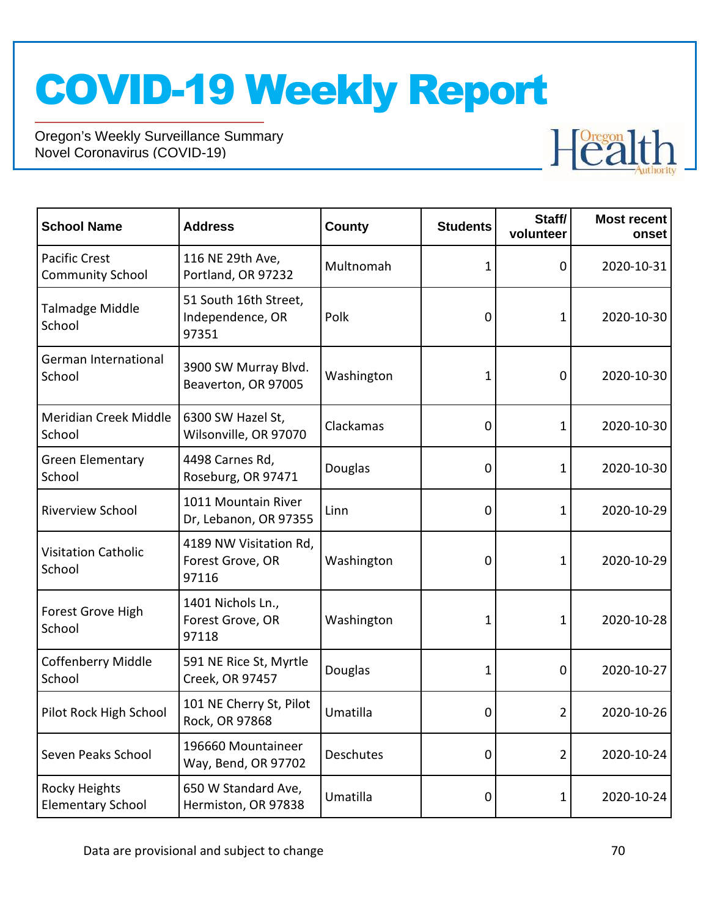# COVID-19 Weekly Report

Oregon's Weekly Surveillance Summary
Novel Coronavirus (COVID-19)

| School Name | Address | County | Students | Staff/ volunteer | Most recent onset |
|---|---|---|---|---|---|
| Pacific Crest Community School | 116 NE 29th Ave, Portland, OR 97232 | Multnomah | 1 | 0 | 2020-10-31 |
| Talmadge Middle School | 51 South 16th Street, Independence, OR 97351 | Polk | 0 | 1 | 2020-10-30 |
| German International School | 3900 SW Murray Blvd. Beaverton, OR 97005 | Washington | 1 | 0 | 2020-10-30 |
| Meridian Creek Middle School | 6300 SW Hazel St, Wilsonville, OR 97070 | Clackamas | 0 | 1 | 2020-10-30 |
| Green Elementary School | 4498 Carnes Rd, Roseburg, OR 97471 | Douglas | 0 | 1 | 2020-10-30 |
| Riverview School | 1011 Mountain River Dr, Lebanon, OR 97355 | Linn | 0 | 1 | 2020-10-29 |
| Visitation Catholic School | 4189 NW Visitation Rd, Forest Grove, OR 97116 | Washington | 0 | 1 | 2020-10-29 |
| Forest Grove High School | 1401 Nichols Ln., Forest Grove, OR 97118 | Washington | 1 | 1 | 2020-10-28 |
| Coffenberry Middle School | 591 NE Rice St, Myrtle Creek, OR 97457 | Douglas | 1 | 0 | 2020-10-27 |
| Pilot Rock High School | 101 NE Cherry St, Pilot Rock, OR 97868 | Umatilla | 0 | 2 | 2020-10-26 |
| Seven Peaks School | 196660 Mountaineer Way, Bend, OR 97702 | Deschutes | 0 | 2 | 2020-10-24 |
| Rocky Heights Elementary School | 650 W Standard Ave, Hermiston, OR 97838 | Umatilla | 0 | 1 | 2020-10-24 |

Data are provisional and subject to change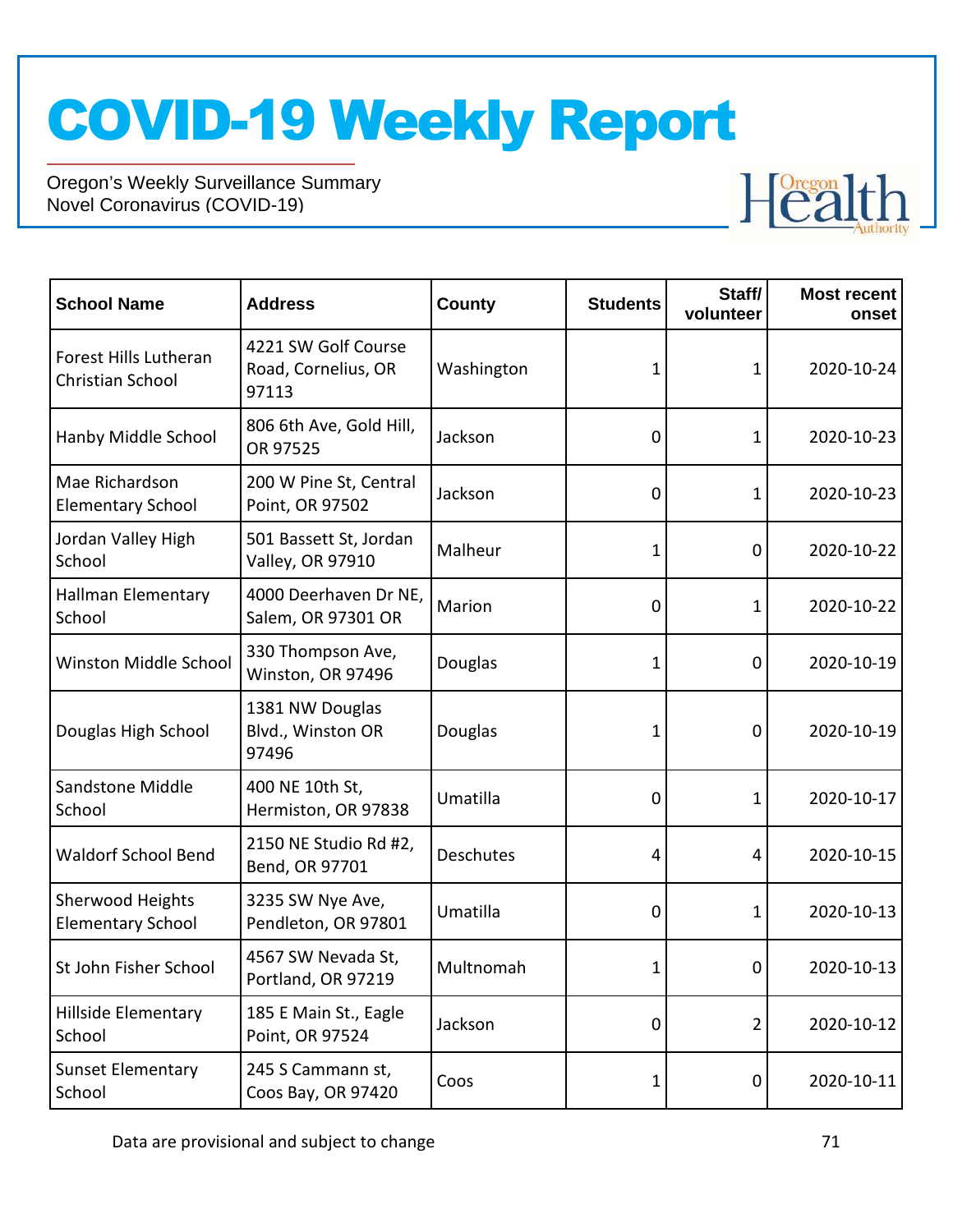| School Name | Address | County | Students | Staff/ volunteer | Most recent onset |
|---|---|---|---|---|---|
| Forest Hills Lutheran Christian School | 4221 SW Golf Course Road, Cornelius, OR 97113 | Washington | 1 | 1 | 2020-10-24 |
| Hanby Middle School | 806 6th Ave, Gold Hill, OR 97525 | Jackson | 0 | 1 | 2020-10-23 |
| Mae Richardson Elementary School | 200 W Pine St, Central Point, OR 97502 | Jackson | 0 | 1 | 2020-10-23 |
| Jordan Valley High School | 501 Bassett St, Jordan Valley, OR 97910 | Malheur | 1 | 0 | 2020-10-22 |
| Hallman Elementary School | 4000 Deerhaven Dr NE, Salem, OR 97301 OR | Marion | 0 | 1 | 2020-10-22 |
| Winston Middle School | 330 Thompson Ave, Winston, OR 97496 | Douglas | 1 | 0 | 2020-10-19 |
| Douglas High School | 1381 NW Douglas Blvd., Winston OR 97496 | Douglas | 1 | 0 | 2020-10-19 |
| Sandstone Middle School | 400 NE 10th St, Hermiston, OR 97838 | Umatilla | 0 | 1 | 2020-10-17 |
| Waldorf School Bend | 2150 NE Studio Rd #2, Bend, OR 97701 | Deschutes | 4 | 4 | 2020-10-15 |
| Sherwood Heights Elementary School | 3235 SW Nye Ave, Pendleton, OR 97801 | Umatilla | 0 | 1 | 2020-10-13 |
| St John Fisher School | 4567 SW Nevada St, Portland, OR 97219 | Multnomah | 1 | 0 | 2020-10-13 |
| Hillside Elementary School | 185 E Main St., Eagle Point, OR 97524 | Jackson | 0 | 2 | 2020-10-12 |
| Sunset Elementary School | 245 S Cammann st, Coos Bay, OR 97420 | Coos | 1 | 0 | 2020-10-11 |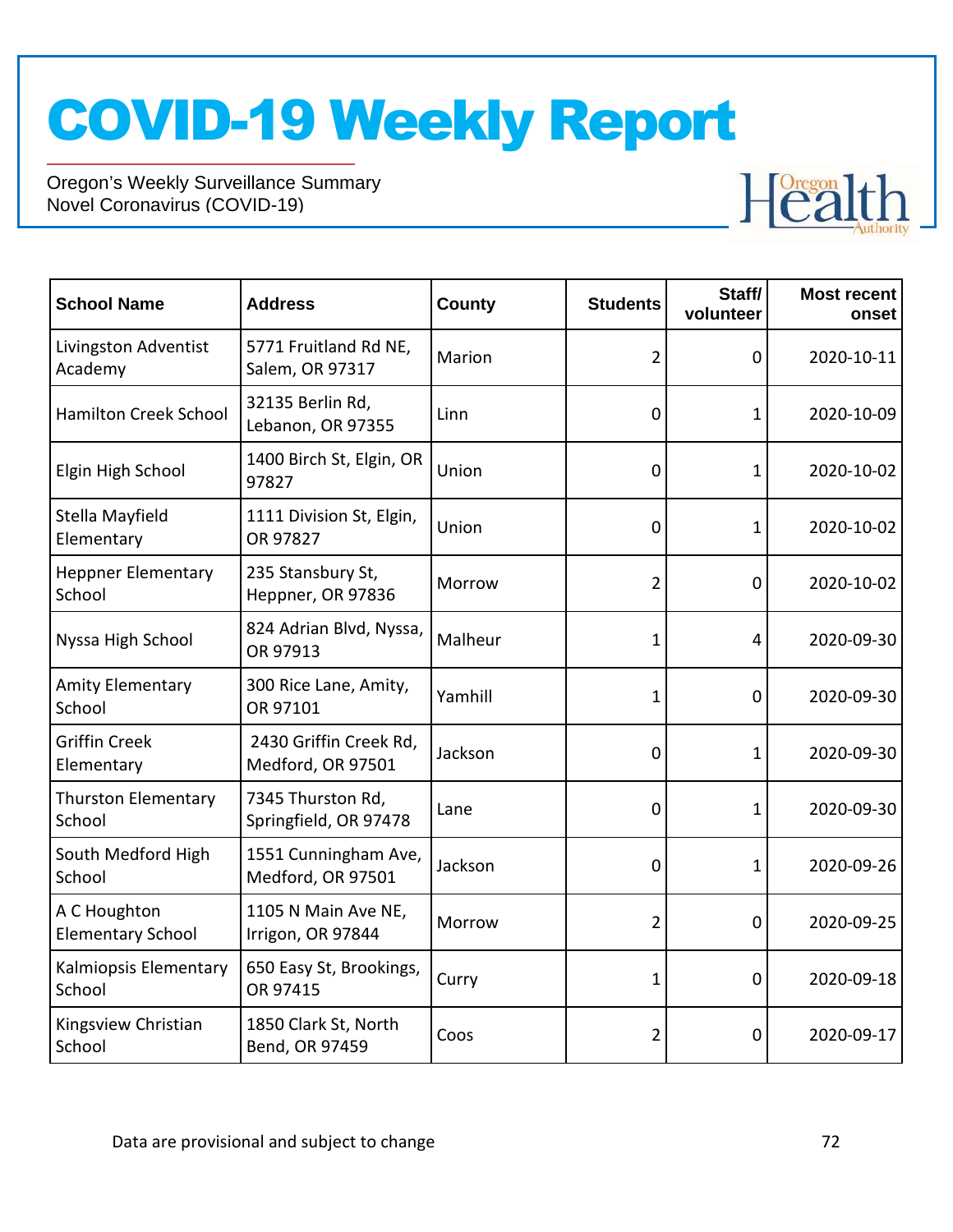# COVID-19 Weekly Report

Oregon's Weekly Surveillance Summary
Novel Coronavirus (COVID-19)

| School Name | Address | County | Students | Staff/ volunteer | Most recent onset |
|---|---|---|---|---|---|
| Livingston Adventist Academy | 5771 Fruitland Rd NE, Salem, OR 97317 | Marion | 2 | 0 | 2020-10-11 |
| Hamilton Creek School | 32135 Berlin Rd, Lebanon, OR 97355 | Linn | 0 | 1 | 2020-10-09 |
| Elgin High School | 1400 Birch St, Elgin, OR 97827 | Union | 0 | 1 | 2020-10-02 |
| Stella Mayfield Elementary | 1111 Division St, Elgin, OR 97827 | Union | 0 | 1 | 2020-10-02 |
| Heppner Elementary School | 235 Stansbury St, Heppner, OR 97836 | Morrow | 2 | 0 | 2020-10-02 |
| Nyssa High School | 824 Adrian Blvd, Nyssa, OR 97913 | Malheur | 1 | 4 | 2020-09-30 |
| Amity Elementary School | 300 Rice Lane, Amity, OR 97101 | Yamhill | 1 | 0 | 2020-09-30 |
| Griffin Creek Elementary | 2430 Griffin Creek Rd, Medford, OR 97501 | Jackson | 0 | 1 | 2020-09-30 |
| Thurston Elementary School | 7345 Thurston Rd, Springfield, OR 97478 | Lane | 0 | 1 | 2020-09-30 |
| South Medford High School | 1551 Cunningham Ave, Medford, OR 97501 | Jackson | 0 | 1 | 2020-09-26 |
| A C Houghton Elementary School | 1105 N Main Ave NE, Irrigon, OR 97844 | Morrow | 2 | 0 | 2020-09-25 |
| Kalmiopsis Elementary School | 650 Easy St, Brookings, OR 97415 | Curry | 1 | 0 | 2020-09-18 |
| Kingsview Christian School | 1850 Clark St, North Bend, OR 97459 | Coos | 2 | 0 | 2020-09-17 |

Data are provisional and subject to change